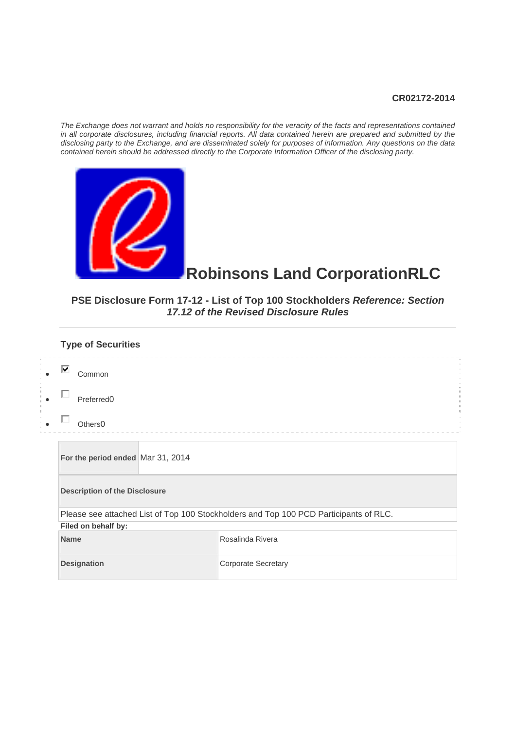**CR02172-2014**

*The Exchange does not warrant and holds no responsibility for the veracity of the facts and representations contained in all corporate disclosures, including financial reports. All data contained herein are prepared and submitted by the disclosing party to the Exchange, and are disseminated solely for purposes of information. Any questions on the data contained herein should be addressed directly to the Corporate Information Officer of the disclosing party.*

# Robinsons Land CorporationRLC

### PSE Disclosure Form 17-12 - List of Top 100 Stockholders *Reference: Section 17.12 of the Revised Disclosure Rules*

---

#### Type of Securities

- ☑ Common
- ☐ Preferred0
- ☐ Others0

| For the period ended | Mar 31, 2014 |
|---|---|

| Description of the Disclosure |
|---|
| Please see attached List of Top 100 Stockholders and Top 100 PCD Participants of RLC. |

**Filed on behalf by:**

| Name | Rosalinda Rivera |
|---|---|
| Designation | Corporate Secretary |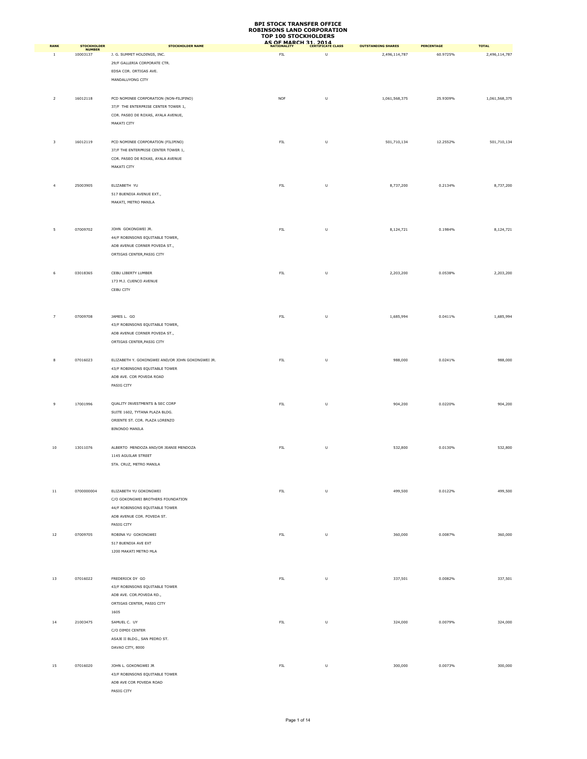# BPI STOCK TRANSFER OFFICE
# ROBINSONS LAND CORPORATION
# TOP 100 STOCKHOLDERS
# AS OF MARCH 31, 2014

| RANK | STOCKHOLDER NUMBER | STOCKHOLDER NAME | NATIONALITY | CERTIFICATE CLASS | OUTSTANDING SHARES | PERCENTAGE | TOTAL |
|---|---|---|---|---|---|---|---|
| 1 | 10003137 | J. G. SUMMIT HOLDINGS, INC.<br>29/F GALLERIA CORPORATE CTR.<br>EDSA COR. ORTIGAS AVE.<br>MANDALUYONG CITY | FIL | U | 2,496,114,787 | 60.9725% | 2,496,114,787 |
| 2 | 16012118 | PCD NOMINEE CORPORATION (NON-FILIPINO)<br>37/F THE ENTERPRISE CENTER TOWER 1,<br>COR. PASEO DE ROXAS, AYALA AVENUE,<br>MAKATI CITY | NOF | U | 1,061,568,375 | 25.9309% | 1,061,568,375 |
| 3 | 16012119 | PCD NOMINEE CORPORATION (FILIPINO)<br>37/F THE ENTERPRISE CENTER TOWER 1,<br>COR. PASEO DE ROXAS, AYALA AVENUE<br>MAKATI CITY | FIL | U | 501,710,134 | 12.2552% | 501,710,134 |
| 4 | 25003905 | ELIZABETH YU<br>517 BUENDIA AVENUE EXT.,<br>MAKATI, METRO MANILA | FIL | U | 8,737,200 | 0.2134% | 8,737,200 |
| 5 | 07009702 | JOHN GOKONGWEI JR.<br>44/F ROBINSONS EQUITABLE TOWER,<br>ADB AVENUE CORNER POVEDA ST.,<br>ORTIGAS CENTER,PASIG CITY | FIL | U | 8,124,721 | 0.1984% | 8,124,721 |
| 6 | 03018365 | CEBU LIBERTY LUMBER<br>173 M.J. CUENCO AVENUE<br>CEBU CITY | FIL | U | 2,203,200 | 0.0538% | 2,203,200 |
| 7 | 07009708 | JAMES L. GO<br>43/F ROBINSONS EQUITABLE TOWER,<br>ADB AVENUE CORNER POVEDA ST.,<br>ORTIGAS CENTER,PASIG CITY | FIL | U | 1,685,994 | 0.0411% | 1,685,994 |
| 8 | 07016023 | ELIZABETH Y. GOKONGWEI AND/OR JOHN GOKONGWEI JR.<br>43/F ROBINSONS EQUITABLE TOWER<br>ADB AVE. COR POVEDA ROAD<br>PASIG CITY | FIL | U | 988,000 | 0.0241% | 988,000 |
| 9 | 17001996 | QUALITY INVESTMENTS & SEC CORP<br>SUITE 1602, TYTANA PLAZA BLDG.<br>ORIENTE ST. COR. PLAZA LORENZO<br>BINONDO MANILA | FIL | U | 904,200 | 0.0220% | 904,200 |
| 10 | 13011076 | ALBERTO MENDOZA AND/OR JEANIE MENDOZA<br>1145 AGUILAR STREET<br>STA. CRUZ, METRO MANILA | FIL | U | 532,800 | 0.0130% | 532,800 |
| 11 | 0700000004 | ELIZABETH YU GOKONGWEI<br>C/O GOKONGWEI BROTHERS FOUNDATION<br>44/F ROBINSONS EQUITABLE TOWER<br>ADB AVENUE COR. POVEDA ST.<br>PASIG CITY | FIL | U | 499,500 | 0.0122% | 499,500 |
| 12 | 07009705 | ROBINA YU GOKONGWEI<br>517 BUENDIA AVE EXT<br>1200 MAKATI METRO MLA | FIL | U | 360,000 | 0.0087% | 360,000 |
| 13 | 07016022 | FREDERICK DY GO<br>43/F ROBINSONS EQUITABLE TOWER<br>ADB AVE. COR.POVEDA RD.,<br>ORTIGAS CENTER, PASIG CITY<br>1605 | FIL | U | 337,501 | 0.0082% | 337,501 |
| 14 | 21003475 | SAMUEL C. UY<br>C/O DIMDI CENTER<br>ASAJE II BLDG., SAN PEDRO ST.<br>DAVAO CITY, 8000 | FIL | U | 324,000 | 0.0079% | 324,000 |
| 15 | 07016020 | JOHN L. GOKONGWEI JR<br>43/F ROBINSONS EQUITABLE TOWER<br>ADB AVE COR POVEDA ROAD<br>PASIG CITY | FIL | U | 300,000 | 0.0073% | 300,000 |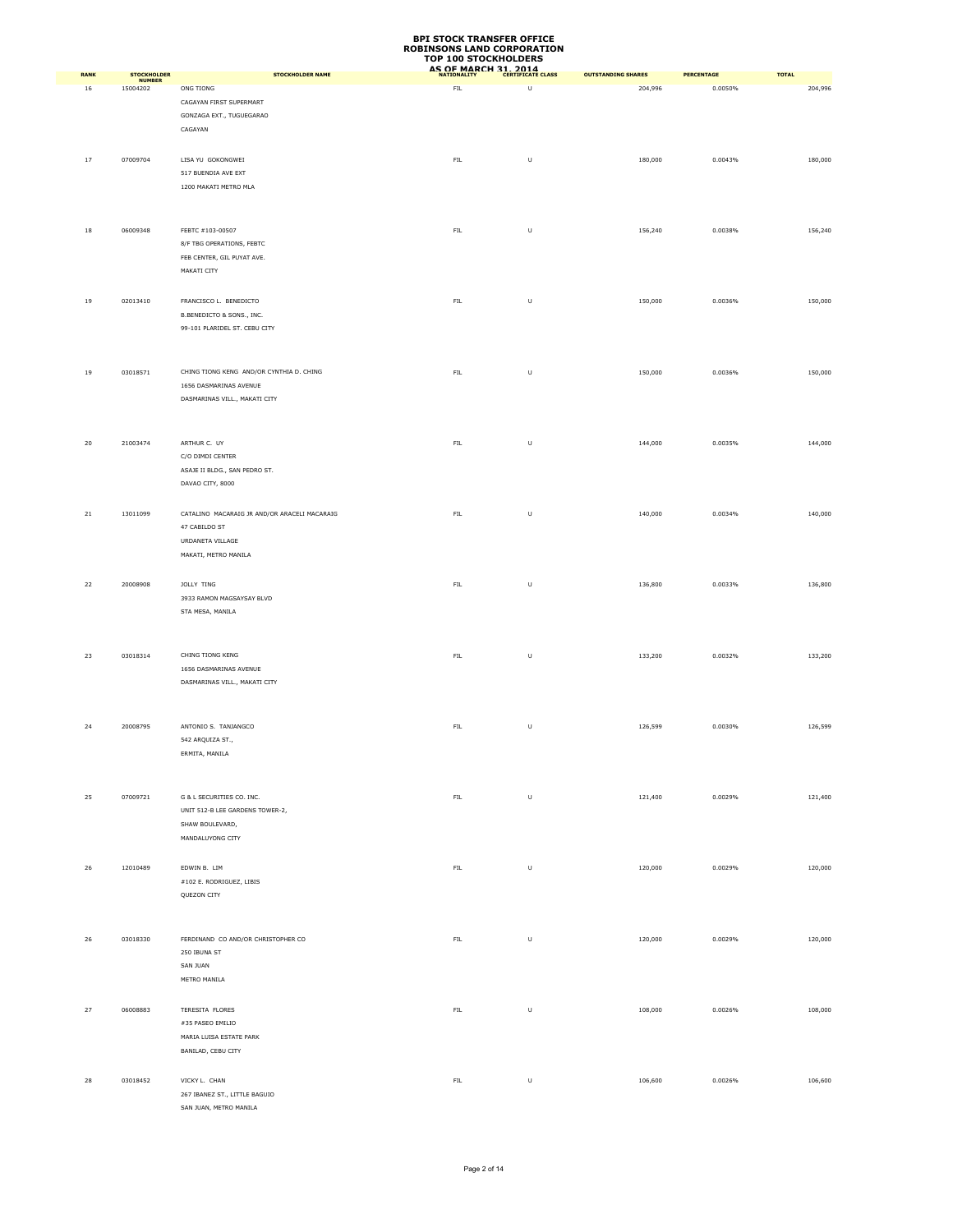# BPI STOCK TRANSFER OFFICE
# ROBINSONS LAND CORPORATION
# TOP 100 STOCKHOLDERS
# AS OF MARCH 31, 2014

| RANK | STOCKHOLDER NUMBER | STOCKHOLDER NAME | NATIONALITY | CERTIFICATE CLASS | OUTSTANDING SHARES | PERCENTAGE | TOTAL |
|---|---|---|---|---|---|---|---|
| 16 | 15004202 | ONG TIONG<br>CAGAYAN FIRST SUPERMART<br>GONZAGA EXT., TUGUEGARAO<br>CAGAYAN | FIL | U | 204,996 | 0.0050% | 204,996 |
| 17 | 07009704 | LISA YU GOKONGWEI<br>517 BUENDIA AVE EXT<br>1200 MAKATI METRO MLA | FIL | U | 180,000 | 0.0043% | 180,000 |
| 18 | 06009348 | FEBTC #103-00507<br>8/F TBG OPERATIONS, FEBTC<br>FEB CENTER, GIL PUYAT AVE.<br>MAKATI CITY | FIL | U | 156,240 | 0.0038% | 156,240 |
| 19 | 02013410 | FRANCISCO L. BENEDICTO<br>B.BENEDICTO & SONS., INC.<br>99-101 PLARIDEL ST. CEBU CITY | FIL | U | 150,000 | 0.0036% | 150,000 |
| 19 | 03018571 | CHING TIONG KENG AND/OR CYNTHIA D. CHING<br>1656 DASMARINAS AVENUE<br>DASMARINAS VILL., MAKATI CITY | FIL | U | 150,000 | 0.0036% | 150,000 |
| 20 | 21003474 | ARTHUR C. UY<br>C/O DIMDI CENTER<br>ASAJE II BLDG., SAN PEDRO ST.<br>DAVAO CITY, 8000 | FIL | U | 144,000 | 0.0035% | 144,000 |
| 21 | 13011099 | CATALINO MACARAIG JR AND/OR ARACELI MACARAIG<br>47 CABILDO ST<br>URDANETA VILLAGE<br>MAKATI, METRO MANILA | FIL | U | 140,000 | 0.0034% | 140,000 |
| 22 | 20008908 | JOLLY TING<br>3933 RAMON MAGSAYSAY BLVD<br>STA MESA, MANILA | FIL | U | 136,800 | 0.0033% | 136,800 |
| 23 | 03018314 | CHING TIONG KENG<br>1656 DASMARINAS AVENUE<br>DASMARINAS VILL., MAKATI CITY | FIL | U | 133,200 | 0.0032% | 133,200 |
| 24 | 20008795 | ANTONIO S. TANJANGCO<br>542 ARQUIZA ST.,<br>ERMITA, MANILA | FIL | U | 126,599 | 0.0030% | 126,599 |
| 25 | 07009721 | G & L SECURITIES CO. INC.<br>UNIT 512-B LEE GARDENS TOWER-2,<br>SHAW BOULEVARD,<br>MANDALUYONG CITY | FIL | U | 121,400 | 0.0029% | 121,400 |
| 26 | 12010489 | EDWIN B. LIM<br>#102 E. RODRIGUEZ, LIBIS<br>QUEZON CITY | FIL | U | 120,000 | 0.0029% | 120,000 |
| 26 | 03018330 | FERDINAND CO AND/OR CHRISTOPHER CO<br>250 IBUNA ST<br>SAN JUAN<br>METRO MANILA | FIL | U | 120,000 | 0.0029% | 120,000 |
| 27 | 06008883 | TERESITA FLORES<br>#35 PASEO EMILIO<br>MARIA LUISA ESTATE PARK<br>BANILAD, CEBU CITY | FIL | U | 108,000 | 0.0026% | 108,000 |
| 28 | 03018452 | VICKY L. CHAN<br>267 IBANEZ ST., LITTLE BAGUIO<br>SAN JUAN, METRO MANILA | FIL | U | 106,600 | 0.0026% | 106,600 |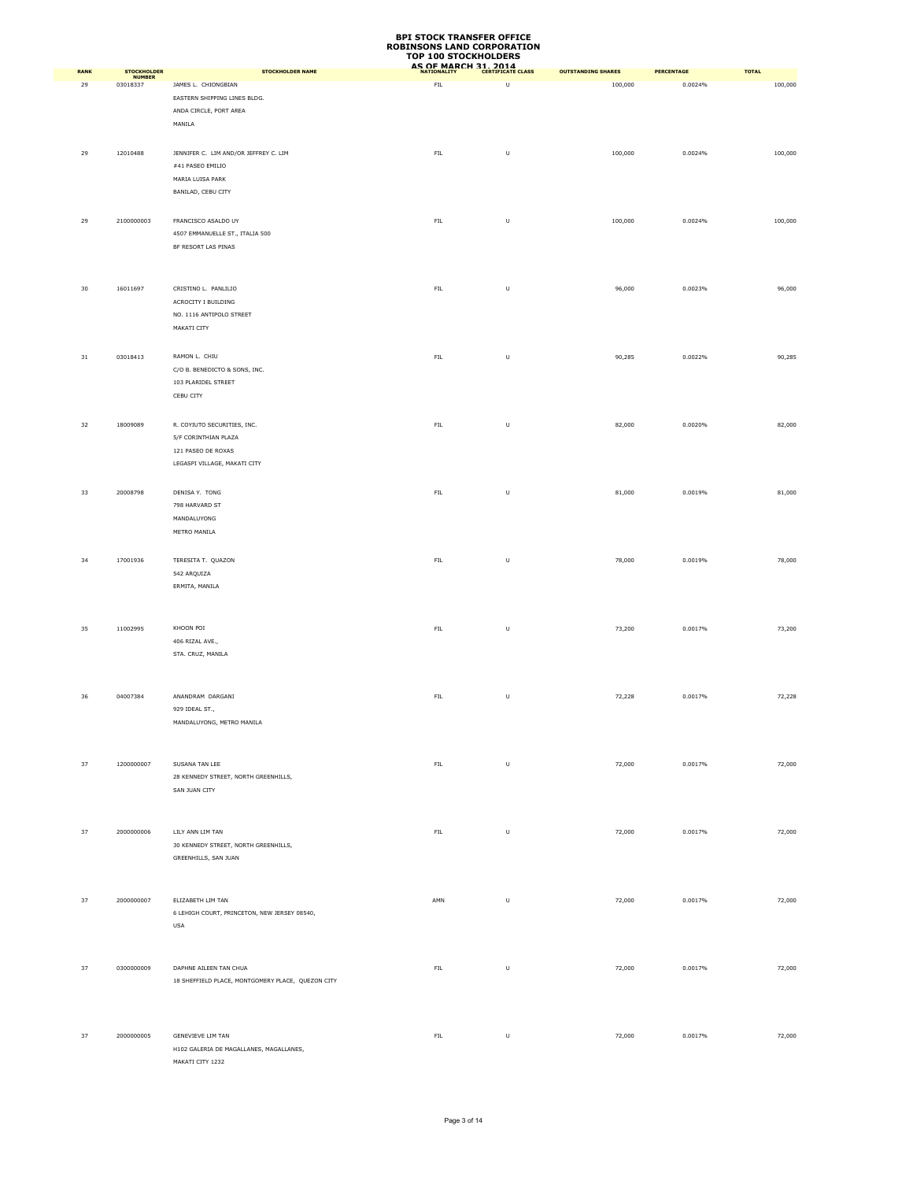# BPI STOCK TRANSFER OFFICE
# ROBINSONS LAND CORPORATION
# TOP 100 STOCKHOLDERS
# AS OF MARCH 31, 2014

| RANK | STOCKHOLDER NUMBER | STOCKHOLDER NAME | NATIONALITY | CERTIFICATE CLASS | OUTSTANDING SHARES | PERCENTAGE | TOTAL |
|---|---|---|---|---|---|---|---|
| 29 | 03018337 | JAMES L. CHIONGBIAN<br>EASTERN SHIPPING LINES BLDG.<br>ANDA CIRCLE, PORT AREA<br>MANILA | FIL | U | 100,000 | 0.0024% | 100,000 |
| 29 | 12010488 | JENNIFER C. LIM AND/OR JEFFREY C. LIM<br>#41 PASEO EMILIO<br>MARIA LUISA PARK<br>BANILAD, CEBU CITY | FIL | U | 100,000 | 0.0024% | 100,000 |
| 29 | 2100000003 | FRANCISCO ASALDO UY<br>4507 EMMANUELLE ST., ITALIA 500<br>BF RESORT LAS PINAS | FIL | U | 100,000 | 0.0024% | 100,000 |
| 30 | 16011697 | CRISTINO L. PANLILIO<br>ACROCITY I BUILDING<br>NO. 1116 ANTIPOLO STREET<br>MAKATI CITY | FIL | U | 96,000 | 0.0023% | 96,000 |
| 31 | 03018413 | RAMON L. CHIU<br>C/O B. BENEDICTO & SONS, INC.<br>103 PLARIDEL STREET<br>CEBU CITY | FIL | U | 90,285 | 0.0022% | 90,285 |
| 32 | 18009089 | R. COYIUTO SECURITIES, INC.<br>5/F CORINTHIAN PLAZA<br>121 PASEO DE ROXAS<br>LEGASPI VILLAGE, MAKATI CITY | FIL | U | 82,000 | 0.0020% | 82,000 |
| 33 | 20008798 | DENISA Y. TONG<br>798 HARVARD ST<br>MANDALUYONG<br>METRO MANILA | FIL | U | 81,000 | 0.0019% | 81,000 |
| 34 | 17001936 | TERESITA T. QUAZON<br>542 ARQUIZA<br>ERMITA, MANILA | FIL | U | 78,000 | 0.0019% | 78,000 |
| 35 | 11002995 | KHOON POI<br>406 RIZAL AVE.,<br>STA. CRUZ, MANILA | FIL | U | 73,200 | 0.0017% | 73,200 |
| 36 | 04007384 | ANANDRAM DARGANI<br>929 IDEAL ST.,<br>MANDALUYONG, METRO MANILA | FIL | U | 72,228 | 0.0017% | 72,228 |
| 37 | 1200000007 | SUSANA TAN LEE<br>28 KENNEDY STREET, NORTH GREENHILLS,<br>SAN JUAN CITY | FIL | U | 72,000 | 0.0017% | 72,000 |
| 37 | 2000000006 | LILY ANN LIM TAN<br>30 KENNEDY STREET, NORTH GREENHILLS,<br>GREENHILLS, SAN JUAN | FIL | U | 72,000 | 0.0017% | 72,000 |
| 37 | 2000000007 | ELIZABETH LIM TAN<br>6 LEHIGH COURT, PRINCETON, NEW JERSEY 08540,<br>USA | AMN | U | 72,000 | 0.0017% | 72,000 |
| 37 | 0300000009 | DAPHNE AILEEN TAN CHUA<br>18 SHEFFIELD PLACE, MONTGOMERY PLACE, QUEZON CITY | FIL | U | 72,000 | 0.0017% | 72,000 |
| 37 | 2000000005 | GENEVIEVE LIM TAN<br>H102 GALERIA DE MAGALLANES, MAGALLANES,<br>MAKATI CITY 1232 | FIL | U | 72,000 | 0.0017% | 72,000 |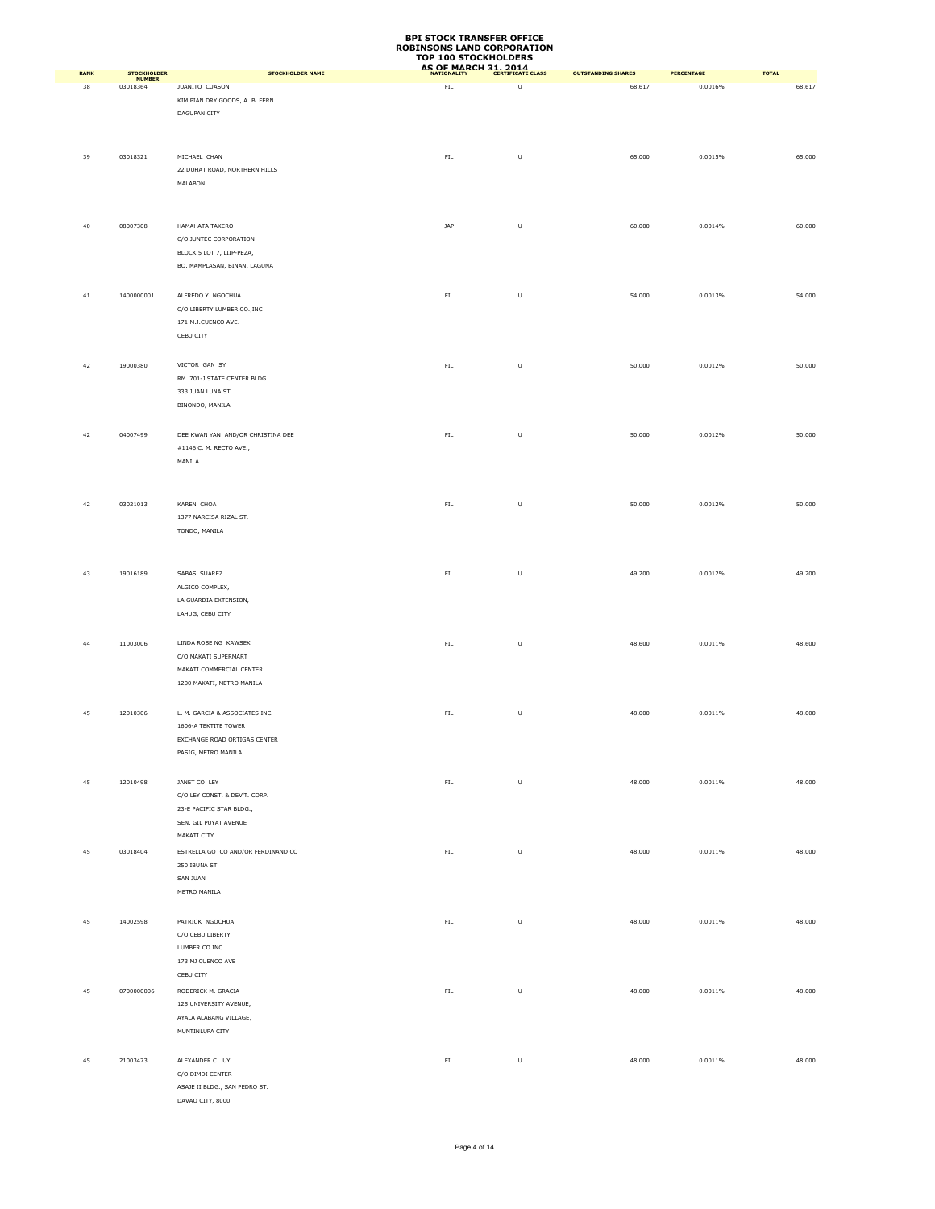# BPI STOCK TRANSFER OFFICE
# ROBINSONS LAND CORPORATION
# TOP 100 STOCKHOLDERS
# AS OF MARCH 31, 2014

| RANK | STOCKHOLDER NUMBER | STOCKHOLDER NAME | NATIONALITY | CERTIFICATE CLASS | OUTSTANDING SHARES | PERCENTAGE | TOTAL |
|---|---|---|---|---|---|---|---|
| 38 | 03018364 | JUANITO CUASON<br>KIM PIAN DRY GOODS, A. B. FERN<br>DAGUPAN CITY | FIL | U | 68,617 | 0.0016% | 68,617 |
| 39 | 03018321 | MICHAEL CHAN<br>22 DUHAT ROAD, NORTHERN HILLS<br>MALABON | FIL | U | 65,000 | 0.0015% | 65,000 |
| 40 | 08007308 | HAMAHATA TAKERO<br>C/O JUNTEC CORPORATION<br>BLOCK 5 LOT 7, LIIP-PEZA,<br>BO. MAMPLASAN, BINAN, LAGUNA | JAP | U | 60,000 | 0.0014% | 60,000 |
| 41 | 1400000001 | ALFREDO Y. NGOCHUA<br>C/O LIBERTY LUMBER CO.,INC<br>171 M.J.CUENCO AVE.<br>CEBU CITY | FIL | U | 54,000 | 0.0013% | 54,000 |
| 42 | 19000380 | VICTOR GAN SY<br>RM. 701-J STATE CENTER BLDG.<br>333 JUAN LUNA ST.<br>BINONDO, MANILA | FIL | U | 50,000 | 0.0012% | 50,000 |
| 42 | 04007499 | DEE KWAN YAN AND/OR CHRISTINA DEE<br>#1146 C. M. RECTO AVE.,<br>MANILA | FIL | U | 50,000 | 0.0012% | 50,000 |
| 42 | 03021013 | KAREN CHOA<br>1377 NARCISA RIZAL ST.<br>TONDO, MANILA | FIL | U | 50,000 | 0.0012% | 50,000 |
| 43 | 19016189 | SABAS SUAREZ<br>ALGICO COMPLEX,<br>LA GUARDIA EXTENSION,<br>LAHUG, CEBU CITY | FIL | U | 49,200 | 0.0012% | 49,200 |
| 44 | 11003006 | LINDA ROSE NG KAWSEK<br>C/O MAKATI SUPERMART<br>MAKATI COMMERCIAL CENTER<br>1200 MAKATI, METRO MANILA | FIL | U | 48,600 | 0.0011% | 48,600 |
| 45 | 12010306 | L. M. GARCIA & ASSOCIATES INC.<br>1606-A TEKTITE TOWER<br>EXCHANGE ROAD ORTIGAS CENTER<br>PASIG, METRO MANILA | FIL | U | 48,000 | 0.0011% | 48,000 |
| 45 | 12010498 | JANET CO LEY<br>C/O LEY CONST. & DEV'T. CORP.<br>23-E PACIFIC STAR BLDG.,<br>SEN. GIL PUYAT AVENUE<br>MAKATI CITY | FIL | U | 48,000 | 0.0011% | 48,000 |
| 45 | 03018404 | ESTRELLA GO CO AND/OR FERDINAND CO<br>250 IBUNA ST<br>SAN JUAN<br>METRO MANILA | FIL | U | 48,000 | 0.0011% | 48,000 |
| 45 | 14002598 | PATRICK NGOCHUA<br>C/O CEBU LIBERTY<br>LUMBER CO INC<br>173 MJ CUENCO AVE<br>CEBU CITY | FIL | U | 48,000 | 0.0011% | 48,000 |
| 45 | 0700000006 | RODERICK M. GRACIA<br>125 UNIVERSITY AVENUE,<br>AYALA ALABANG VILLAGE,<br>MUNTINLUPA CITY | FIL | U | 48,000 | 0.0011% | 48,000 |
| 45 | 21003473 | ALEXANDER C. UY<br>C/O DIMDI CENTER<br>ASAJE II BLDG., SAN PEDRO ST.<br>DAVAO CITY, 8000 | FIL | U | 48,000 | 0.0011% | 48,000 |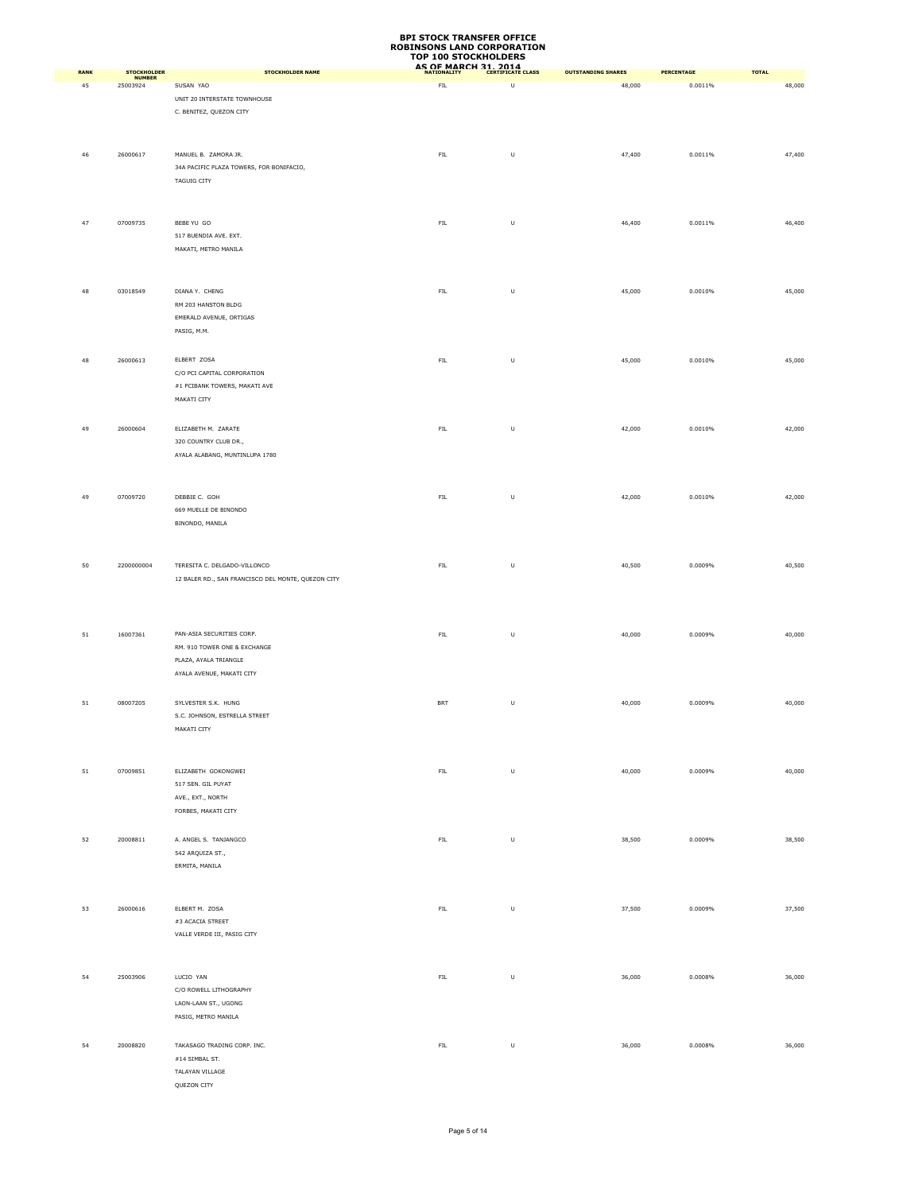# BPI STOCK TRANSFER OFFICE
# ROBINSONS LAND CORPORATION
# TOP 100 STOCKHOLDERS
# AS OF MARCH 31, 2014

| RANK | STOCKHOLDER NUMBER | STOCKHOLDER NAME | NATIONALITY | CERTIFICATE CLASS | OUTSTANDING SHARES | PERCENTAGE | TOTAL |
|---|---|---|---|---|---|---|---|
| 45 | 25003924 | SUSAN YAO<br>UNIT 20 INTERSTATE TOWNHOUSE<br>C. BENITEZ, QUEZON CITY | FIL | U | 48,000 | 0.0011% | 48,000 |
| 46 | 26000617 | MANUEL B. ZAMORA JR.<br>34A PACIFIC PLAZA TOWERS, FOR BONIFACIO,<br>TAGUIG CITY | FIL | U | 47,400 | 0.0011% | 47,400 |
| 47 | 07009735 | BEBE YU GO<br>517 BUENDIA AVE. EXT.<br>MAKATI, METRO MANILA | FIL | U | 46,400 | 0.0011% | 46,400 |
| 48 | 03018549 | DIANA Y. CHENG<br>RM 203 HANSTON BLDG<br>EMERALD AVENUE, ORTIGAS<br>PASIG, M.M. | FIL | U | 45,000 | 0.0010% | 45,000 |
| 48 | 26000613 | ELBERT ZOSA<br>C/O PCI CAPITAL CORPORATION<br>#1 PCIBANK TOWERS, MAKATI AVE<br>MAKATI CITY | FIL | U | 45,000 | 0.0010% | 45,000 |
| 49 | 26000604 | ELIZABETH M. ZARATE<br>320 COUNTRY CLUB DR.,<br>AYALA ALABANG, MUNTINLUPA 1780 | FIL | U | 42,000 | 0.0010% | 42,000 |
| 49 | 07009720 | DEBBIE C. GOH<br>669 MUELLE DE BINONDO<br>BINONDO, MANILA | FIL | U | 42,000 | 0.0010% | 42,000 |
| 50 | 2200000004 | TERESITA C. DELGADO-VILLONCO<br>12 BALER RD., SAN FRANCISCO DEL MONTE, QUEZON CITY | FIL | U | 40,500 | 0.0009% | 40,500 |
| 51 | 16007361 | PAN-ASIA SECURITIES CORP.<br>RM. 910 TOWER ONE & EXCHANGE<br>PLAZA, AYALA TRIANGLE<br>AYALA AVENUE, MAKATI CITY | FIL | U | 40,000 | 0.0009% | 40,000 |
| 51 | 08007205 | SYLVESTER S.K. HUNG<br>S.C. JOHNSON, ESTRELLA STREET<br>MAKATI CITY | BRT | U | 40,000 | 0.0009% | 40,000 |
| 51 | 07009851 | ELIZABETH GOKONGWEI<br>517 SEN. GIL PUYAT<br>AVE., EXT., NORTH<br>FORBES, MAKATI CITY | FIL | U | 40,000 | 0.0009% | 40,000 |
| 52 | 20008811 | A. ANGEL S. TANJANGCO<br>542 ARQUIZA ST.,<br>ERMITA, MANILA | FIL | U | 38,500 | 0.0009% | 38,500 |
| 53 | 26000616 | ELBERT M. ZOSA<br>#3 ACACIA STREET<br>VALLE VERDE III, PASIG CITY | FIL | U | 37,500 | 0.0009% | 37,500 |
| 54 | 25003906 | LUCIO YAN<br>C/O ROWELL LITHOGRAPHY<br>LAON-LAAN ST., UGONG<br>PASIG, METRO MANILA | FIL | U | 36,000 | 0.0008% | 36,000 |
| 54 | 20008820 | TAKASAGO TRADING CORP. INC.<br>#14 SIMBAL ST.<br>TALAYAN VILLAGE<br>QUEZON CITY | FIL | U | 36,000 | 0.0008% | 36,000 |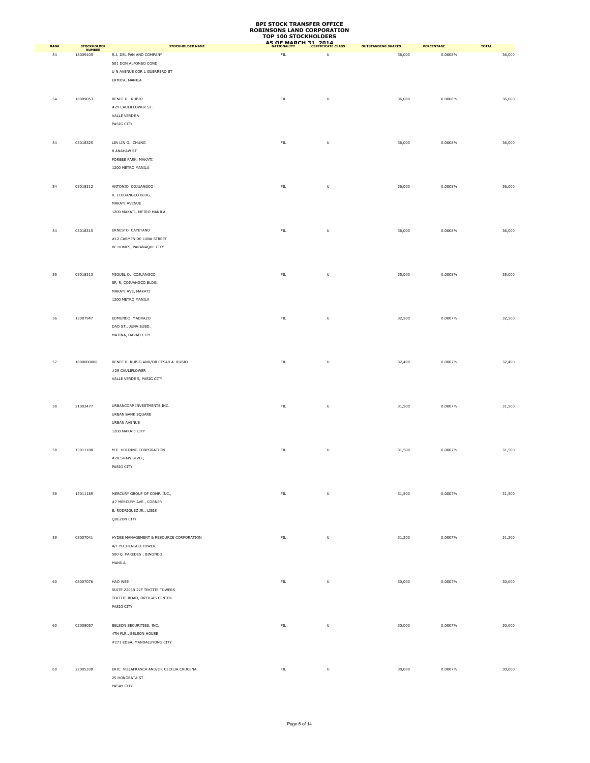# BPI STOCK TRANSFER OFFICE
# ROBINSONS LAND CORPORATION
# TOP 100 STOCKHOLDERS
# AS OF MARCH 31, 2014

| RANK | STOCKHOLDER NUMBER | STOCKHOLDER NAME | NATIONALITY | CERTIFICATE CLASS | OUTSTANDING SHARES | PERCENTAGE | TOTAL |
|---|---|---|---|---|---|---|---|
| 54 | 18009105 | R.J. DEL PAN AND COMPANY<br>501 DON ALFONSO COND<br>U N AVENUE COR L GUERRERO ST<br>ERMITA, MANILA | FIL | U | 36,000 | 0.0008% | 36,000 |
| 54 | 18009053 | RENEE D. RUBIO<br>#29 CAULIFLOWER ST.<br>VALLE VERDE V<br>PASIG CITY | FIL | U | 36,000 | 0.0008% | 36,000 |
| 54 | 03018325 | LIN LIN G. CHUNG<br>8 ANAHAW ST<br>FORBES PARK, MAKATI<br>1200 METRO MANILA | FIL | U | 36,000 | 0.0008% | 36,000 |
| 54 | 03018312 | ANTONIO COJUANGCO<br>R. COJUANGCO BLDG.<br>MAKATI AVENUE<br>1200 MAKATI, METRO MANILA | FIL | U | 36,000 | 0.0008% | 36,000 |
| 54 | 03018315 | ERNESTO CAYETANO<br>#12 CARMEN DE LUNA STREET<br>BF HOMES, PARANAQUE CITY | FIL | U | 36,000 | 0.0008% | 36,000 |
| 55 | 03018313 | MIGUEL O. COJUANGCO<br>8F, R. COJUANGCO BLDG.<br>MAKATI AVE, MAKATI<br>1200 METRO MANILA | FIL | U | 35,000 | 0.0008% | 35,000 |
| 56 | 13007947 | EDMUNDO MADRAZO<br>DAO ST., JUNA SUBD.<br>MATINA, DAVAO CITY | FIL | U | 32,500 | 0.0007% | 32,500 |
| 57 | 1800000006 | RENEE D. RUBIO AND/OR CESAR A. RUBIO<br>#29 CAULIFLOWER<br>VALLE VERDE 5, PASIG CITY | FIL | U | 32,400 | 0.0007% | 32,400 |
| 58 | 21003477 | URBANCORP INVESTMENTS INC.<br>URBAN BANK SQUARE<br>URBAN AVENUE<br>1200 MAKATI CITY | FIL | U | 31,500 | 0.0007% | 31,500 |
| 58 | 13011188 | M.E. HOLDING CORPORATION<br>#28 SHAW BLVD.,<br>PASIG CITY | FIL | U | 31,500 | 0.0007% | 31,500 |
| 58 | 13011189 | MERCURY GROUP OF COMP. INC.,<br>#7 MERCURY AVE., CORNER<br>E. RODRIGUEZ JR., LIBIS<br>QUEZON CITY | FIL | U | 31,500 | 0.0007% | 31,500 |
| 59 | 08007041 | HYDEE MANAGEMENT & RESOURCE CORPORATION<br>4/F YUCHENGCO TOWER,<br>500 Q. PAREDES , BINONDO<br>MANILA | FIL | U | 31,200 | 0.0007% | 31,200 |
| 60 | 08007076 | HAO WEE<br>SUITE 2203B 22F TEKTITE TOWERS<br>TEKTITE ROAD, ORTIGAS CENTER<br>PASIG CITY | FIL | U | 30,000 | 0.0007% | 30,000 |
| 60 | 02008057 | BELSON SECURITIES, INC.<br>4TH FLR., BELSON HOUSE<br>#271 EDSA, MANDALUYONG CITY | FIL | U | 30,000 | 0.0007% | 30,000 |
| 60 | 22005338 | ERIC VILLAFRANCA AND/OR CECILIA CRUCENA<br>25 HONORATA ST.<br>PASAY CITY | FIL | U | 30,000 | 0.0007% | 30,000 |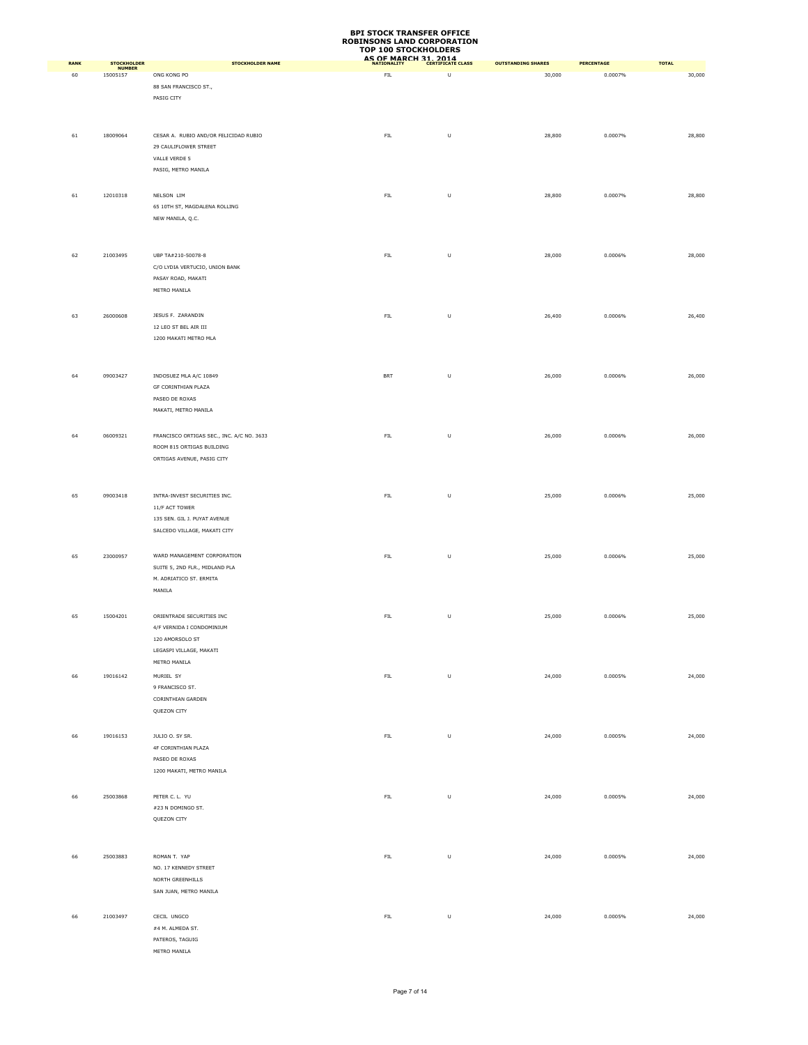# BPI STOCK TRANSFER OFFICE
# ROBINSONS LAND CORPORATION
# TOP 100 STOCKHOLDERS
# AS OF MARCH 31, 2014

| RANK | STOCKHOLDER NUMBER | STOCKHOLDER NAME | NATIONALITY | CERTIFICATE CLASS | OUTSTANDING SHARES | PERCENTAGE | TOTAL |
|---|---|---|---|---|---|---|---|
| 60 | 15005157 | ONG KONG PO<br>88 SAN FRANCISCO ST.,<br>PASIG CITY | FIL | U | 30,000 | 0.0007% | 30,000 |
| 61 | 18009064 | CESAR A. RUBIO AND/OR FELICIDAD RUBIO<br>29 CAULIFLOWER STREET<br>VALLE VERDE 5<br>PASIG, METRO MANILA | FIL | U | 28,800 | 0.0007% | 28,800 |
| 61 | 12010318 | NELSON LIM<br>65 10TH ST, MAGDALENA ROLLING<br>NEW MANILA, Q.C. | FIL | U | 28,800 | 0.0007% | 28,800 |
| 62 | 21003495 | UBP TA#210-50078-8<br>C/O LYDIA VERTUCIO, UNION BANK<br>PASAY ROAD, MAKATI<br>METRO MANILA | FIL | U | 28,000 | 0.0006% | 28,000 |
| 63 | 26000608 | JESUS F. ZARANDIN<br>12 LEO ST BEL AIR III<br>1200 MAKATI METRO MLA | FIL | U | 26,400 | 0.0006% | 26,400 |
| 64 | 09003427 | INDOSUEZ MLA A/C 10849<br>GF CORINTHIAN PLAZA<br>PASEO DE ROXAS<br>MAKATI, METRO MANILA | BRT | U | 26,000 | 0.0006% | 26,000 |
| 64 | 06009321 | FRANCISCO ORTIGAS SEC., INC. A/C NO. 3633<br>ROOM 815 ORTIGAS BUILDING<br>ORTIGAS AVENUE, PASIG CITY | FIL | U | 26,000 | 0.0006% | 26,000 |
| 65 | 09003418 | INTRA-INVEST SECURITIES INC.<br>11/F ACT TOWER<br>135 SEN. GIL J. PUYAT AVENUE<br>SALCEDO VILLAGE, MAKATI CITY | FIL | U | 25,000 | 0.0006% | 25,000 |
| 65 | 23000957 | WARD MANAGEMENT CORPORATION<br>SUITE 5, 2ND FLR., MIDLAND PLA<br>M. ADRIATICO ST. ERMITA<br>MANILA | FIL | U | 25,000 | 0.0006% | 25,000 |
| 65 | 15004201 | ORIENTRADE SECURITIES INC<br>4/F VERNIDA I CONDOMINIUM<br>120 AMORSOLO ST<br>LEGASPI VILLAGE, MAKATI<br>METRO MANILA | FIL | U | 25,000 | 0.0006% | 25,000 |
| 66 | 19016142 | MURIEL SY<br>9 FRANCISCO ST.<br>CORINTHIAN GARDEN<br>QUEZON CITY | FIL | U | 24,000 | 0.0005% | 24,000 |
| 66 | 19016153 | JULIO O. SY SR.<br>4F CORINTHIAN PLAZA<br>PASEO DE ROXAS<br>1200 MAKATI, METRO MANILA | FIL | U | 24,000 | 0.0005% | 24,000 |
| 66 | 25003868 | PETER C. L. YU<br>#23 N DOMINGO ST.<br>QUEZON CITY | FIL | U | 24,000 | 0.0005% | 24,000 |
| 66 | 25003883 | ROMAN T. YAP<br>NO. 17 KENNEDY STREET<br>NORTH GREENHILLS<br>SAN JUAN, METRO MANILA | FIL | U | 24,000 | 0.0005% | 24,000 |
| 66 | 21003497 | CECIL UNGCO<br>#4 M. ALMEDA ST.<br>PATEROS, TAGUIG<br>METRO MANILA | FIL | U | 24,000 | 0.0005% | 24,000 |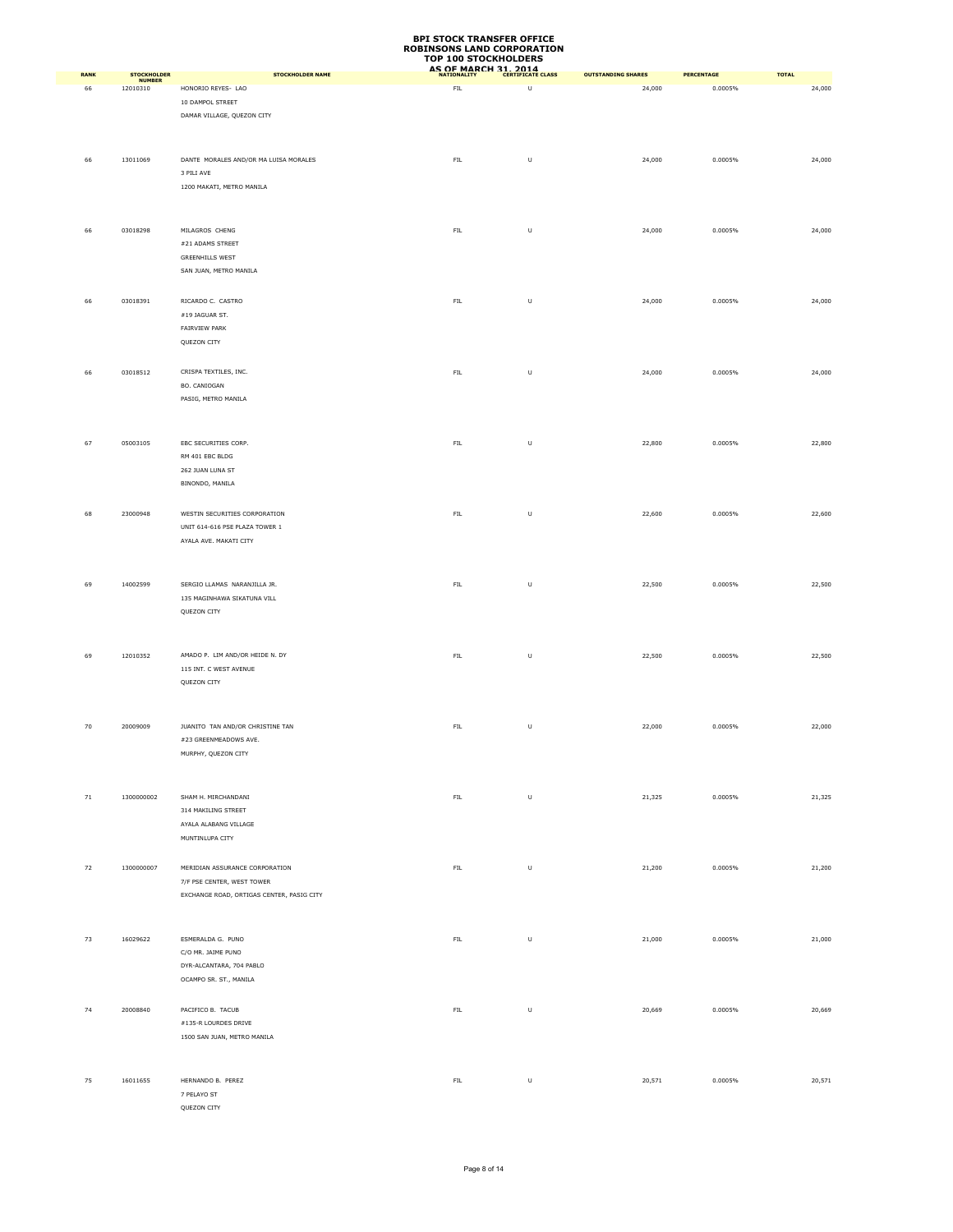# BPI STOCK TRANSFER OFFICE
# ROBINSONS LAND CORPORATION
# TOP 100 STOCKHOLDERS
# AS OF MARCH 31, 2014

| RANK | STOCKHOLDER NUMBER | STOCKHOLDER NAME | NATIONALITY | CERTIFICATE CLASS | OUTSTANDING SHARES | PERCENTAGE | TOTAL |
|---|---|---|---|---|---|---|---|
| 66 | 12010310 | HONORIO REYES- LAO<br>10 DAMPOL STREET<br>DAMAR VILLAGE, QUEZON CITY | FIL | U | 24,000 | 0.0005% | 24,000 |
| 66 | 13011069 | DANTE MORALES AND/OR MA LUISA MORALES<br>3 PILI AVE<br>1200 MAKATI, METRO MANILA | FIL | U | 24,000 | 0.0005% | 24,000 |
| 66 | 03018298 | MILAGROS CHENG<br>#21 ADAMS STREET<br>GREENHILLS WEST<br>SAN JUAN, METRO MANILA | FIL | U | 24,000 | 0.0005% | 24,000 |
| 66 | 03018391 | RICARDO C. CASTRO<br>#19 JAGUAR ST.<br>FAIRVIEW PARK<br>QUEZON CITY | FIL | U | 24,000 | 0.0005% | 24,000 |
| 66 | 03018512 | CRISPA TEXTILES, INC.<br>BO. CANIOGAN<br>PASIG, METRO MANILA | FIL | U | 24,000 | 0.0005% | 24,000 |
| 67 | 05003105 | EBC SECURITIES CORP.<br>RM 401 EBC BLDG<br>262 JUAN LUNA ST<br>BINONDO, MANILA | FIL | U | 22,800 | 0.0005% | 22,800 |
| 68 | 23000948 | WESTIN SECURITIES CORPORATION<br>UNIT 614-616 PSE PLAZA TOWER 1<br>AYALA AVE. MAKATI CITY | FIL | U | 22,600 | 0.0005% | 22,600 |
| 69 | 14002599 | SERGIO LLAMAS NARANJILLA JR.<br>135 MAGINHAWA SIKATUNA VILL<br>QUEZON CITY | FIL | U | 22,500 | 0.0005% | 22,500 |
| 69 | 12010352 | AMADO P. LIM AND/OR HEIDE N. DY<br>115 INT. C WEST AVENUE<br>QUEZON CITY | FIL | U | 22,500 | 0.0005% | 22,500 |
| 70 | 20009009 | JUANITO TAN AND/OR CHRISTINE TAN<br>#23 GREENMEADOWS AVE.<br>MURPHY, QUEZON CITY | FIL | U | 22,000 | 0.0005% | 22,000 |
| 71 | 1300000002 | SHAM H. MIRCHANDANI<br>314 MAKILING STREET<br>AYALA ALABANG VILLAGE<br>MUNTINLUPA CITY | FIL | U | 21,325 | 0.0005% | 21,325 |
| 72 | 1300000007 | MERIDIAN ASSURANCE CORPORATION<br>7/F PSE CENTER, WEST TOWER<br>EXCHANGE ROAD, ORTIGAS CENTER, PASIG CITY | FIL | U | 21,200 | 0.0005% | 21,200 |
| 73 | 16029622 | ESMERALDA G. PUNO<br>C/O MR. JAIME PUNO<br>DYR-ALCANTARA, 704 PABLO<br>OCAMPO SR. ST., MANILA | FIL | U | 21,000 | 0.0005% | 21,000 |
| 74 | 20008840 | PACIFICO B. TACUB<br>#135-R LOURDES DRIVE<br>1500 SAN JUAN, METRO MANILA | FIL | U | 20,669 | 0.0005% | 20,669 |
| 75 | 16011655 | HERNANDO B. PEREZ<br>7 PELAYO ST<br>QUEZON CITY | FIL | U | 20,571 | 0.0005% | 20,571 |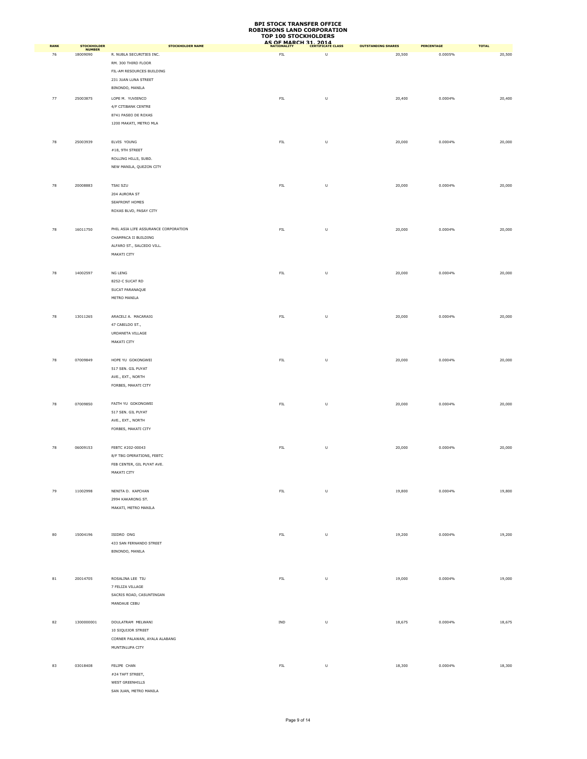# BPI STOCK TRANSFER OFFICE
# ROBINSONS LAND CORPORATION
# TOP 100 STOCKHOLDERS
# AS OF MARCH 31, 2014

| RANK | STOCKHOLDER NUMBER | STOCKHOLDER NAME | NATIONALITY | CERTIFICATE CLASS | OUTSTANDING SHARES | PERCENTAGE | TOTAL |
|---|---|---|---|---|---|---|---|
| 76 | 18009090 | R. NUBLA SECURITIES INC.<br>RM. 300 THIRD FLOOR<br>FIL-AM RESOURCES BUILDING<br>231 JUAN LUNA STREET<br>BINONDO, MANILA | FIL | U | 20,500 | 0.0005% | 20,500 |
| 77 | 25003875 | LOPE M. YUVIENCO<br>4/F CITIBANK CENTRE<br>8741 PASEO DE ROXAS<br>1200 MAKATI, METRO MLA | FIL | U | 20,400 | 0.0004% | 20,400 |
| 78 | 25003939 | ELVIS YOUNG<br>#18, 9TH STREET<br>ROLLING HILLS, SUBD.<br>NEW MANILA, QUEZON CITY | FIL | U | 20,000 | 0.0004% | 20,000 |
| 78 | 20008883 | TSAI SZU<br>204 AURORA ST<br>SEAFRONT HOMES<br>ROXAS BLVD, PASAY CITY | FIL | U | 20,000 | 0.0004% | 20,000 |
| 78 | 16011750 | PHIL ASIA LIFE ASSURANCE CORPORATION<br>CHAMPACA II BUILDING<br>ALFARO ST., SALCEDO VILL.<br>MAKATI CITY | FIL | U | 20,000 | 0.0004% | 20,000 |
| 78 | 14002597 | NG LENG<br>8252-C SUCAT RD<br>SUCAT PARANAQUE<br>METRO MANILA | FIL | U | 20,000 | 0.0004% | 20,000 |
| 78 | 13011265 | ARACELI A. MACARAIG<br>47 CABILDO ST.,<br>URDANETA VILLAGE<br>MAKATI CITY | FIL | U | 20,000 | 0.0004% | 20,000 |
| 78 | 07009849 | HOPE YU GOKONGWEI<br>517 SEN. GIL PUYAT<br>AVE., EXT., NORTH<br>FORBES, MAKATI CITY | FIL | U | 20,000 | 0.0004% | 20,000 |
| 78 | 07009850 | FAITH YU GOKONGWEI<br>517 SEN. GIL PUYAT<br>AVE., EXT., NORTH<br>FORBES, MAKATI CITY | FIL | U | 20,000 | 0.0004% | 20,000 |
| 78 | 06009153 | FEBTC #202-00043<br>8/F TBG OPERATIONS, FEBTC<br>FEB CENTER, GIL PUYAT AVE.<br>MAKATI CITY | FIL | U | 20,000 | 0.0004% | 20,000 |
| 79 | 11002998 | NENITA D. KAPCHAN<br>2994 KAKARONG ST.<br>MAKATI, METRO MANILA | FIL | U | 19,800 | 0.0004% | 19,800 |
| 80 | 15004196 | ISIDRO ONG<br>433 SAN FERNANDO STREET<br>BINONDO, MANILA | FIL | U | 19,200 | 0.0004% | 19,200 |
| 81 | 20014705 | ROSALINA LEE TIU<br>7 FELIZA VILLAGE<br>SACRIS ROAD, CASUNTINGAN<br>MANDAUE CEBU | FIL | U | 19,000 | 0.0004% | 19,000 |
| 82 | 1300000001 | DOULATRAM MELWANI<br>10 SIQUIJOR STREET<br>CORNER PALAWAN, AYALA ALABANG<br>MUNTINLUPA CITY | IND | U | 18,675 | 0.0004% | 18,675 |
| 83 | 03018408 | FELIPE CHAN<br>#24 TAFT STREET,<br>WEST GREENHILLS<br>SAN JUAN, METRO MANILA | FIL | U | 18,300 | 0.0004% | 18,300 |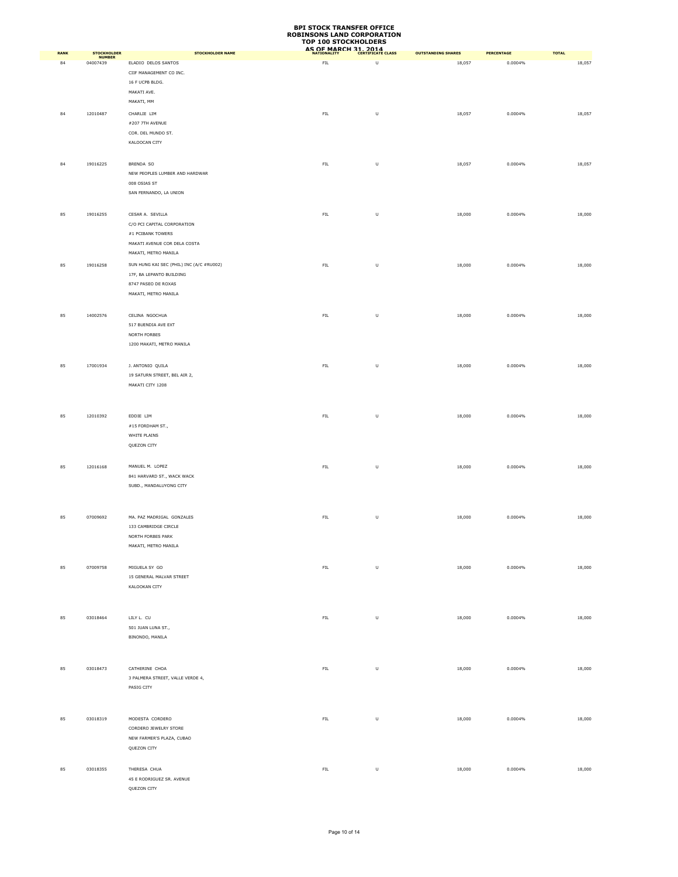# BPI STOCK TRANSFER OFFICE
# ROBINSONS LAND CORPORATION
# TOP 100 STOCKHOLDERS
# AS OF MARCH 31, 2014

| RANK | STOCKHOLDER NUMBER | STOCKHOLDER NAME | NATIONALITY | CERTIFICATE CLASS | OUTSTANDING SHARES | PERCENTAGE | TOTAL |
|---|---|---|---|---|---|---|---|
| 84 | 04007439 | ELADIO DELOS SANTOS<br>CIIF MANAGEMENT CO INC.<br>16 F UCPB BLDG.<br>MAKATI AVE.<br>MAKATI, MM | FIL | U | 18,057 | 0.0004% | 18,057 |
| 84 | 12010487 | CHARLIE LIM<br>#207 7TH AVENUE<br>COR. DEL MUNDO ST.<br>KALOOCAN CITY | FIL | U | 18,057 | 0.0004% | 18,057 |
| 84 | 19016225 | BRENDA SO<br>NEW PEOPLES LUMBER AND HARDWAR<br>008 OSIAS ST<br>SAN FERNANDO, LA UNION | FIL | U | 18,057 | 0.0004% | 18,057 |
| 85 | 19016255 | CESAR A. SEVILLA<br>C/O PCI CAPITAL CORPORATION<br>#1 PCIBANK TOWERS<br>MAKATI AVENUE COR DELA COSTA<br>MAKATI, METRO MANILA | FIL | U | 18,000 | 0.0004% | 18,000 |
| 85 | 19016258 | SUN HUNG KAI SEC (PHIL) INC (A/C #RU002)<br>17F, BA LEPANTO BUILDING<br>8747 PASEO DE ROXAS<br>MAKATI, METRO MANILA | FIL | U | 18,000 | 0.0004% | 18,000 |
| 85 | 14002576 | CELINA NGOCHUA<br>517 BUENDIA AVE EXT<br>NORTH FORBES<br>1200 MAKATI, METRO MANILA | FIL | U | 18,000 | 0.0004% | 18,000 |
| 85 | 17001934 | J. ANTONIO QUILA<br>19 SATURN STREET, BEL AIR 2,<br>MAKATI CITY 1208 | FIL | U | 18,000 | 0.0004% | 18,000 |
| 85 | 12010392 | EDDIE LIM<br>#15 FORDHAM ST.,<br>WHITE PLAINS<br>QUEZON CITY | FIL | U | 18,000 | 0.0004% | 18,000 |
| 85 | 12016168 | MANUEL M. LOPEZ<br>841 HARVARD ST., WACK WACK<br>SUBD., MANDALUYONG CITY | FIL | U | 18,000 | 0.0004% | 18,000 |
| 85 | 07009692 | MA. PAZ MADRIGAL GONZALES<br>133 CAMBRIDGE CIRCLE<br>NORTH FORBES PARK<br>MAKATI, METRO MANILA | FIL | U | 18,000 | 0.0004% | 18,000 |
| 85 | 07009758 | MIGUELA SY GO<br>15 GENERAL MALVAR STREET<br>KALOOKAN CITY | FIL | U | 18,000 | 0.0004% | 18,000 |
| 85 | 03018464 | LILY L. CU<br>501 JUAN LUNA ST.,<br>BINONDO, MANILA | FIL | U | 18,000 | 0.0004% | 18,000 |
| 85 | 03018473 | CATHERINE CHOA<br>3 PALMERA STREET, VALLE VERDE 4,<br>PASIG CITY | FIL | U | 18,000 | 0.0004% | 18,000 |
| 85 | 03018319 | MODESTA CORDERO<br>CORDERO JEWELRY STORE<br>NEW FARMER'S PLAZA, CUBAO<br>QUEZON CITY | FIL | U | 18,000 | 0.0004% | 18,000 |
| 85 | 03018355 | THERESA CHUA<br>45 E RODRIGUEZ SR. AVENUE<br>QUEZON CITY | FIL | U | 18,000 | 0.0004% | 18,000 |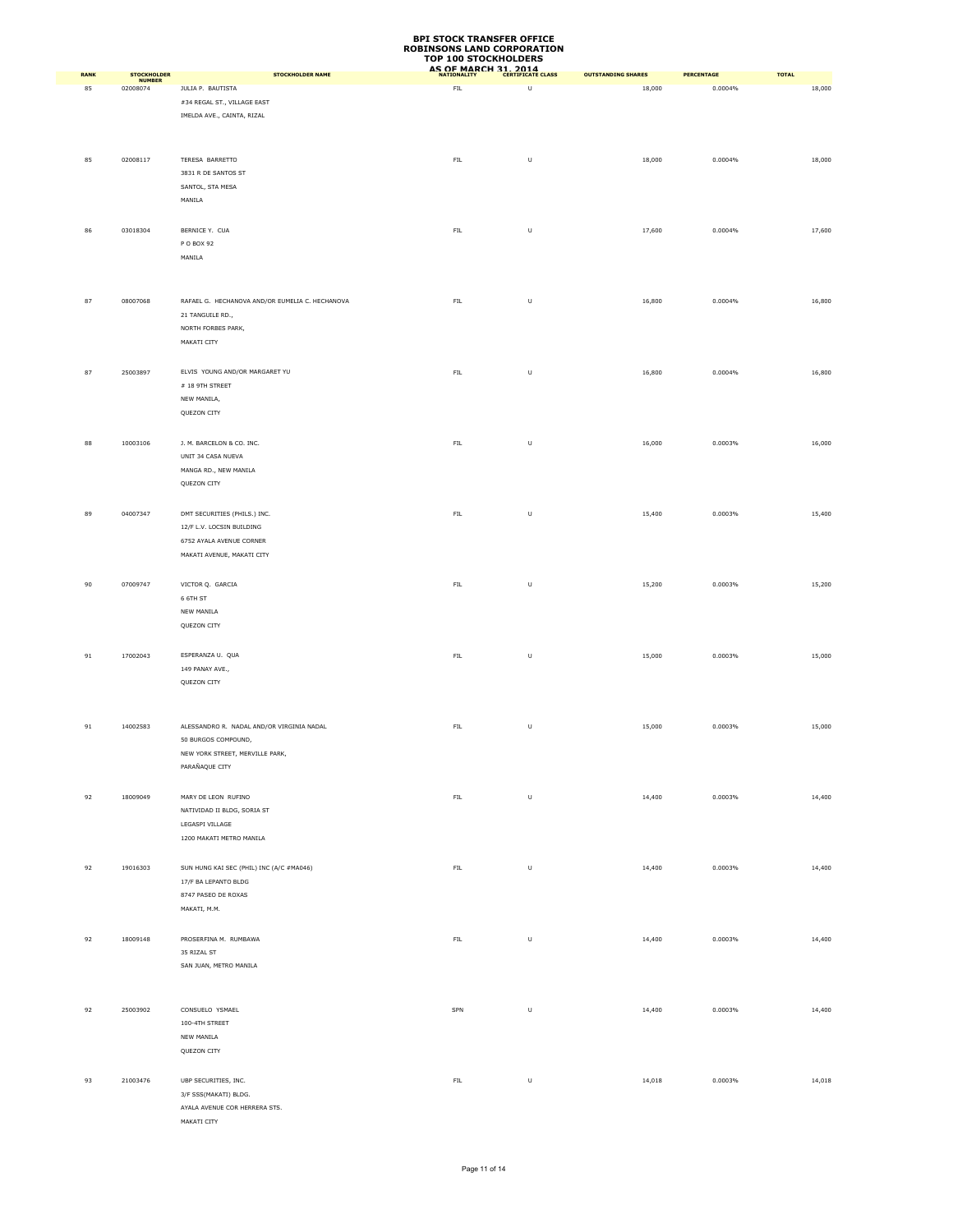**BPI STOCK TRANSFER OFFICE**
**ROBINSONS LAND CORPORATION**
**TOP 100 STOCKHOLDERS**
**AS OF MARCH 31, 2014**

| RANK | STOCKHOLDER NUMBER | STOCKHOLDER NAME | NATIONALITY | CERTIFICATE CLASS | OUTSTANDING SHARES | PERCENTAGE | TOTAL |
|---|---|---|---|---|---|---|---|
| 85 | 02008074 | JULIA P. BAUTISTA<br>#34 REGAL ST., VILLAGE EAST<br>IMELDA AVE., CAINTA, RIZAL | FIL | U | 18,000 | 0.0004% | 18,000 |
| 85 | 02008117 | TERESA BARRETTO<br>3831 R DE SANTOS ST<br>SANTOL, STA MESA<br>MANILA | FIL | U | 18,000 | 0.0004% | 18,000 |
| 86 | 03018304 | BERNICE Y. CUA<br>P O BOX 92<br>MANILA | FIL | U | 17,600 | 0.0004% | 17,600 |
| 87 | 08007068 | RAFAEL G. HECHANOVA AND/OR EUMELIA C. HECHANOVA<br>21 TANGUILE RD.,<br>NORTH FORBES PARK,<br>MAKATI CITY | FIL | U | 16,800 | 0.0004% | 16,800 |
| 87 | 25003897 | ELVIS YOUNG AND/OR MARGARET YU<br># 18 9TH STREET<br>NEW MANILA,<br>QUEZON CITY | FIL | U | 16,800 | 0.0004% | 16,800 |
| 88 | 10003106 | J. M. BARCELON & CO. INC.<br>UNIT 34 CASA NUEVA<br>MANGA RD., NEW MANILA<br>QUEZON CITY | FIL | U | 16,000 | 0.0003% | 16,000 |
| 89 | 04007347 | DMT SECURITIES (PHILS.) INC.<br>12/F L.V. LOCSIN BUILDING<br>6752 AYALA AVENUE CORNER<br>MAKATI AVENUE, MAKATI CITY | FIL | U | 15,400 | 0.0003% | 15,400 |
| 90 | 07009747 | VICTOR Q. GARCIA<br>6 6TH ST<br>NEW MANILA<br>QUEZON CITY | FIL | U | 15,200 | 0.0003% | 15,200 |
| 91 | 17002043 | ESPERANZA U. QUA<br>149 PANAY AVE.,<br>QUEZON CITY | FIL | U | 15,000 | 0.0003% | 15,000 |
| 91 | 14002583 | ALESSANDRO R. NADAL AND/OR VIRGINIA NADAL<br>50 BURGOS COMPOUND,<br>NEW YORK STREET, MERVILLE PARK,<br>PARAÑAQUE CITY | FIL | U | 15,000 | 0.0003% | 15,000 |
| 92 | 18009049 | MARY DE LEON RUFINO<br>NATIVIDAD II BLDG, SORIA ST<br>LEGASPI VILLAGE<br>1200 MAKATI METRO MANILA | FIL | U | 14,400 | 0.0003% | 14,400 |
| 92 | 19016303 | SUN HUNG KAI SEC (PHIL) INC (A/C #MA046)<br>17/F BA LEPANTO BLDG<br>8747 PASEO DE ROXAS<br>MAKATI, M.M. | FIL | U | 14,400 | 0.0003% | 14,400 |
| 92 | 18009148 | PROSERFINA M. RUMBAWA<br>35 RIZAL ST<br>SAN JUAN, METRO MANILA | FIL | U | 14,400 | 0.0003% | 14,400 |
| 92 | 25003902 | CONSUELO YSMAEL<br>100-4TH STREET<br>NEW MANILA<br>QUEZON CITY | SPN | U | 14,400 | 0.0003% | 14,400 |
| 93 | 21003476 | UBP SECURITIES, INC.<br>3/F SSS(MAKATI) BLDG.<br>AYALA AVENUE COR HERRERA STS.<br>MAKATI CITY | FIL | U | 14,018 | 0.0003% | 14,018 |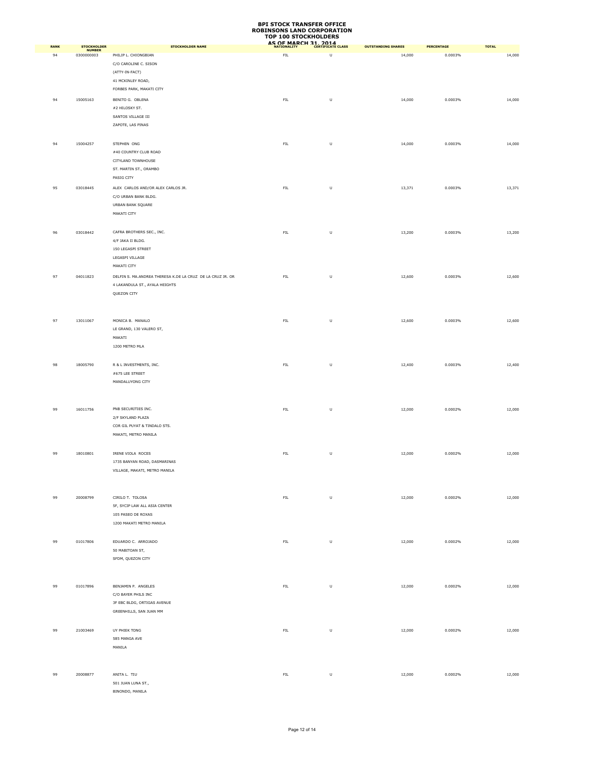# BPI STOCK TRANSFER OFFICE
# ROBINSONS LAND CORPORATION
# TOP 100 STOCKHOLDERS
# AS OF MARCH 31, 2014

| RANK | STOCKHOLDER NUMBER | STOCKHOLDER NAME | NATIONALITY | CERTIFICATE CLASS | OUTSTANDING SHARES | PERCENTAGE | TOTAL |
|---|---|---|---|---|---|---|---|
| 94 | 0300000003 | PHILIP L. CHIONGBIAN<br>C/O CAROLINE C. SISON<br>(ATTY-IN-FACT)<br>41 MCKINLEY ROAD,<br>FORBES PARK, MAKATI CITY | FIL | U | 14,000 | 0.0003% | 14,000 |
| 94 | 15005163 | BENITO G. OBLENA<br>#2 HILOSKY ST.<br>SANTOS VILLAGE III<br>ZAPOTE, LAS PINAS | FIL | U | 14,000 | 0.0003% | 14,000 |
| 94 | 15004257 | STEPHEN ONG<br>#40 COUNTRY CLUB ROAD<br>CITYLAND TOWNHOUSE<br>ST. MARTIN ST., ORAMBO<br>PASIG CITY | FIL | U | 14,000 | 0.0003% | 14,000 |
| 95 | 03018445 | ALEX CARLOS AND/OR ALEX CARLOS JR.<br>C/O URBAN BANK BLDG.<br>URBAN BANK SQUARE<br>MAKATI CITY | FIL | U | 13,371 | 0.0003% | 13,371 |
| 96 | 03018442 | CAFRA BROTHERS SEC., INC.<br>4/F JAKA II BLDG.<br>150 LEGASPI STREET<br>LEGASPI VILLAGE<br>MAKATI CITY | FIL | U | 13,200 | 0.0003% | 13,200 |
| 97 | 04011823 | DELFIN S. MA.ANDREA THERESA K.DE LA CRUZ DE LA CRUZ JR. OR<br>4 LAKANDULA ST., AYALA HEIGHTS<br>QUEZON CITY | FIL | U | 12,600 | 0.0003% | 12,600 |
| 97 | 13011067 | MONICA B. MANALO<br>LE GRAND, 130 VALERO ST,<br>MAKATI<br>1200 METRO MLA | FIL | U | 12,600 | 0.0003% | 12,600 |
| 98 | 18005790 | R & L INVESTMENTS, INC.<br>#675 LEE STREET<br>MANDALUYONG CITY | FIL | U | 12,400 | 0.0003% | 12,400 |
| 99 | 16011756 | PNB SECURITIES INC.<br>2/F SKYLAND PLAZA<br>COR GIL PUYAT & TINDALO STS.<br>MAKATI, METRO MANILA | FIL | U | 12,000 | 0.0002% | 12,000 |
| 99 | 18010801 | IRENE VIOLA ROCES<br>1735 BANYAN ROAD, DASMARINAS<br>VILLAGE, MAKATI, METRO MANILA | FIL | U | 12,000 | 0.0002% | 12,000 |
| 99 | 20008799 | CIRILO T. TOLOSA<br>5F, SYCIP LAW ALL ASIA CENTER<br>105 PASEO DE ROXAS<br>1200 MAKATI METRO MANILA | FIL | U | 12,000 | 0.0002% | 12,000 |
| 99 | 01017806 | EDUARDO C. ARROJADO<br>50 MABITOAN ST,<br>SFDM, QUEZON CITY | FIL | U | 12,000 | 0.0002% | 12,000 |
| 99 | 01017896 | BENJAMIN P. ANGELES<br>C/O BAYER PHILS INC<br>3F EBC BLDG, ORTIGAS AVENUE<br>GREENHILLS, SAN JUAN MM | FIL | U | 12,000 | 0.0002% | 12,000 |
| 99 | 21003469 | UY PHIEK TONG<br>585 MANGA AVE<br>MANILA | FIL | U | 12,000 | 0.0002% | 12,000 |
| 99 | 20008877 | ANITA L. TIU<br>501 JUAN LUNA ST.,<br>BINONDO, MANILA | FIL | U | 12,000 | 0.0002% | 12,000 |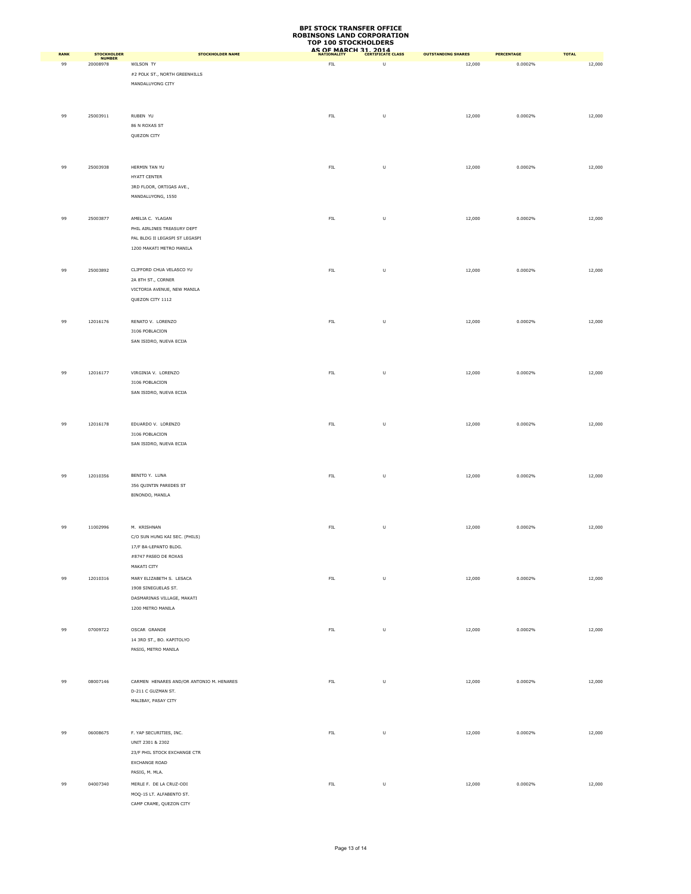# BPI STOCK TRANSFER OFFICE
# ROBINSONS LAND CORPORATION
# TOP 100 STOCKHOLDERS
# AS OF MARCH 31, 2014

| RANK | STOCKHOLDER NUMBER | STOCKHOLDER NAME | NATIONALITY | CERTIFICATE CLASS | OUTSTANDING SHARES | PERCENTAGE | TOTAL |
|---|---|---|---|---|---|---|---|
| 99 | 20008978 | WILSON TY<br>#2 POLK ST., NORTH GREENHILLS<br>MANDALUYONG CITY | FIL | U | 12,000 | 0.0002% | 12,000 |
| 99 | 25003911 | RUBEN YU<br>86 N ROXAS ST<br>QUEZON CITY | FIL | U | 12,000 | 0.0002% | 12,000 |
| 99 | 25003938 | HERMIN TAN YU<br>HYATT CENTER<br>3RD FLOOR, ORTIGAS AVE.,<br>MANDALUYONG, 1550 | FIL | U | 12,000 | 0.0002% | 12,000 |
| 99 | 25003877 | AMELIA C. YLAGAN<br>PHIL AIRLINES TREASURY DEPT<br>PAL BLDG II LEGASPI ST LEGASPI<br>1200 MAKATI METRO MANILA | FIL | U | 12,000 | 0.0002% | 12,000 |
| 99 | 25003892 | CLIFFORD CHUA VELASCO YU<br>2A 8TH ST., CORNER<br>VICTORIA AVENUE, NEW MANILA<br>QUEZON CITY 1112 | FIL | U | 12,000 | 0.0002% | 12,000 |
| 99 | 12016176 | RENATO V. LORENZO<br>3106 POBLACION<br>SAN ISIDRO, NUEVA ECIJA | FIL | U | 12,000 | 0.0002% | 12,000 |
| 99 | 12016177 | VIRGINIA V. LORENZO<br>3106 POBLACION<br>SAN ISIDRO, NUEVA ECIJA | FIL | U | 12,000 | 0.0002% | 12,000 |
| 99 | 12016178 | EDUARDO V. LORENZO<br>3106 POBLACION<br>SAN ISIDRO, NUEVA ECIJA | FIL | U | 12,000 | 0.0002% | 12,000 |
| 99 | 12010356 | BENITO Y. LUNA<br>356 QUINTIN PAREDES ST<br>BINONDO, MANILA | FIL | U | 12,000 | 0.0002% | 12,000 |
| 99 | 11002996 | M. KRISHNAN<br>C/O SUN HUNG KAI SEC. (PHILS)<br>17/F BA-LEPANTO BLDG.<br>#8747 PASEO DE ROXAS<br>MAKATI CITY | FIL | U | 12,000 | 0.0002% | 12,000 |
| 99 | 12010316 | MARY ELIZABETH S. LESACA<br>1908 SINEGUELAS ST.<br>DASMARINAS VILLAGE, MAKATI<br>1200 METRO MANILA | FIL | U | 12,000 | 0.0002% | 12,000 |
| 99 | 07009722 | OSCAR GRANDE<br>14 3RD ST., BO. KAPITOLYO<br>PASIG, METRO MANILA | FIL | U | 12,000 | 0.0002% | 12,000 |
| 99 | 08007146 | CARMEN HENARES AND/OR ANTONIO M. HENARES<br>D-211 C GUZMAN ST.<br>MALIBAY, PASAY CITY | FIL | U | 12,000 | 0.0002% | 12,000 |
| 99 | 06008675 | F. YAP SECURITIES, INC.<br>UNIT 2301 & 2302<br>23/F PHIL STOCK EXCHANGE CTR<br>EXCHANGE ROAD<br>PASIG, M. MLA. | FIL | U | 12,000 | 0.0002% | 12,000 |
| 99 | 04007340 | MERLE F. DE LA CRUZ-ODI<br>MOQ-15 LT. ALFABENTO ST.<br>CAMP CRAME, QUEZON CITY | FIL | U | 12,000 | 0.0002% | 12,000 |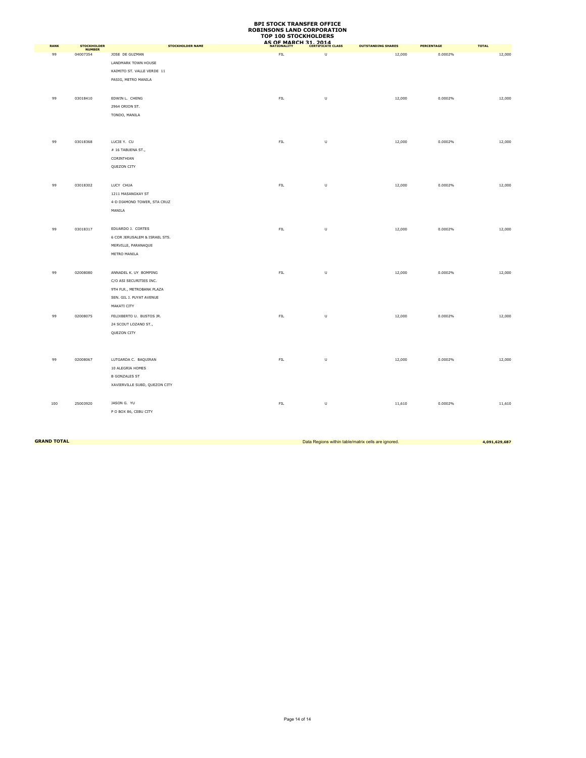# BPI STOCK TRANSFER OFFICE
## ROBINSONS LAND CORPORATION
## TOP 100 STOCKHOLDERS
## AS OF MARCH 31, 2014

| RANK | STOCKHOLDER NUMBER | STOCKHOLDER NAME | NATIONALITY | CERTIFICATE CLASS | OUTSTANDING SHARES | PERCENTAGE | TOTAL |
|---|---|---|---|---|---|---|---|
| 99 | 04007354 | JOSE DE GUZMAN<br>LANDMARK TOWN HOUSE<br>KAIMITO ST. VALLE VERDE 11<br>PASIG, METRO MANILA | FIL | U | 12,000 | 0.0002% | 12,000 |
| 99 | 03018410 | EDWIN L. CHENG<br>2964 ORION ST.<br>TONDO, MANILA | FIL | U | 12,000 | 0.0002% | 12,000 |
| 99 | 03018368 | LUCIE Y. CU<br># 16 TABUENA ST.,<br>CORINTHIAN<br>QUEZON CITY | FIL | U | 12,000 | 0.0002% | 12,000 |
| 99 | 03018302 | LUCY CHUA<br>1211 MASANGKAY ST<br>4-D DIAMOND TOWER, STA CRUZ<br>MANILA | FIL | U | 12,000 | 0.0002% | 12,000 |
| 99 | 03018317 | EDUARDO J. CORTES<br>6 COR JERUSALEM & ISRAEL STS.<br>MERVILLE, PARANAQUE<br>METRO MANILA | FIL | U | 12,000 | 0.0002% | 12,000 |
| 99 | 02008080 | ANNADEL K. UY BOMPING<br>C/O ASI SECURITIES INC.<br>9TH FLR., METROBANK PLAZA<br>SEN. GIL J. PUYAT AVENUE<br>MAKATI CITY | FIL | U | 12,000 | 0.0002% | 12,000 |
| 99 | 02008075 | FELIXBERTO U. BUSTOS JR.<br>24 SCOUT LOZANO ST.,<br>QUEZON CITY | FIL | U | 12,000 | 0.0002% | 12,000 |
| 99 | 02008067 | LUTGARDA C. BAQUIRAN<br>10 ALEGRIA HOMES<br>B GONZALES ST<br>XAVIERVILLE SUBD, QUEZON CITY | FIL | U | 12,000 | 0.0002% | 12,000 |
| 100 | 25003920 | JASON G. YU<br>P O BOX 86, CEBU CITY | FIL | U | 11,610 | 0.0002% | 11,610 |
| **GRAND TOTAL** | | | | | Data Regions within table/matrix cells are ignored. | | **4,091,629,687** |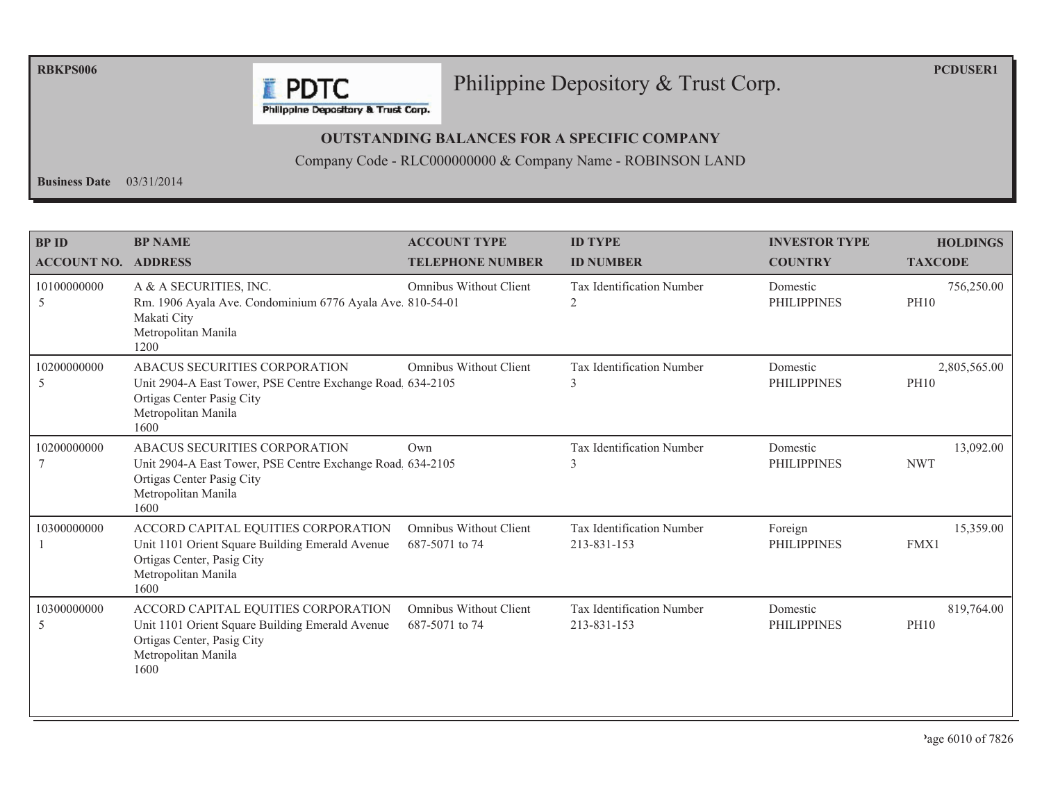RBKPS006

# Philippine Depository & Trust Corp.

PCDUSER1

## OUTSTANDING BALANCES FOR A SPECIFIC COMPANY

Company Code - RLC000000000 & Company Name - ROBINSON LAND

**Business Date** 03/31/2014

| BP ID / ACCOUNT NO. | BP NAME / ADDRESS | ACCOUNT TYPE / TELEPHONE NUMBER | ID TYPE / ID NUMBER | INVESTOR TYPE / COUNTRY | HOLDINGS / TAXCODE |
|---|---|---|---|---|---|
| 10100000000 5 | A & A SECURITIES, INC. Rm. 1906 Ayala Ave. Condominium 6776 Ayala Ave. Makati City Metropolitan Manila 1200 | Omnibus Without Client 810-54-01 | Tax Identification Number 2 | Domestic PHILIPPINES | 756,250.00 PH10 |
| 10200000000 5 | ABACUS SECURITIES CORPORATION Unit 2904-A East Tower, PSE Centre Exchange Road. Ortigas Center Pasig City Metropolitan Manila 1600 | Omnibus Without Client 634-2105 | Tax Identification Number 3 | Domestic PHILIPPINES | 2,805,565.00 PH10 |
| 10200000000 7 | ABACUS SECURITIES CORPORATION Unit 2904-A East Tower, PSE Centre Exchange Road. Ortigas Center Pasig City Metropolitan Manila 1600 | Own 634-2105 | Tax Identification Number 3 | Domestic PHILIPPINES | 13,092.00 NWT |
| 10300000000 1 | ACCORD CAPITAL EQUITIES CORPORATION Unit 1101 Orient Square Building Emerald Avenue Ortigas Center, Pasig City Metropolitan Manila 1600 | Omnibus Without Client 687-5071 to 74 | Tax Identification Number 213-831-153 | Foreign PHILIPPINES | 15,359.00 FMX1 |
| 10300000000 5 | ACCORD CAPITAL EQUITIES CORPORATION Unit 1101 Orient Square Building Emerald Avenue Ortigas Center, Pasig City Metropolitan Manila 1600 | Omnibus Without Client 687-5071 to 74 | Tax Identification Number 213-831-153 | Domestic PHILIPPINES | 819,764.00 PH10 |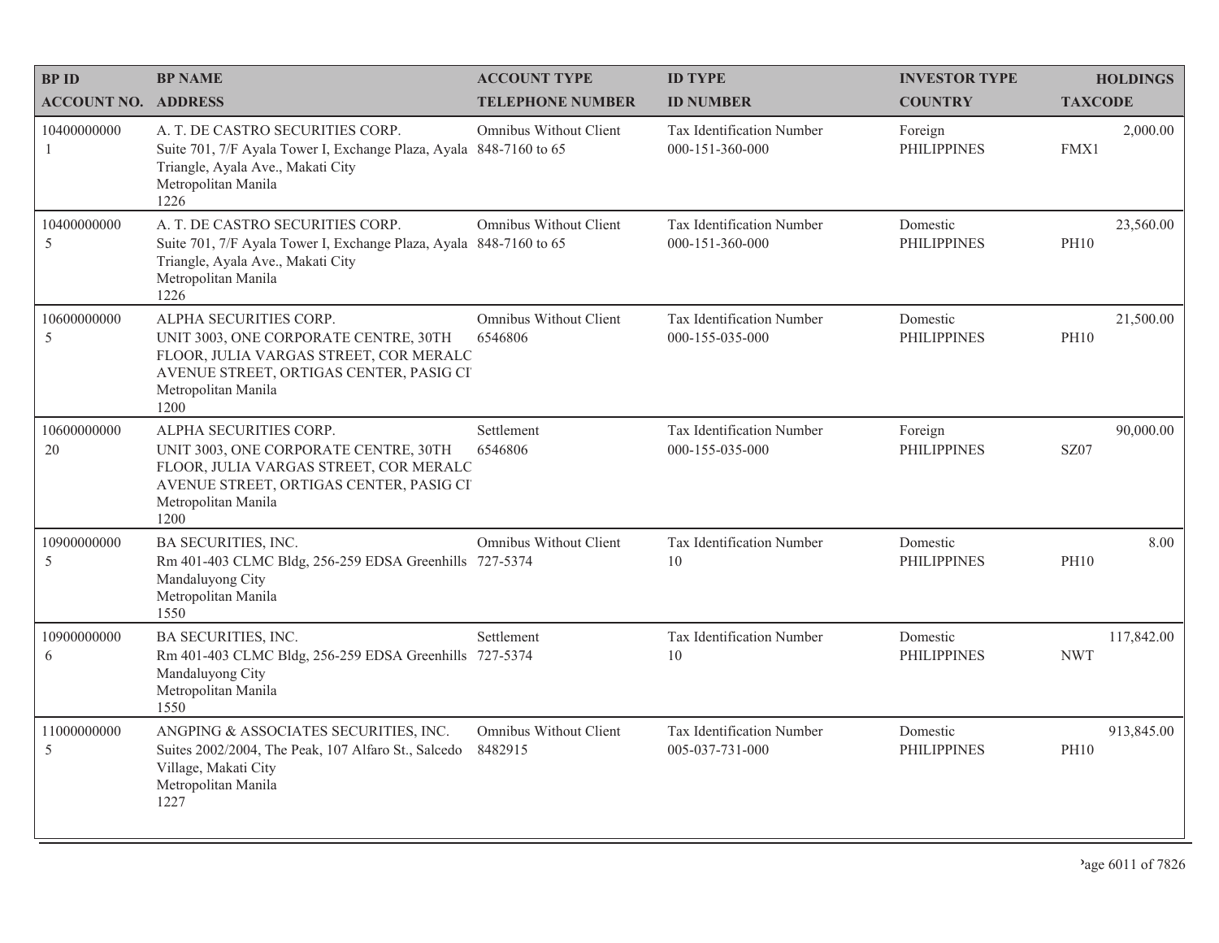| BP ID<br>ACCOUNT NO. | BP NAME<br>ADDRESS | ACCOUNT TYPE<br>TELEPHONE NUMBER | ID TYPE<br>ID NUMBER | INVESTOR TYPE<br>COUNTRY | HOLDINGS<br>TAXCODE |
|---|---|---|---|---|---|
| 10400000000<br>1 | A. T. DE CASTRO SECURITIES CORP.<br>Suite 701, 7/F Ayala Tower I, Exchange Plaza, Ayala Triangle, Ayala Ave., Makati City<br>Metropolitan Manila<br>1226 | Omnibus Without Client<br>848-7160 to 65 | Tax Identification Number<br>000-151-360-000 | Foreign<br>PHILIPPINES | 2,000.00<br>FMX1 |
| 10400000000<br>5 | A. T. DE CASTRO SECURITIES CORP.<br>Suite 701, 7/F Ayala Tower I, Exchange Plaza, Ayala Triangle, Ayala Ave., Makati City<br>Metropolitan Manila<br>1226 | Omnibus Without Client<br>848-7160 to 65 | Tax Identification Number<br>000-151-360-000 | Domestic<br>PHILIPPINES | 23,560.00<br>PH10 |
| 10600000000<br>5 | ALPHA SECURITIES CORP.<br>UNIT 3003, ONE CORPORATE CENTRE, 30TH FLOOR, JULIA VARGAS STREET, COR MERALC AVENUE STREET, ORTIGAS CENTER, PASIG CI<br>Metropolitan Manila<br>1200 | Omnibus Without Client<br>6546806 | Tax Identification Number<br>000-155-035-000 | Domestic<br>PHILIPPINES | 21,500.00<br>PH10 |
| 10600000000<br>20 | ALPHA SECURITIES CORP.<br>UNIT 3003, ONE CORPORATE CENTRE, 30TH FLOOR, JULIA VARGAS STREET, COR MERALC AVENUE STREET, ORTIGAS CENTER, PASIG CI<br>Metropolitan Manila<br>1200 | Settlement<br>6546806 | Tax Identification Number<br>000-155-035-000 | Foreign<br>PHILIPPINES | 90,000.00<br>SZ07 |
| 10900000000<br>5 | BA SECURITIES, INC.<br>Rm 401-403 CLMC Bldg, 256-259 EDSA Greenhills Mandaluyong City<br>Metropolitan Manila<br>1550 | Omnibus Without Client<br>727-5374 | Tax Identification Number<br>10 | Domestic<br>PHILIPPINES | 8.00<br>PH10 |
| 10900000000<br>6 | BA SECURITIES, INC.<br>Rm 401-403 CLMC Bldg, 256-259 EDSA Greenhills Mandaluyong City<br>Metropolitan Manila<br>1550 | Settlement<br>727-5374 | Tax Identification Number<br>10 | Domestic<br>PHILIPPINES | 117,842.00<br>NWT |
| 11000000000<br>5 | ANGPING & ASSOCIATES SECURITIES, INC.<br>Suites 2002/2004, The Peak, 107 Alfaro St., Salcedo Village, Makati City<br>Metropolitan Manila<br>1227 | Omnibus Without Client<br>8482915 | Tax Identification Number<br>005-037-731-000 | Domestic<br>PHILIPPINES | 913,845.00<br>PH10 |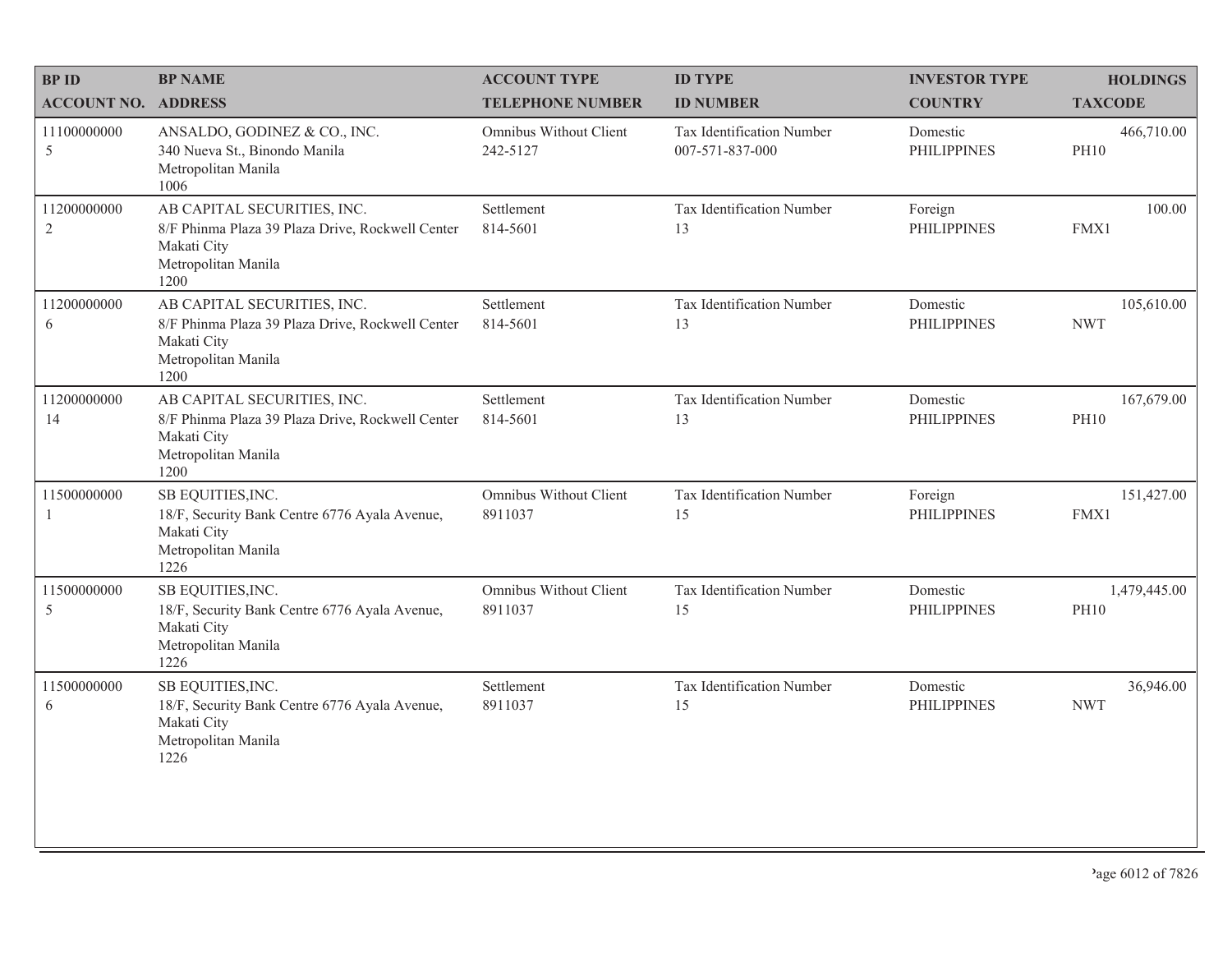| BP ID<br>ACCOUNT NO. | BP NAME<br>ADDRESS | ACCOUNT TYPE<br>TELEPHONE NUMBER | ID TYPE<br>ID NUMBER | INVESTOR TYPE<br>COUNTRY | HOLDINGS<br>TAXCODE |
|---|---|---|---|---|---|
| 11100000000<br>5 | ANSALDO, GODINEZ & CO., INC.<br>340 Nueva St., Binondo Manila<br>Metropolitan Manila<br>1006 | Omnibus Without Client<br>242-5127 | Tax Identification Number<br>007-571-837-000 | Domestic<br>PHILIPPINES | 466,710.00<br>PH10 |
| 11200000000<br>2 | AB CAPITAL SECURITIES, INC.<br>8/F Phinma Plaza 39 Plaza Drive, Rockwell Center<br>Makati City<br>Metropolitan Manila<br>1200 | Settlement<br>814-5601 | Tax Identification Number<br>13 | Foreign<br>PHILIPPINES | 100.00<br>FMX1 |
| 11200000000<br>6 | AB CAPITAL SECURITIES, INC.<br>8/F Phinma Plaza 39 Plaza Drive, Rockwell Center<br>Makati City<br>Metropolitan Manila<br>1200 | Settlement<br>814-5601 | Tax Identification Number<br>13 | Domestic<br>PHILIPPINES | 105,610.00<br>NWT |
| 11200000000<br>14 | AB CAPITAL SECURITIES, INC.<br>8/F Phinma Plaza 39 Plaza Drive, Rockwell Center<br>Makati City<br>Metropolitan Manila<br>1200 | Settlement<br>814-5601 | Tax Identification Number<br>13 | Domestic<br>PHILIPPINES | 167,679.00<br>PH10 |
| 11500000000<br>1 | SB EQUITIES,INC.<br>18/F, Security Bank Centre 6776 Ayala Avenue,<br>Makati City<br>Metropolitan Manila<br>1226 | Omnibus Without Client<br>8911037 | Tax Identification Number<br>15 | Foreign<br>PHILIPPINES | 151,427.00<br>FMX1 |
| 11500000000<br>5 | SB EQUITIES,INC.<br>18/F, Security Bank Centre 6776 Ayala Avenue,<br>Makati City<br>Metropolitan Manila<br>1226 | Omnibus Without Client<br>8911037 | Tax Identification Number<br>15 | Domestic<br>PHILIPPINES | 1,479,445.00<br>PH10 |
| 11500000000<br>6 | SB EQUITIES,INC.<br>18/F, Security Bank Centre 6776 Ayala Avenue,<br>Makati City<br>Metropolitan Manila<br>1226 | Settlement<br>8911037 | Tax Identification Number<br>15 | Domestic<br>PHILIPPINES | 36,946.00<br>NWT |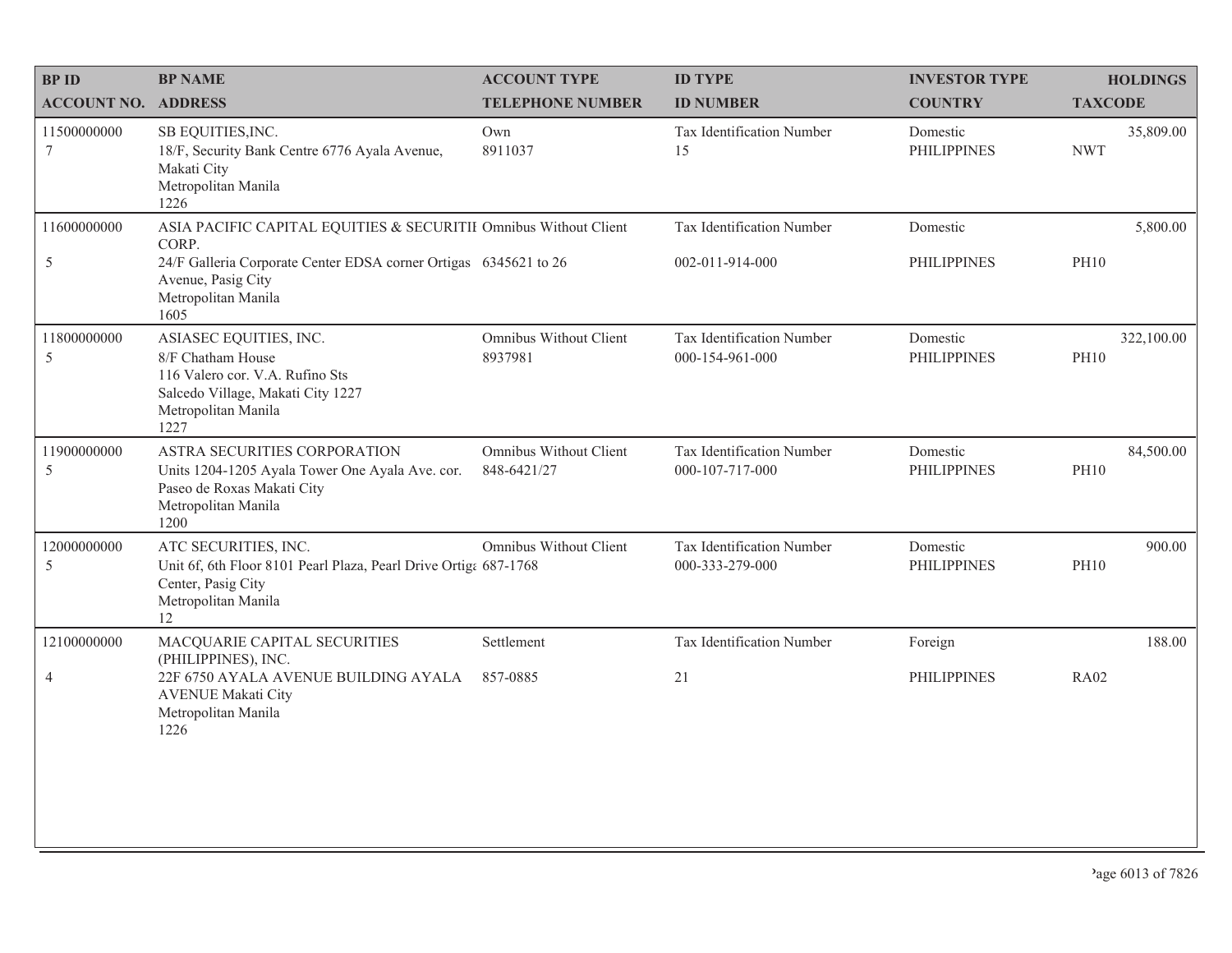| BP ID<br>ACCOUNT NO. | BP NAME<br>ADDRESS | ACCOUNT TYPE<br>TELEPHONE NUMBER | ID TYPE<br>ID NUMBER | INVESTOR TYPE<br>COUNTRY | HOLDINGS<br>TAXCODE |
|---|---|---|---|---|---|
| 11500000000<br>7 | SB EQUITIES,INC.<br>18/F, Security Bank Centre 6776 Ayala Avenue, Makati City<br>Metropolitan Manila<br>1226 | Own<br>8911037 | Tax Identification Number<br>15 | Domestic<br>PHILIPPINES | 35,809.00<br>NWT |
| 11600000000<br>5 | ASIA PACIFIC CAPITAL EQUITIES & SECURITII CORP.<br>24/F Galleria Corporate Center EDSA corner Ortigas Avenue, Pasig City<br>Metropolitan Manila<br>1605 | Omnibus Without Client<br>6345621 to 26 | Tax Identification Number<br>002-011-914-000 | Domestic<br>PHILIPPINES | 5,800.00<br>PH10 |
| 11800000000<br>5 | ASIASEC EQUITIES, INC.<br>8/F Chatham House<br>116 Valero cor. V.A. Rufino Sts<br>Salcedo Village, Makati City 1227<br>Metropolitan Manila<br>1227 | Omnibus Without Client<br>8937981 | Tax Identification Number<br>000-154-961-000 | Domestic<br>PHILIPPINES | 322,100.00<br>PH10 |
| 11900000000<br>5 | ASTRA SECURITIES CORPORATION<br>Units 1204-1205 Ayala Tower One Ayala Ave. cor. Paseo de Roxas Makati City<br>Metropolitan Manila<br>1200 | Omnibus Without Client<br>848-6421/27 | Tax Identification Number<br>000-107-717-000 | Domestic<br>PHILIPPINES | 84,500.00<br>PH10 |
| 12000000000<br>5 | ATC SECURITIES, INC.<br>Unit 6f, 6th Floor 8101 Pearl Plaza, Pearl Drive Ortiga Center, Pasig City<br>Metropolitan Manila<br>12 | Omnibus Without Client<br>687-1768 | Tax Identification Number<br>000-333-279-000 | Domestic<br>PHILIPPINES | 900.00<br>PH10 |
| 12100000000<br>4 | MACQUARIE CAPITAL SECURITIES (PHILIPPINES), INC.<br>22F 6750 AYALA AVENUE BUILDING AYALA AVENUE Makati City<br>Metropolitan Manila<br>1226 | Settlement<br>857-0885 | Tax Identification Number<br>21 | Foreign<br>PHILIPPINES | 188.00<br>RA02 |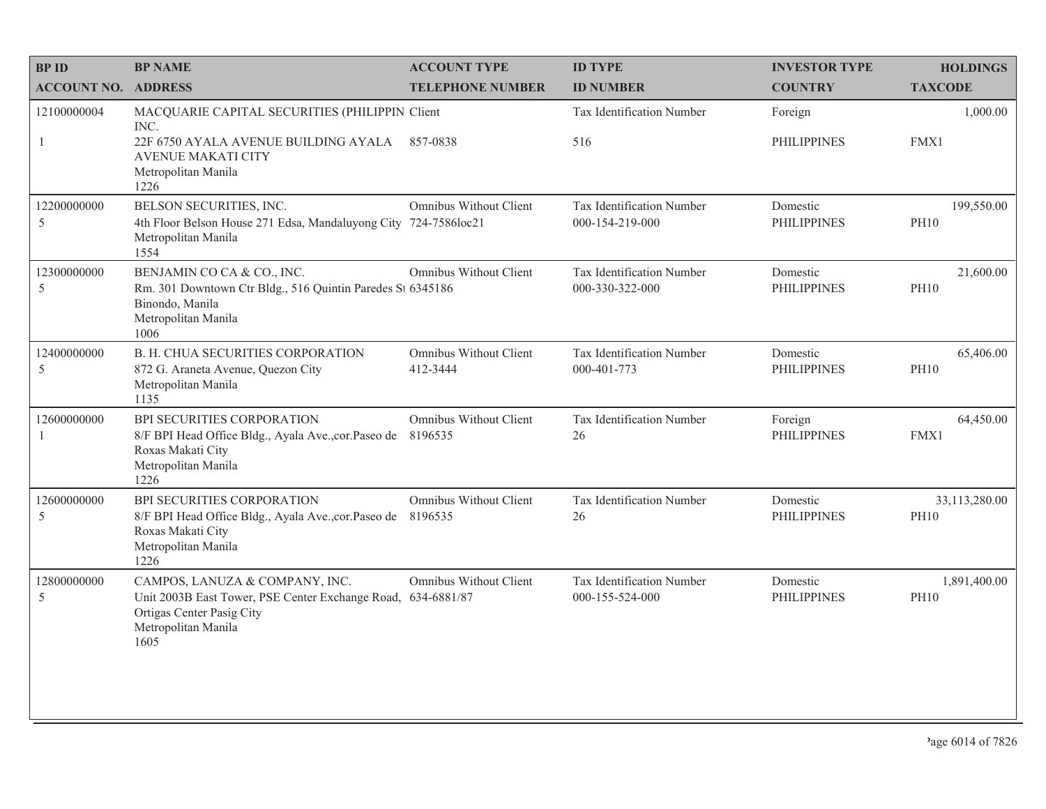| BP ID | BP NAME | ACCOUNT TYPE | ID TYPE | INVESTOR TYPE | HOLDINGS |
|---|---|---|---|---|---|
| ACCOUNT NO. | ADDRESS | TELEPHONE NUMBER | ID NUMBER | COUNTRY | TAXCODE |
| 12100000004 | MACQUARIE CAPITAL SECURITIES (PHILIPPIN INC. | Client | Tax Identification Number | Foreign | 1,000.00 |
| 1 | 22F 6750 AYALA AVENUE BUILDING AYALA AVENUE MAKATI CITY Metropolitan Manila 1226 | 857-0838 | 516 | PHILIPPINES | FMX1 |
| 12200000000 | BELSON SECURITIES, INC. | Omnibus Without Client | Tax Identification Number | Domestic | 199,550.00 |
| 5 | 4th Floor Belson House 271 Edsa, Mandaluyong City Metropolitan Manila 1554 | 724-7586loc21 | 000-154-219-000 | PHILIPPINES | PH10 |
| 12300000000 | BENJAMIN CO CA & CO., INC. | Omnibus Without Client | Tax Identification Number | Domestic | 21,600.00 |
| 5 | Rm. 301 Downtown Ctr Bldg., 516 Quintin Paredes St Binondo, Manila Metropolitan Manila 1006 | 6345186 | 000-330-322-000 | PHILIPPINES | PH10 |
| 12400000000 | B. H. CHUA SECURITIES CORPORATION | Omnibus Without Client | Tax Identification Number | Domestic | 65,406.00 |
| 5 | 872 G. Araneta Avenue, Quezon City Metropolitan Manila 1135 | 412-3444 | 000-401-773 | PHILIPPINES | PH10 |
| 12600000000 | BPI SECURITIES CORPORATION | Omnibus Without Client | Tax Identification Number | Foreign | 64,450.00 |
| 1 | 8/F BPI Head Office Bldg., Ayala Ave.,cor.Paseo de Roxas Makati City Metropolitan Manila 1226 | 8196535 | 26 | PHILIPPINES | FMX1 |
| 12600000000 | BPI SECURITIES CORPORATION | Omnibus Without Client | Tax Identification Number | Domestic | 33,113,280.00 |
| 5 | 8/F BPI Head Office Bldg., Ayala Ave.,cor.Paseo de Roxas Makati City Metropolitan Manila 1226 | 8196535 | 26 | PHILIPPINES | PH10 |
| 12800000000 | CAMPOS, LANUZA & COMPANY, INC. | Omnibus Without Client | Tax Identification Number | Domestic | 1,891,400.00 |
| 5 | Unit 2003B East Tower, PSE Center Exchange Road, Ortigas Center Pasig City Metropolitan Manila 1605 | 634-6881/87 | 000-155-524-000 | PHILIPPINES | PH10 |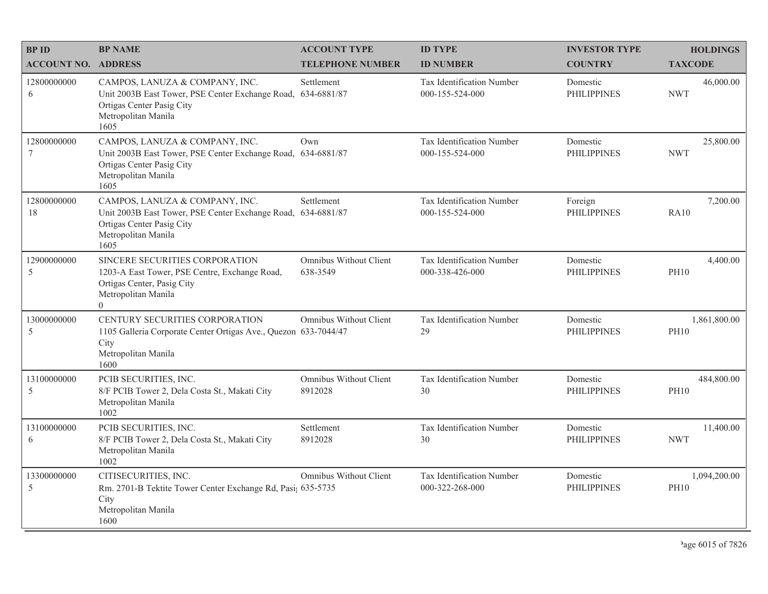| BP ID<br>ACCOUNT NO. | BP NAME<br>ADDRESS | ACCOUNT TYPE<br>TELEPHONE NUMBER | ID TYPE<br>ID NUMBER | INVESTOR TYPE<br>COUNTRY | HOLDINGS<br>TAXCODE |
|---|---|---|---|---|---|
| 12800000000<br>6 | CAMPOS, LANUZA & COMPANY, INC.<br>Unit 2003B East Tower, PSE Center Exchange Road, Ortigas Center Pasig City<br>Metropolitan Manila<br>1605 | Settlement<br>634-6881/87 | Tax Identification Number<br>000-155-524-000 | Domestic<br>PHILIPPINES | 46,000.00<br>NWT |
| 12800000000<br>7 | CAMPOS, LANUZA & COMPANY, INC.<br>Unit 2003B East Tower, PSE Center Exchange Road, Ortigas Center Pasig City<br>Metropolitan Manila<br>1605 | Own<br>634-6881/87 | Tax Identification Number<br>000-155-524-000 | Domestic<br>PHILIPPINES | 25,800.00<br>NWT |
| 12800000000<br>18 | CAMPOS, LANUZA & COMPANY, INC.<br>Unit 2003B East Tower, PSE Center Exchange Road, Ortigas Center Pasig City<br>Metropolitan Manila<br>1605 | Settlement<br>634-6881/87 | Tax Identification Number<br>000-155-524-000 | Foreign<br>PHILIPPINES | 7,200.00<br>RA10 |
| 12900000000<br>5 | SINCERE SECURITIES CORPORATION<br>1203-A East Tower, PSE Centre, Exchange Road, Ortigas Center, Pasig City<br>Metropolitan Manila<br>0 | Omnibus Without Client<br>638-3549 | Tax Identification Number<br>000-338-426-000 | Domestic<br>PHILIPPINES | 4,400.00<br>PH10 |
| 13000000000<br>5 | CENTURY SECURITIES CORPORATION<br>1105 Galleria Corporate Center Ortigas Ave., Quezon City<br>Metropolitan Manila<br>1600 | Omnibus Without Client<br>633-7044/47 | Tax Identification Number<br>29 | Domestic<br>PHILIPPINES | 1,861,800.00<br>PH10 |
| 13100000000<br>5 | PCIB SECURITIES, INC.<br>8/F PCIB Tower 2, Dela Costa St., Makati City<br>Metropolitan Manila<br>1002 | Omnibus Without Client<br>8912028 | Tax Identification Number<br>30 | Domestic<br>PHILIPPINES | 484,800.00<br>PH10 |
| 13100000000<br>6 | PCIB SECURITIES, INC.<br>8/F PCIB Tower 2, Dela Costa St., Makati City<br>Metropolitan Manila<br>1002 | Settlement<br>8912028 | Tax Identification Number<br>30 | Domestic<br>PHILIPPINES | 11,400.00<br>NWT |
| 13300000000<br>5 | CITISECURITIES, INC.<br>Rm. 2701-B Tektite Tower Center Exchange Rd, Pasig City<br>Metropolitan Manila<br>1600 | Omnibus Without Client<br>635-5735 | Tax Identification Number<br>000-322-268-000 | Domestic<br>PHILIPPINES | 1,094,200.00<br>PH10 |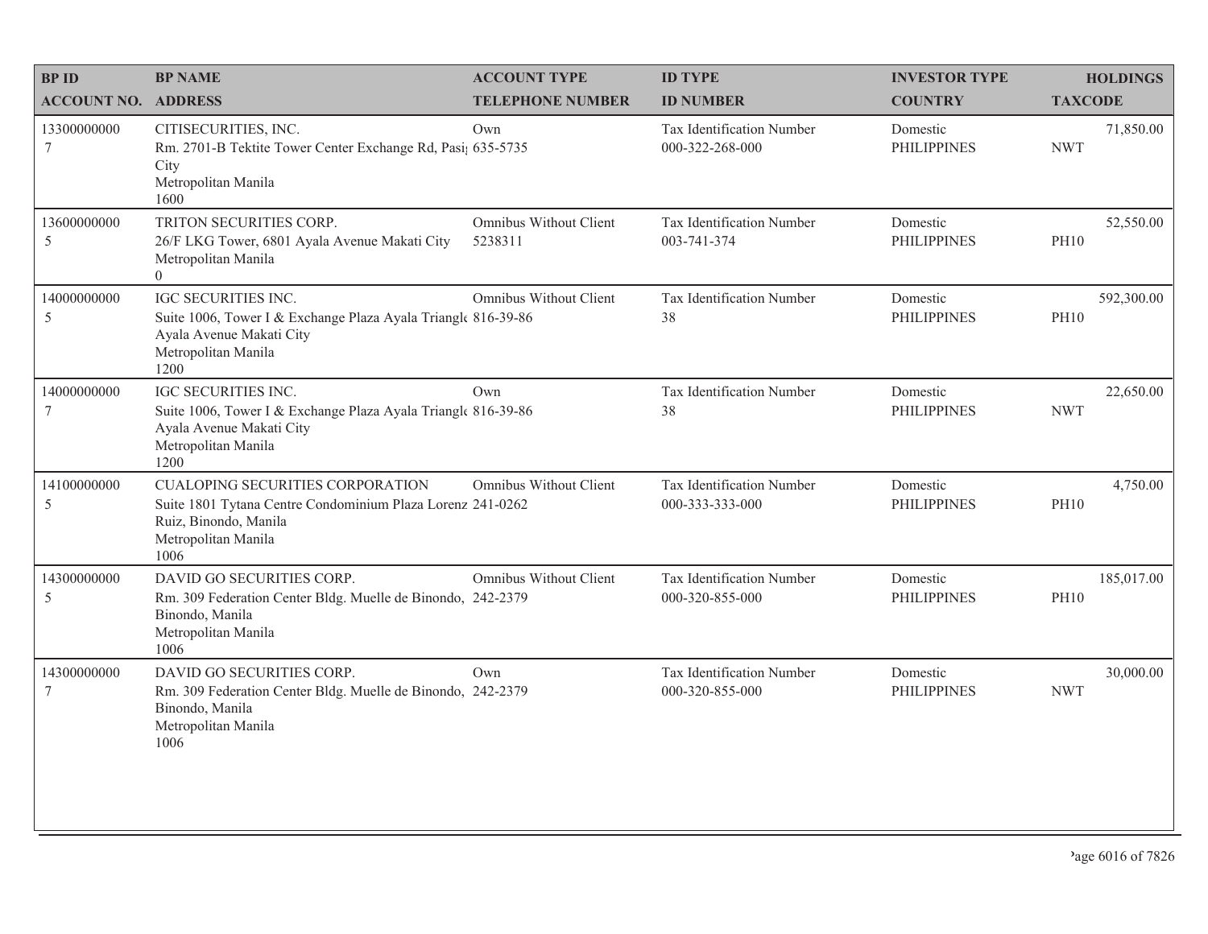| BP ID<br>ACCOUNT NO. | BP NAME<br>ADDRESS | ACCOUNT TYPE<br>TELEPHONE NUMBER | ID TYPE<br>ID NUMBER | INVESTOR TYPE<br>COUNTRY | HOLDINGS<br>TAXCODE |
|---|---|---|---|---|---|
| 13300000000<br>7 | CITISECURITIES, INC.<br>Rm. 2701-B Tektite Tower Center Exchange Rd, Pasi City<br>Metropolitan Manila<br>1600 | Own<br>635-5735 | Tax Identification Number<br>000-322-268-000 | Domestic<br>PHILIPPINES | 71,850.00<br>NWT |
| 13600000000<br>5 | TRITON SECURITIES CORP.<br>26/F LKG Tower, 6801 Ayala Avenue Makati City<br>Metropolitan Manila<br>0 | Omnibus Without Client<br>5238311 | Tax Identification Number<br>003-741-374 | Domestic<br>PHILIPPINES | 52,550.00<br>PH10 |
| 14000000000<br>5 | IGC SECURITIES INC.<br>Suite 1006, Tower I & Exchange Plaza Ayala Triangle Ayala Avenue Makati City<br>Metropolitan Manila<br>1200 | Omnibus Without Client<br>816-39-86 | Tax Identification Number<br>38 | Domestic<br>PHILIPPINES | 592,300.00<br>PH10 |
| 14000000000<br>7 | IGC SECURITIES INC.<br>Suite 1006, Tower I & Exchange Plaza Ayala Triangle Ayala Avenue Makati City<br>Metropolitan Manila<br>1200 | Own<br>816-39-86 | Tax Identification Number<br>38 | Domestic<br>PHILIPPINES | 22,650.00<br>NWT |
| 14100000000<br>5 | CUALOPING SECURITIES CORPORATION<br>Suite 1801 Tytana Centre Condominium Plaza Lorenz Ruiz, Binondo, Manila<br>Metropolitan Manila<br>1006 | Omnibus Without Client<br>241-0262 | Tax Identification Number<br>000-333-333-000 | Domestic<br>PHILIPPINES | 4,750.00<br>PH10 |
| 14300000000<br>5 | DAVID GO SECURITIES CORP.<br>Rm. 309 Federation Center Bldg. Muelle de Binondo, Binondo, Manila<br>Metropolitan Manila<br>1006 | Omnibus Without Client<br>242-2379 | Tax Identification Number<br>000-320-855-000 | Domestic<br>PHILIPPINES | 185,017.00<br>PH10 |
| 14300000000<br>7 | DAVID GO SECURITIES CORP.<br>Rm. 309 Federation Center Bldg. Muelle de Binondo, Binondo, Manila<br>Metropolitan Manila<br>1006 | Own<br>242-2379 | Tax Identification Number<br>000-320-855-000 | Domestic<br>PHILIPPINES | 30,000.00<br>NWT |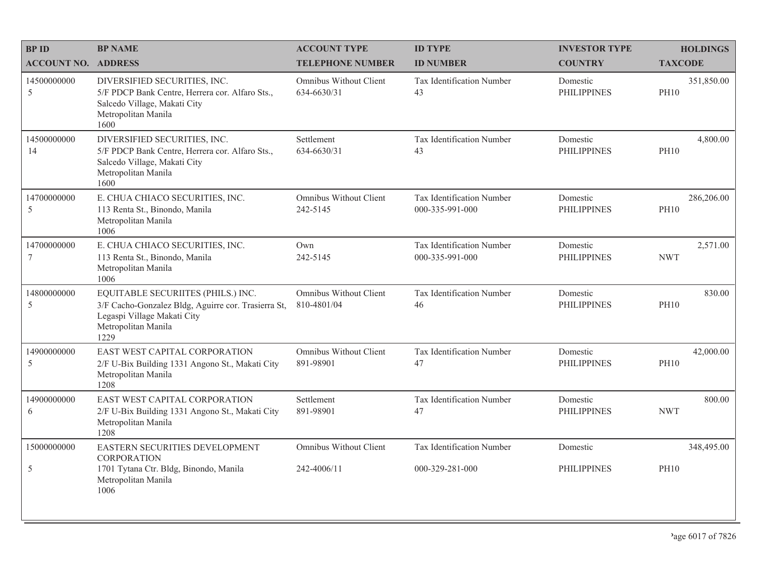| BP ID<br>ACCOUNT NO. | BP NAME<br>ADDRESS | ACCOUNT TYPE<br>TELEPHONE NUMBER | ID TYPE<br>ID NUMBER | INVESTOR TYPE<br>COUNTRY | HOLDINGS<br>TAXCODE |
|---|---|---|---|---|---|
| 14500000000<br>5 | DIVERSIFIED SECURITIES, INC.<br>5/F PDCP Bank Centre, Herrera cor. Alfaro Sts., Salcedo Village, Makati City<br>Metropolitan Manila<br>1600 | Omnibus Without Client<br>634-6630/31 | Tax Identification Number<br>43 | Domestic<br>PHILIPPINES | 351,850.00<br>PH10 |
| 14500000000<br>14 | DIVERSIFIED SECURITIES, INC.<br>5/F PDCP Bank Centre, Herrera cor. Alfaro Sts., Salcedo Village, Makati City<br>Metropolitan Manila<br>1600 | Settlement<br>634-6630/31 | Tax Identification Number<br>43 | Domestic<br>PHILIPPINES | 4,800.00<br>PH10 |
| 14700000000<br>5 | E. CHUA CHIACO SECURITIES, INC.<br>113 Renta St., Binondo, Manila<br>Metropolitan Manila<br>1006 | Omnibus Without Client<br>242-5145 | Tax Identification Number<br>000-335-991-000 | Domestic<br>PHILIPPINES | 286,206.00<br>PH10 |
| 14700000000<br>7 | E. CHUA CHIACO SECURITIES, INC.<br>113 Renta St., Binondo, Manila<br>Metropolitan Manila<br>1006 | Own<br>242-5145 | Tax Identification Number<br>000-335-991-000 | Domestic<br>PHILIPPINES | 2,571.00<br>NWT |
| 14800000000<br>5 | EQUITABLE SECURIITES (PHILS.) INC.<br>3/F Cacho-Gonzalez Bldg, Aguirre cor. Trasierra St, Legaspi Village Makati City<br>Metropolitan Manila<br>1229 | Omnibus Without Client<br>810-4801/04 | Tax Identification Number<br>46 | Domestic<br>PHILIPPINES | 830.00<br>PH10 |
| 14900000000<br>5 | EAST WEST CAPITAL CORPORATION<br>2/F U-Bix Building 1331 Angono St., Makati City<br>Metropolitan Manila<br>1208 | Omnibus Without Client<br>891-98901 | Tax Identification Number<br>47 | Domestic<br>PHILIPPINES | 42,000.00<br>PH10 |
| 14900000000<br>6 | EAST WEST CAPITAL CORPORATION<br>2/F U-Bix Building 1331 Angono St., Makati City<br>Metropolitan Manila<br>1208 | Settlement<br>891-98901 | Tax Identification Number<br>47 | Domestic<br>PHILIPPINES | 800.00<br>NWT |
| 15000000000<br>5 | EASTERN SECURITIES DEVELOPMENT CORPORATION<br>1701 Tytana Ctr. Bldg, Binondo, Manila<br>Metropolitan Manila<br>1006 | Omnibus Without Client<br>242-4006/11 | Tax Identification Number<br>000-329-281-000 | Domestic<br>PHILIPPINES | 348,495.00<br>PH10 |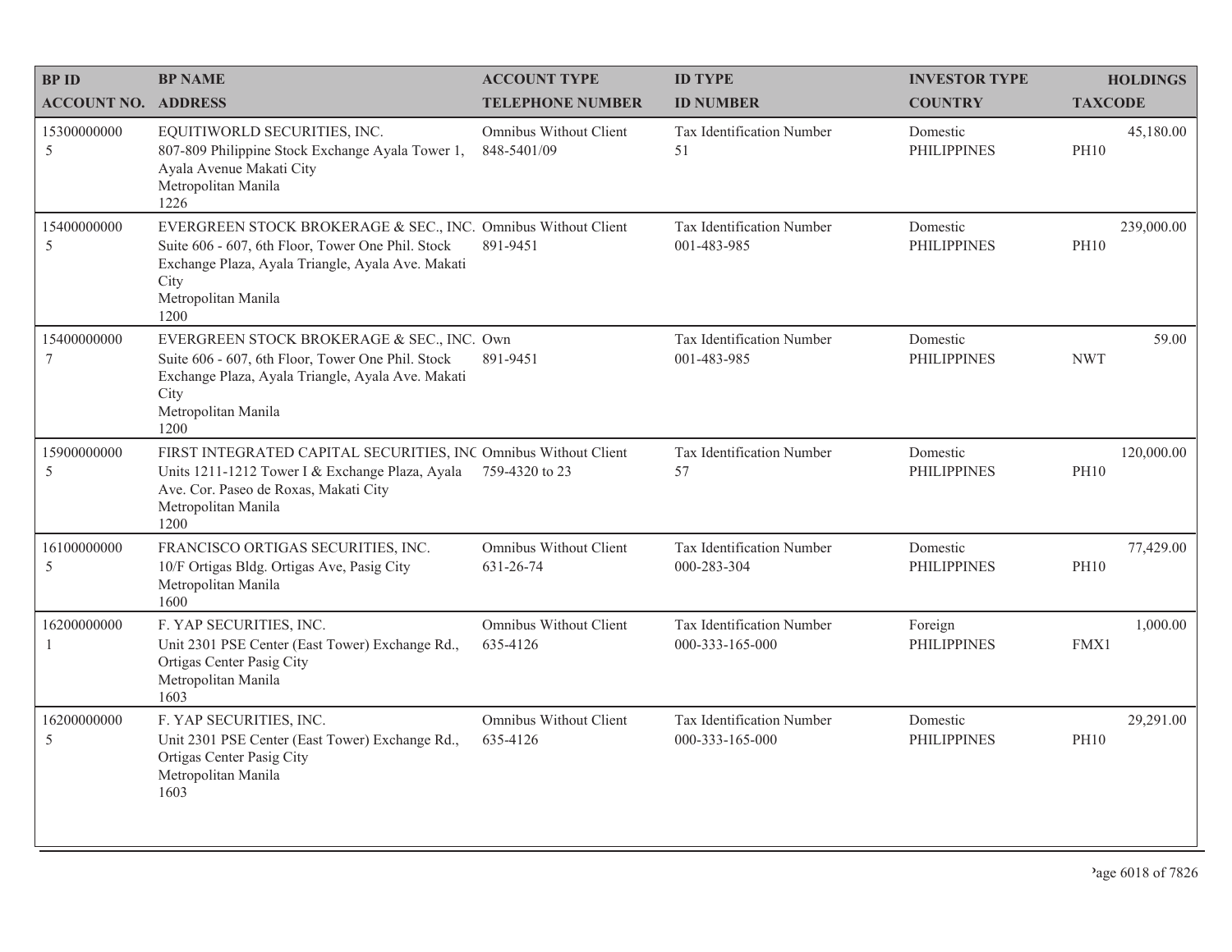| BP ID<br>ACCOUNT NO. | BP NAME<br>ADDRESS | ACCOUNT TYPE<br>TELEPHONE NUMBER | ID TYPE<br>ID NUMBER | INVESTOR TYPE<br>COUNTRY | HOLDINGS<br>TAXCODE |
|---|---|---|---|---|---|
| 15300000000<br>5 | EQUITIWORLD SECURITIES, INC.<br>807-809 Philippine Stock Exchange Ayala Tower 1, Ayala Avenue Makati City<br>Metropolitan Manila<br>1226 | Omnibus Without Client<br>848-5401/09 | Tax Identification Number<br>51 | Domestic<br>PHILIPPINES | 45,180.00<br>PH10 |
| 15400000000<br>5 | EVERGREEN STOCK BROKERAGE & SEC., INC.<br>Suite 606 - 607, 6th Floor, Tower One Phil. Stock Exchange Plaza, Ayala Triangle, Ayala Ave. Makati City<br>Metropolitan Manila<br>1200 | Omnibus Without Client<br>891-9451 | Tax Identification Number<br>001-483-985 | Domestic<br>PHILIPPINES | 239,000.00<br>PH10 |
| 15400000000<br>7 | EVERGREEN STOCK BROKERAGE & SEC., INC.<br>Suite 606 - 607, 6th Floor, Tower One Phil. Stock Exchange Plaza, Ayala Triangle, Ayala Ave. Makati City<br>Metropolitan Manila<br>1200 | Own<br>891-9451 | Tax Identification Number<br>001-483-985 | Domestic<br>PHILIPPINES | 59.00<br>NWT |
| 15900000000<br>5 | FIRST INTEGRATED CAPITAL SECURITIES, INC<br>Units 1211-1212 Tower I & Exchange Plaza, Ayala Ave. Cor. Paseo de Roxas, Makati City<br>Metropolitan Manila<br>1200 | Omnibus Without Client<br>759-4320 to 23 | Tax Identification Number<br>57 | Domestic<br>PHILIPPINES | 120,000.00<br>PH10 |
| 16100000000<br>5 | FRANCISCO ORTIGAS SECURITIES, INC.<br>10/F Ortigas Bldg. Ortigas Ave, Pasig City<br>Metropolitan Manila<br>1600 | Omnibus Without Client<br>631-26-74 | Tax Identification Number<br>000-283-304 | Domestic<br>PHILIPPINES | 77,429.00<br>PH10 |
| 16200000000<br>1 | F. YAP SECURITIES, INC.<br>Unit 2301 PSE Center (East Tower) Exchange Rd., Ortigas Center Pasig City<br>Metropolitan Manila<br>1603 | Omnibus Without Client<br>635-4126 | Tax Identification Number<br>000-333-165-000 | Foreign<br>PHILIPPINES | 1,000.00<br>FMX1 |
| 16200000000<br>5 | F. YAP SECURITIES, INC.<br>Unit 2301 PSE Center (East Tower) Exchange Rd., Ortigas Center Pasig City<br>Metropolitan Manila<br>1603 | Omnibus Without Client<br>635-4126 | Tax Identification Number<br>000-333-165-000 | Domestic<br>PHILIPPINES | 29,291.00<br>PH10 |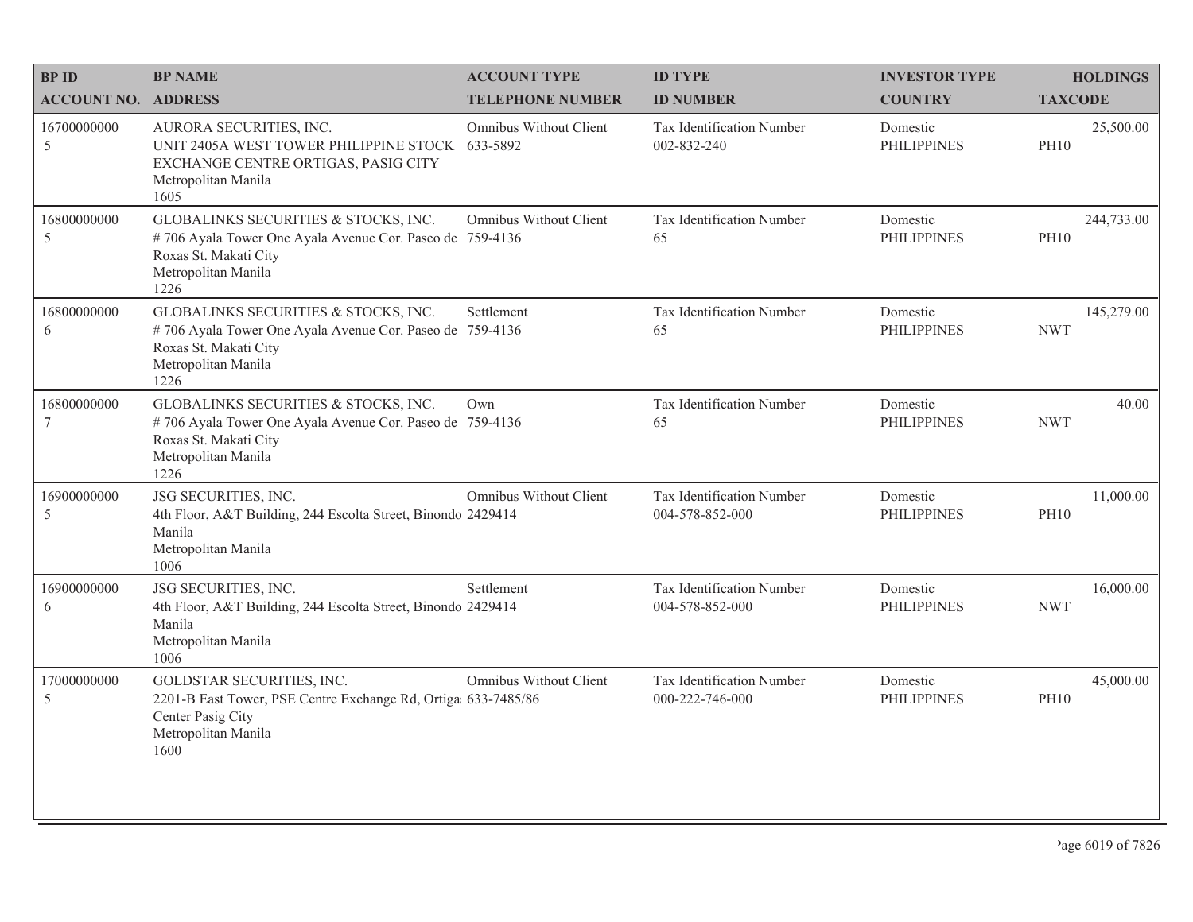| BP ID<br>ACCOUNT NO. | BP NAME<br>ADDRESS | ACCOUNT TYPE<br>TELEPHONE NUMBER | ID TYPE<br>ID NUMBER | INVESTOR TYPE<br>COUNTRY | HOLDINGS<br>TAXCODE |
|---|---|---|---|---|---|
| 16700000000<br>5 | AURORA SECURITIES, INC.<br>UNIT 2405A WEST TOWER PHILIPPINE STOCK EXCHANGE CENTRE ORTIGAS, PASIG CITY<br>Metropolitan Manila<br>1605 | Omnibus Without Client<br>633-5892 | Tax Identification Number<br>002-832-240 | Domestic<br>PHILIPPINES | 25,500.00<br>PH10 |
| 16800000000<br>5 | GLOBALINKS SECURITIES & STOCKS, INC.<br># 706 Ayala Tower One Ayala Avenue Cor. Paseo de Roxas St. Makati City<br>Metropolitan Manila<br>1226 | Omnibus Without Client<br>759-4136 | Tax Identification Number<br>65 | Domestic<br>PHILIPPINES | 244,733.00<br>PH10 |
| 16800000000<br>6 | GLOBALINKS SECURITIES & STOCKS, INC.<br># 706 Ayala Tower One Ayala Avenue Cor. Paseo de Roxas St. Makati City<br>Metropolitan Manila<br>1226 | Settlement<br>759-4136 | Tax Identification Number<br>65 | Domestic<br>PHILIPPINES | 145,279.00<br>NWT |
| 16800000000<br>7 | GLOBALINKS SECURITIES & STOCKS, INC.<br># 706 Ayala Tower One Ayala Avenue Cor. Paseo de Roxas St. Makati City<br>Metropolitan Manila<br>1226 | Own<br>759-4136 | Tax Identification Number<br>65 | Domestic<br>PHILIPPINES | 40.00<br>NWT |
| 16900000000<br>5 | JSG SECURITIES, INC.<br>4th Floor, A&T Building, 244 Escolta Street, Binondo Manila<br>Metropolitan Manila<br>1006 | Omnibus Without Client<br>2429414 | Tax Identification Number<br>004-578-852-000 | Domestic<br>PHILIPPINES | 11,000.00<br>PH10 |
| 16900000000<br>6 | JSG SECURITIES, INC.<br>4th Floor, A&T Building, 244 Escolta Street, Binondo Manila<br>Metropolitan Manila<br>1006 | Settlement<br>2429414 | Tax Identification Number<br>004-578-852-000 | Domestic<br>PHILIPPINES | 16,000.00<br>NWT |
| 17000000000<br>5 | GOLDSTAR SECURITIES, INC.<br>2201-B East Tower, PSE Centre Exchange Rd, Ortigas Center Pasig City<br>Metropolitan Manila<br>1600 | Omnibus Without Client<br>633-7485/86 | Tax Identification Number<br>000-222-746-000 | Domestic<br>PHILIPPINES | 45,000.00<br>PH10 |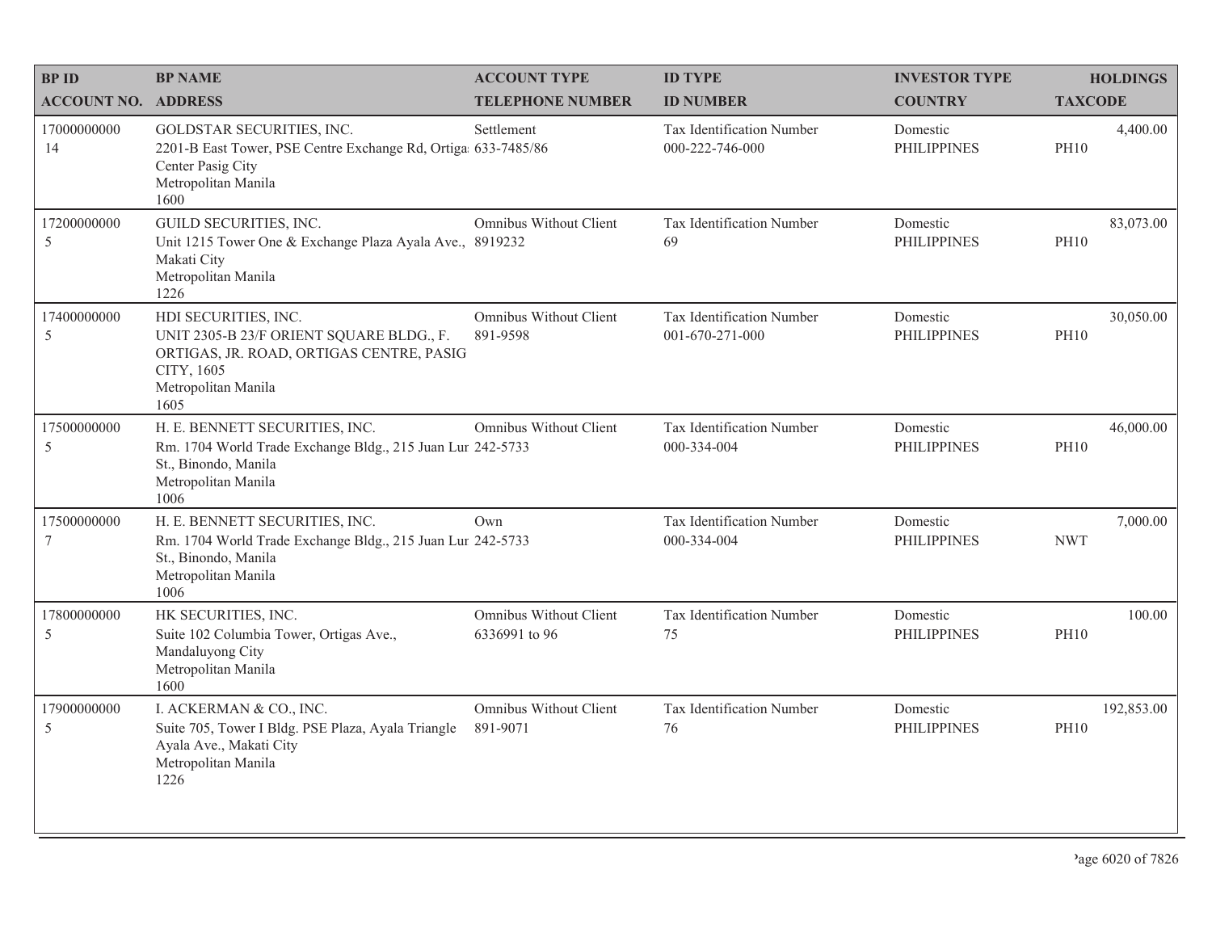| BP ID<br>ACCOUNT NO. | BP NAME<br>ADDRESS | ACCOUNT TYPE<br>TELEPHONE NUMBER | ID TYPE<br>ID NUMBER | INVESTOR TYPE<br>COUNTRY | HOLDINGS<br>TAXCODE |
|---|---|---|---|---|---|
| 17000000000<br>14 | GOLDSTAR SECURITIES, INC.<br>2201-B East Tower, PSE Centre Exchange Rd, Ortiga Center Pasig City<br>Metropolitan Manila<br>1600 | Settlement<br>633-7485/86 | Tax Identification Number<br>000-222-746-000 | Domestic<br>PHILIPPINES | 4,400.00<br>PH10 |
| 17200000000<br>5 | GUILD SECURITIES, INC.<br>Unit 1215 Tower One & Exchange Plaza Ayala Ave., Makati City<br>Metropolitan Manila<br>1226 | Omnibus Without Client<br>8919232 | Tax Identification Number<br>69 | Domestic<br>PHILIPPINES | 83,073.00<br>PH10 |
| 17400000000<br>5 | HDI SECURITIES, INC.<br>UNIT 2305-B 23/F ORIENT SQUARE BLDG., F. ORTIGAS, JR. ROAD, ORTIGAS CENTRE, PASIG CITY, 1605<br>Metropolitan Manila<br>1605 | Omnibus Without Client<br>891-9598 | Tax Identification Number<br>001-670-271-000 | Domestic<br>PHILIPPINES | 30,050.00<br>PH10 |
| 17500000000<br>5 | H. E. BENNETT SECURITIES, INC.<br>Rm. 1704 World Trade Exchange Bldg., 215 Juan Lur St., Binondo, Manila<br>Metropolitan Manila<br>1006 | Omnibus Without Client<br>242-5733 | Tax Identification Number<br>000-334-004 | Domestic<br>PHILIPPINES | 46,000.00<br>PH10 |
| 17500000000<br>7 | H. E. BENNETT SECURITIES, INC.<br>Rm. 1704 World Trade Exchange Bldg., 215 Juan Lur St., Binondo, Manila<br>Metropolitan Manila<br>1006 | Own<br>242-5733 | Tax Identification Number<br>000-334-004 | Domestic<br>PHILIPPINES | 7,000.00<br>NWT |
| 17800000000<br>5 | HK SECURITIES, INC.<br>Suite 102 Columbia Tower, Ortigas Ave., Mandaluyong City<br>Metropolitan Manila<br>1600 | Omnibus Without Client<br>6336991 to 96 | Tax Identification Number<br>75 | Domestic<br>PHILIPPINES | 100.00<br>PH10 |
| 17900000000<br>5 | I. ACKERMAN & CO., INC.<br>Suite 705, Tower I Bldg. PSE Plaza, Ayala Triangle Ayala Ave., Makati City<br>Metropolitan Manila<br>1226 | Omnibus Without Client<br>891-9071 | Tax Identification Number<br>76 | Domestic<br>PHILIPPINES | 192,853.00<br>PH10 |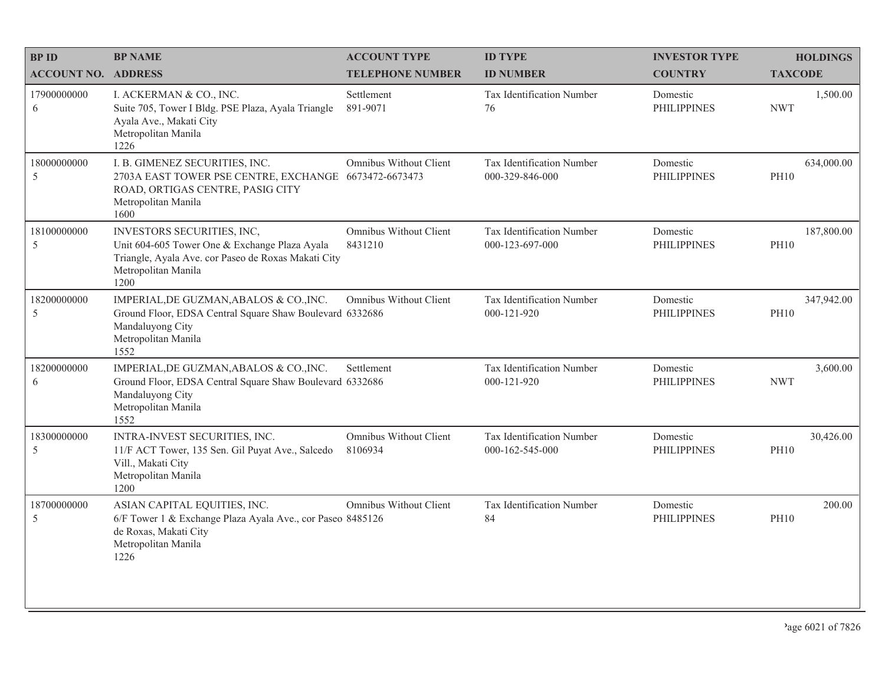| BP ID<br>ACCOUNT NO. | BP NAME<br>ADDRESS | ACCOUNT TYPE<br>TELEPHONE NUMBER | ID TYPE<br>ID NUMBER | INVESTOR TYPE<br>COUNTRY | HOLDINGS<br>TAXCODE |
|---|---|---|---|---|---|
| 17900000000<br>6 | I. ACKERMAN & CO., INC.<br>Suite 705, Tower I Bldg. PSE Plaza, Ayala Triangle Ayala Ave., Makati City<br>Metropolitan Manila<br>1226 | Settlement<br>891-9071 | Tax Identification Number<br>76 | Domestic<br>PHILIPPINES | 1,500.00<br>NWT |
| 18000000000<br>5 | I. B. GIMENEZ SECURITIES, INC.<br>2703A EAST TOWER PSE CENTRE, EXCHANGE ROAD, ORTIGAS CENTRE, PASIG CITY<br>Metropolitan Manila<br>1600 | Omnibus Without Client<br>6673472-6673473 | Tax Identification Number<br>000-329-846-000 | Domestic<br>PHILIPPINES | 634,000.00<br>PH10 |
| 18100000000<br>5 | INVESTORS SECURITIES, INC,<br>Unit 604-605 Tower One & Exchange Plaza Ayala Triangle, Ayala Ave. cor Paseo de Roxas Makati City<br>Metropolitan Manila<br>1200 | Omnibus Without Client<br>8431210 | Tax Identification Number<br>000-123-697-000 | Domestic<br>PHILIPPINES | 187,800.00<br>PH10 |
| 18200000000<br>5 | IMPERIAL,DE GUZMAN,ABALOS & CO.,INC.<br>Ground Floor, EDSA Central Square Shaw Boulevard Mandaluyong City<br>Metropolitan Manila<br>1552 | Omnibus Without Client<br>6332686 | Tax Identification Number<br>000-121-920 | Domestic<br>PHILIPPINES | 347,942.00<br>PH10 |
| 18200000000<br>6 | IMPERIAL,DE GUZMAN,ABALOS & CO.,INC.<br>Ground Floor, EDSA Central Square Shaw Boulevard Mandaluyong City<br>Metropolitan Manila<br>1552 | Settlement<br>6332686 | Tax Identification Number<br>000-121-920 | Domestic<br>PHILIPPINES | 3,600.00<br>NWT |
| 18300000000<br>5 | INTRA-INVEST SECURITIES, INC.<br>11/F ACT Tower, 135 Sen. Gil Puyat Ave., Salcedo Vill., Makati City<br>Metropolitan Manila<br>1200 | Omnibus Without Client<br>8106934 | Tax Identification Number<br>000-162-545-000 | Domestic<br>PHILIPPINES | 30,426.00<br>PH10 |
| 18700000000<br>5 | ASIAN CAPITAL EQUITIES, INC.<br>6/F Tower 1 & Exchange Plaza Ayala Ave., cor Paseo de Roxas, Makati City<br>Metropolitan Manila<br>1226 | Omnibus Without Client<br>8485126 | Tax Identification Number<br>84 | Domestic<br>PHILIPPINES | 200.00<br>PH10 |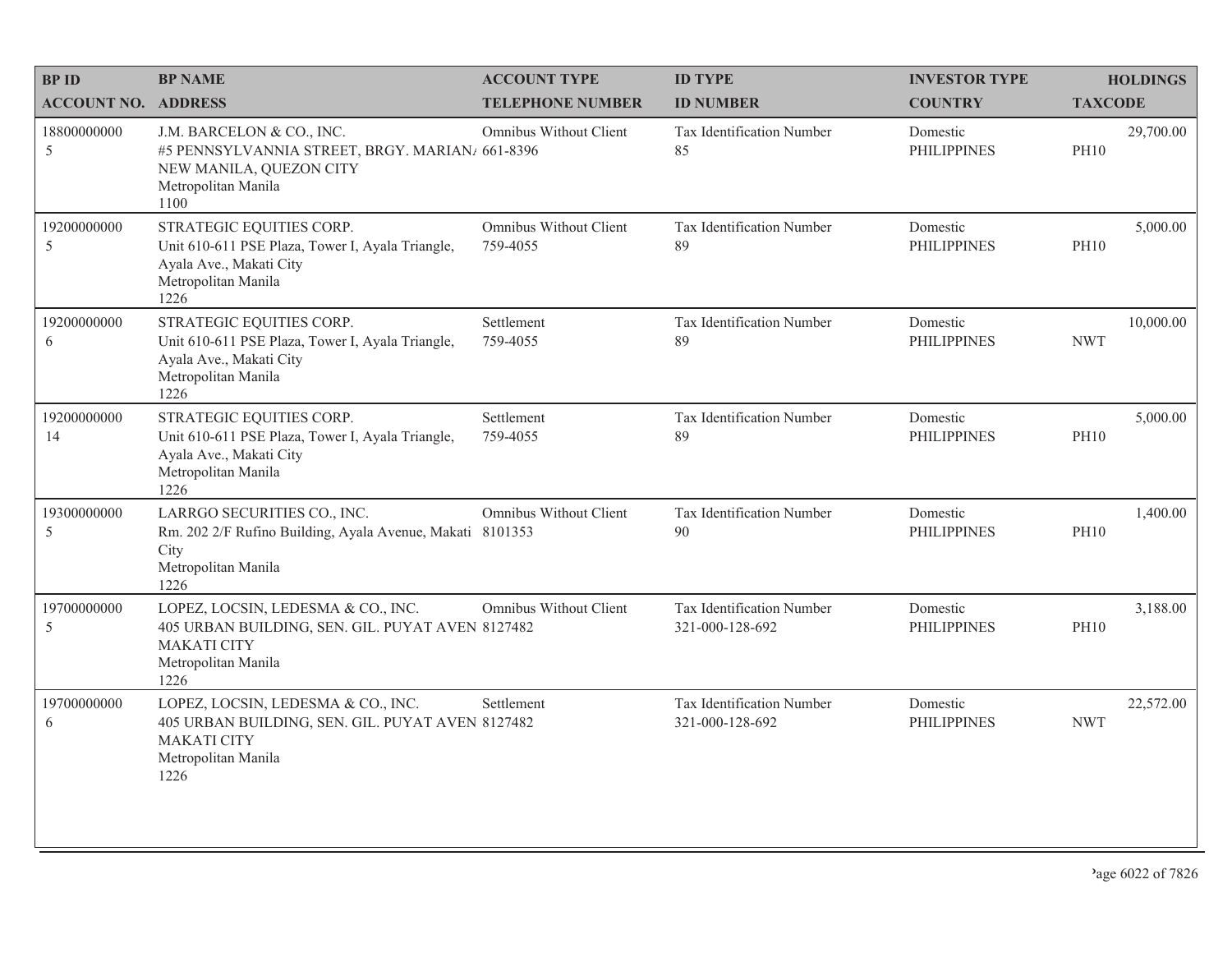| BP ID<br>ACCOUNT NO. | BP NAME<br>ADDRESS | ACCOUNT TYPE<br>TELEPHONE NUMBER | ID TYPE<br>ID NUMBER | INVESTOR TYPE<br>COUNTRY | HOLDINGS<br>TAXCODE |
|---|---|---|---|---|---|
| 18800000000<br>5 | J.M. BARCELON & CO., INC.<br>#5 PENNSYLVANNIA STREET, BRGY. MARIAN/<br>NEW MANILA, QUEZON CITY<br>Metropolitan Manila<br>1100 | Omnibus Without Client<br>661-8396 | Tax Identification Number<br>85 | Domestic<br>PHILIPPINES | 29,700.00<br>PH10 |
| 19200000000<br>5 | STRATEGIC EQUITIES CORP.<br>Unit 610-611 PSE Plaza, Tower I, Ayala Triangle, Ayala Ave., Makati City<br>Metropolitan Manila<br>1226 | Omnibus Without Client<br>759-4055 | Tax Identification Number<br>89 | Domestic<br>PHILIPPINES | 5,000.00<br>PH10 |
| 19200000000<br>6 | STRATEGIC EQUITIES CORP.<br>Unit 610-611 PSE Plaza, Tower I, Ayala Triangle, Ayala Ave., Makati City<br>Metropolitan Manila<br>1226 | Settlement<br>759-4055 | Tax Identification Number<br>89 | Domestic<br>PHILIPPINES | 10,000.00<br>NWT |
| 19200000000<br>14 | STRATEGIC EQUITIES CORP.<br>Unit 610-611 PSE Plaza, Tower I, Ayala Triangle, Ayala Ave., Makati City<br>Metropolitan Manila<br>1226 | Settlement<br>759-4055 | Tax Identification Number<br>89 | Domestic<br>PHILIPPINES | 5,000.00<br>PH10 |
| 19300000000<br>5 | LARRGO SECURITIES CO., INC.<br>Rm. 202 2/F Rufino Building, Ayala Avenue, Makati City<br>Metropolitan Manila<br>1226 | Omnibus Without Client<br>8101353 | Tax Identification Number<br>90 | Domestic<br>PHILIPPINES | 1,400.00<br>PH10 |
| 19700000000<br>5 | LOPEZ, LOCSIN, LEDESMA & CO., INC.<br>405 URBAN BUILDING, SEN. GIL. PUYAT AVEN<br>MAKATI CITY<br>Metropolitan Manila<br>1226 | Omnibus Without Client<br>8127482 | Tax Identification Number<br>321-000-128-692 | Domestic<br>PHILIPPINES | 3,188.00<br>PH10 |
| 19700000000<br>6 | LOPEZ, LOCSIN, LEDESMA & CO., INC.<br>405 URBAN BUILDING, SEN. GIL. PUYAT AVEN<br>MAKATI CITY<br>Metropolitan Manila<br>1226 | Settlement<br>8127482 | Tax Identification Number<br>321-000-128-692 | Domestic<br>PHILIPPINES | 22,572.00<br>NWT |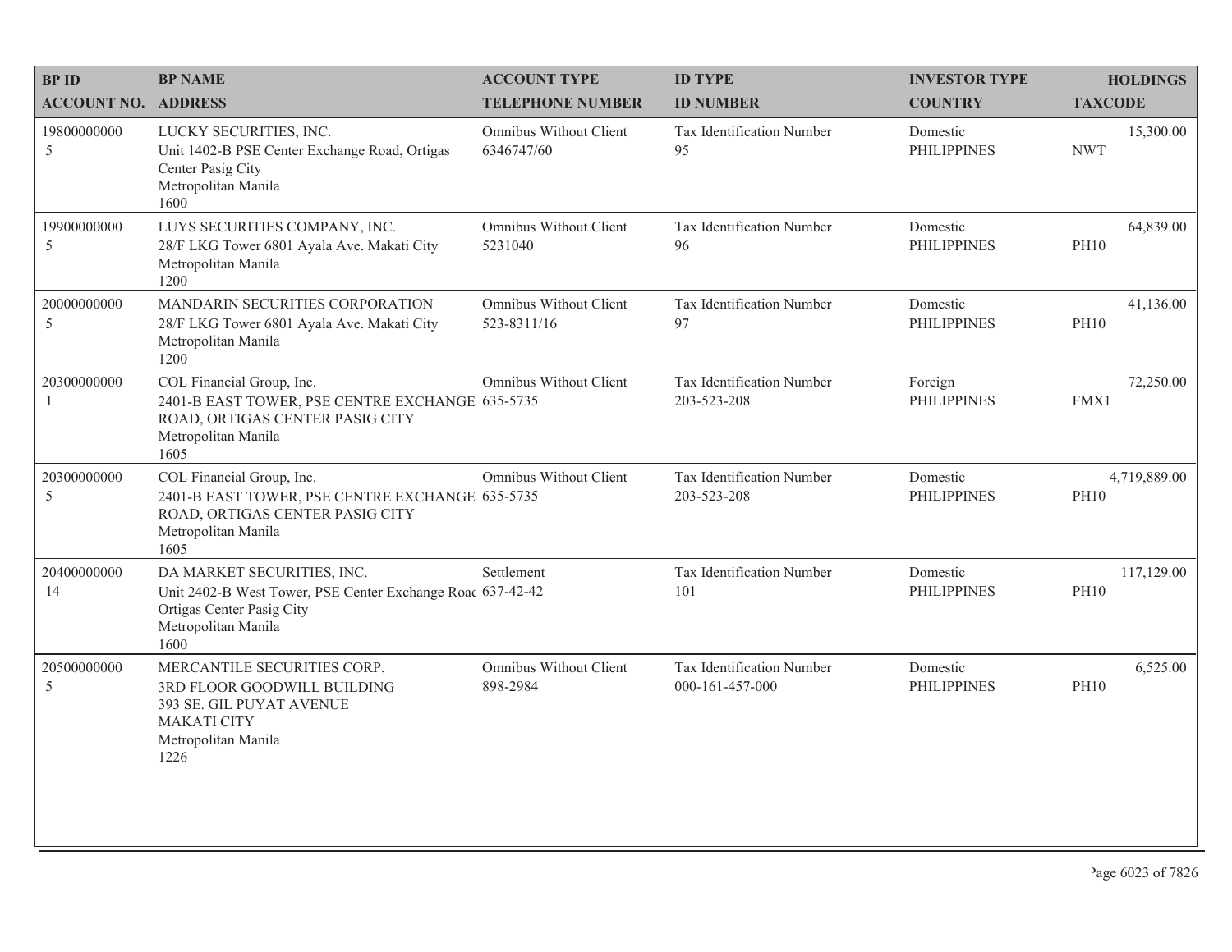| BP ID<br>ACCOUNT NO. | BP NAME<br>ADDRESS | ACCOUNT TYPE<br>TELEPHONE NUMBER | ID TYPE<br>ID NUMBER | INVESTOR TYPE<br>COUNTRY | HOLDINGS<br>TAXCODE |
|---|---|---|---|---|---|
| 19800000000<br>5 | LUCKY SECURITIES, INC.<br>Unit 1402-B PSE Center Exchange Road, Ortigas Center Pasig City<br>Metropolitan Manila<br>1600 | Omnibus Without Client<br>6346747/60 | Tax Identification Number<br>95 | Domestic<br>PHILIPPINES | 15,300.00<br>NWT |
| 19900000000<br>5 | LUYS SECURITIES COMPANY, INC.<br>28/F LKG Tower 6801 Ayala Ave. Makati City<br>Metropolitan Manila<br>1200 | Omnibus Without Client<br>5231040 | Tax Identification Number<br>96 | Domestic<br>PHILIPPINES | 64,839.00<br>PH10 |
| 20000000000<br>5 | MANDARIN SECURITIES CORPORATION<br>28/F LKG Tower 6801 Ayala Ave. Makati City<br>Metropolitan Manila<br>1200 | Omnibus Without Client<br>523-8311/16 | Tax Identification Number<br>97 | Domestic<br>PHILIPPINES | 41,136.00<br>PH10 |
| 20300000000<br>1 | COL Financial Group, Inc.<br>2401-B EAST TOWER, PSE CENTRE EXCHANGE ROAD, ORTIGAS CENTER PASIG CITY<br>Metropolitan Manila<br>1605 | Omnibus Without Client<br>635-5735 | Tax Identification Number<br>203-523-208 | Foreign<br>PHILIPPINES | 72,250.00<br>FMX1 |
| 20300000000<br>5 | COL Financial Group, Inc.<br>2401-B EAST TOWER, PSE CENTRE EXCHANGE ROAD, ORTIGAS CENTER PASIG CITY<br>Metropolitan Manila<br>1605 | Omnibus Without Client<br>635-5735 | Tax Identification Number<br>203-523-208 | Domestic<br>PHILIPPINES | 4,719,889.00<br>PH10 |
| 20400000000<br>14 | DA MARKET SECURITIES, INC.<br>Unit 2402-B West Tower, PSE Center Exchange Roac Ortigas Center Pasig City<br>Metropolitan Manila<br>1600 | Settlement<br>637-42-42 | Tax Identification Number<br>101 | Domestic<br>PHILIPPINES | 117,129.00<br>PH10 |
| 20500000000<br>5 | MERCANTILE SECURITIES CORP.<br>3RD FLOOR GOODWILL BUILDING<br>393 SE. GIL PUYAT AVENUE<br>MAKATI CITY<br>Metropolitan Manila<br>1226 | Omnibus Without Client<br>898-2984 | Tax Identification Number<br>000-161-457-000 | Domestic<br>PHILIPPINES | 6,525.00<br>PH10 |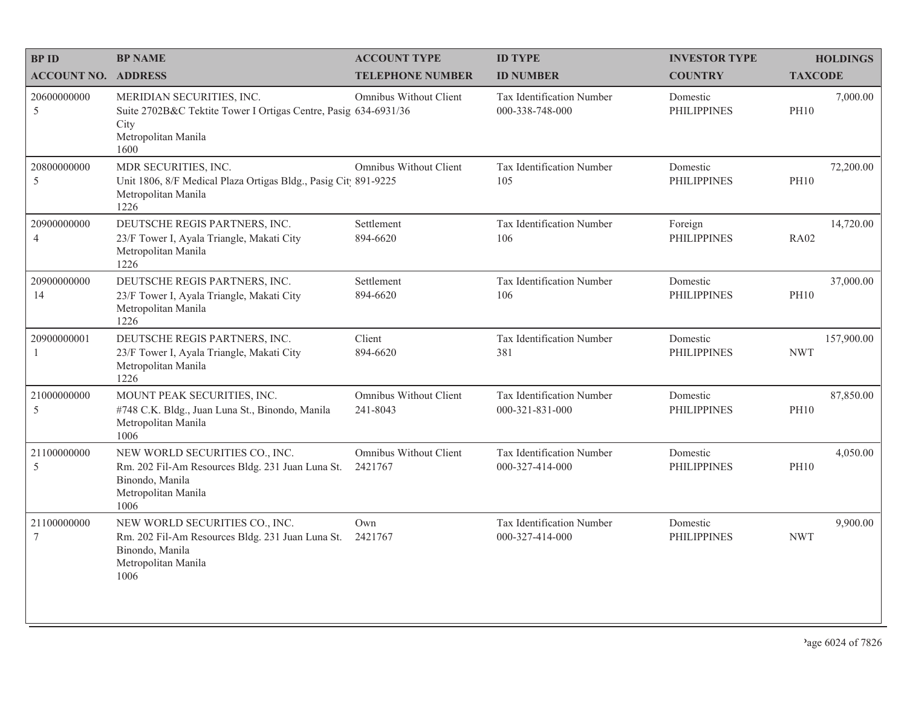| BP ID<br>ACCOUNT NO. | BP NAME<br>ADDRESS | ACCOUNT TYPE<br>TELEPHONE NUMBER | ID TYPE<br>ID NUMBER | INVESTOR TYPE<br>COUNTRY | HOLDINGS<br>TAXCODE |
|---|---|---|---|---|---|
| 20600000000<br>5 | MERIDIAN SECURITIES, INC.<br>Suite 2702B&C Tektite Tower I Ortigas Centre, Pasig City<br>Metropolitan Manila<br>1600 | Omnibus Without Client<br>634-6931/36 | Tax Identification Number<br>000-338-748-000 | Domestic<br>PHILIPPINES | 7,000.00<br>PH10 |
| 20800000000<br>5 | MDR SECURITIES, INC.<br>Unit 1806, 8/F Medical Plaza Ortigas Bldg., Pasig City<br>Metropolitan Manila<br>1226 | Omnibus Without Client<br>891-9225 | Tax Identification Number<br>105 | Domestic<br>PHILIPPINES | 72,200.00<br>PH10 |
| 20900000000<br>4 | DEUTSCHE REGIS PARTNERS, INC.<br>23/F Tower I, Ayala Triangle, Makati City<br>Metropolitan Manila<br>1226 | Settlement<br>894-6620 | Tax Identification Number<br>106 | Foreign<br>PHILIPPINES | 14,720.00<br>RA02 |
| 20900000000<br>14 | DEUTSCHE REGIS PARTNERS, INC.<br>23/F Tower I, Ayala Triangle, Makati City<br>Metropolitan Manila<br>1226 | Settlement<br>894-6620 | Tax Identification Number<br>106 | Domestic<br>PHILIPPINES | 37,000.00<br>PH10 |
| 20900000001<br>1 | DEUTSCHE REGIS PARTNERS, INC.<br>23/F Tower I, Ayala Triangle, Makati City<br>Metropolitan Manila<br>1226 | Client<br>894-6620 | Tax Identification Number<br>381 | Domestic<br>PHILIPPINES | 157,900.00<br>NWT |
| 21000000000<br>5 | MOUNT PEAK SECURITIES, INC.<br>#748 C.K. Bldg., Juan Luna St., Binondo, Manila<br>Metropolitan Manila<br>1006 | Omnibus Without Client<br>241-8043 | Tax Identification Number<br>000-321-831-000 | Domestic<br>PHILIPPINES | 87,850.00<br>PH10 |
| 21100000000<br>5 | NEW WORLD SECURITIES CO., INC.<br>Rm. 202 Fil-Am Resources Bldg. 231 Juan Luna St. Binondo, Manila<br>Metropolitan Manila<br>1006 | Omnibus Without Client<br>2421767 | Tax Identification Number<br>000-327-414-000 | Domestic<br>PHILIPPINES | 4,050.00<br>PH10 |
| 21100000000<br>7 | NEW WORLD SECURITIES CO., INC.<br>Rm. 202 Fil-Am Resources Bldg. 231 Juan Luna St. Binondo, Manila<br>Metropolitan Manila<br>1006 | Own<br>2421767 | Tax Identification Number<br>000-327-414-000 | Domestic<br>PHILIPPINES | 9,900.00<br>NWT |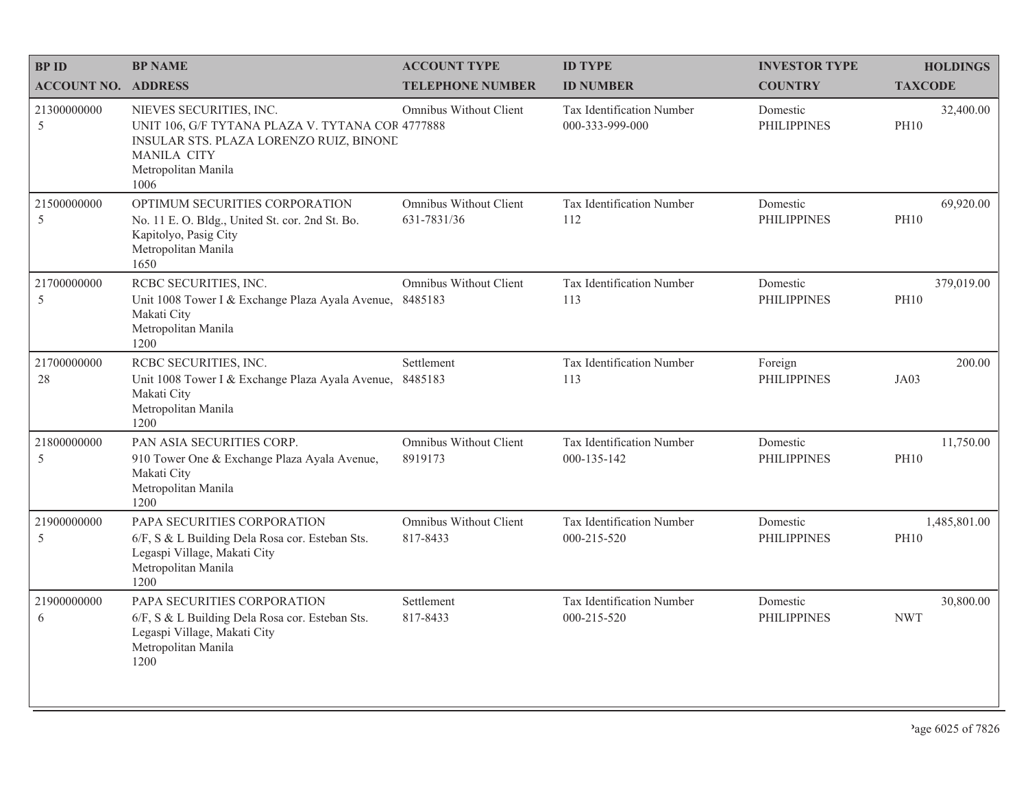| BP ID<br>ACCOUNT NO. | BP NAME<br>ADDRESS | ACCOUNT TYPE<br>TELEPHONE NUMBER | ID TYPE<br>ID NUMBER | INVESTOR TYPE<br>COUNTRY | HOLDINGS<br>TAXCODE |
|---|---|---|---|---|---|
| 21300000000<br>5 | NIEVES SECURITIES, INC.<br>UNIT 106, G/F TYTANA PLAZA V. TYTANA COR INSULAR STS. PLAZA LORENZO RUIZ, BINOND MANILA CITY<br>Metropolitan Manila<br>1006 | Omnibus Without Client<br>4777888 | Tax Identification Number<br>000-333-999-000 | Domestic<br>PHILIPPINES | 32,400.00<br>PH10 |
| 21500000000<br>5 | OPTIMUM SECURITIES CORPORATION<br>No. 11 E. O. Bldg., United St. cor. 2nd St. Bo. Kapitolyo, Pasig City<br>Metropolitan Manila<br>1650 | Omnibus Without Client<br>631-7831/36 | Tax Identification Number<br>112 | Domestic<br>PHILIPPINES | 69,920.00<br>PH10 |
| 21700000000<br>5 | RCBC SECURITIES, INC.<br>Unit 1008 Tower I & Exchange Plaza Ayala Avenue, Makati City<br>Metropolitan Manila<br>1200 | Omnibus Without Client<br>8485183 | Tax Identification Number<br>113 | Domestic<br>PHILIPPINES | 379,019.00<br>PH10 |
| 21700000000<br>28 | RCBC SECURITIES, INC.<br>Unit 1008 Tower I & Exchange Plaza Ayala Avenue, Makati City<br>Metropolitan Manila<br>1200 | Settlement<br>8485183 | Tax Identification Number<br>113 | Foreign<br>PHILIPPINES | 200.00<br>JA03 |
| 21800000000<br>5 | PAN ASIA SECURITIES CORP.<br>910 Tower One & Exchange Plaza Ayala Avenue, Makati City<br>Metropolitan Manila<br>1200 | Omnibus Without Client<br>8919173 | Tax Identification Number<br>000-135-142 | Domestic<br>PHILIPPINES | 11,750.00<br>PH10 |
| 21900000000<br>5 | PAPA SECURITIES CORPORATION<br>6/F, S & L Building Dela Rosa cor. Esteban Sts. Legaspi Village, Makati City<br>Metropolitan Manila<br>1200 | Omnibus Without Client<br>817-8433 | Tax Identification Number<br>000-215-520 | Domestic<br>PHILIPPINES | 1,485,801.00<br>PH10 |
| 21900000000<br>6 | PAPA SECURITIES CORPORATION<br>6/F, S & L Building Dela Rosa cor. Esteban Sts. Legaspi Village, Makati City<br>Metropolitan Manila<br>1200 | Settlement<br>817-8433 | Tax Identification Number<br>000-215-520 | Domestic<br>PHILIPPINES | 30,800.00<br>NWT |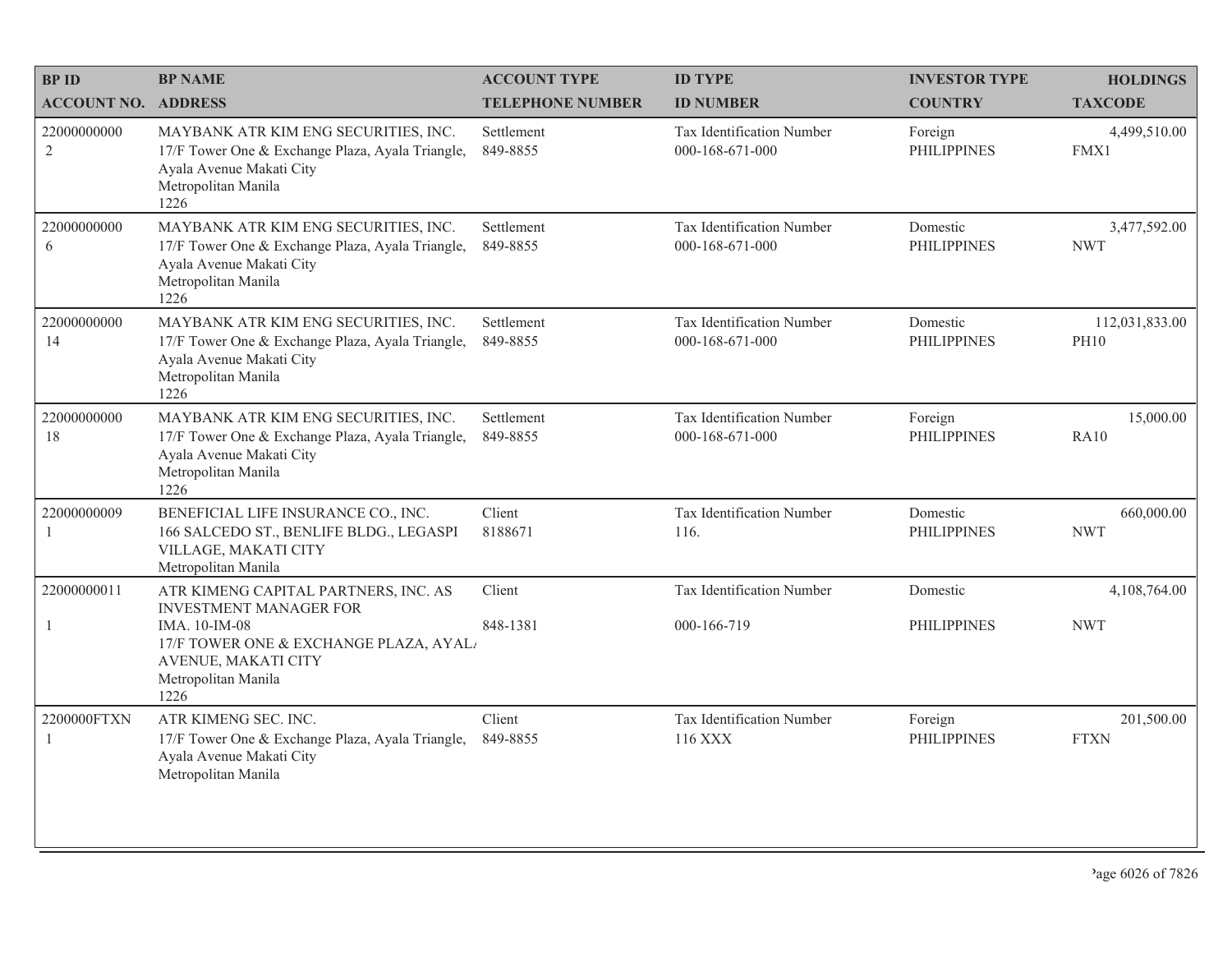| BP ID<br>ACCOUNT NO. | BP NAME<br>ADDRESS | ACCOUNT TYPE<br>TELEPHONE NUMBER | ID TYPE<br>ID NUMBER | INVESTOR TYPE<br>COUNTRY | HOLDINGS<br>TAXCODE |
|---|---|---|---|---|---|
| 22000000000<br>2 | MAYBANK ATR KIM ENG SECURITIES, INC.<br>17/F Tower One & Exchange Plaza, Ayala Triangle, Ayala Avenue Makati City<br>Metropolitan Manila<br>1226 | Settlement<br>849-8855 | Tax Identification Number<br>000-168-671-000 | Foreign<br>PHILIPPINES | 4,499,510.00<br>FMX1 |
| 22000000000<br>6 | MAYBANK ATR KIM ENG SECURITIES, INC.<br>17/F Tower One & Exchange Plaza, Ayala Triangle, Ayala Avenue Makati City<br>Metropolitan Manila<br>1226 | Settlement<br>849-8855 | Tax Identification Number<br>000-168-671-000 | Domestic<br>PHILIPPINES | 3,477,592.00<br>NWT |
| 22000000000<br>14 | MAYBANK ATR KIM ENG SECURITIES, INC.<br>17/F Tower One & Exchange Plaza, Ayala Triangle, Ayala Avenue Makati City<br>Metropolitan Manila<br>1226 | Settlement<br>849-8855 | Tax Identification Number<br>000-168-671-000 | Domestic<br>PHILIPPINES | 112,031,833.00<br>PH10 |
| 22000000000<br>18 | MAYBANK ATR KIM ENG SECURITIES, INC.<br>17/F Tower One & Exchange Plaza, Ayala Triangle, Ayala Avenue Makati City<br>Metropolitan Manila<br>1226 | Settlement<br>849-8855 | Tax Identification Number<br>000-168-671-000 | Foreign<br>PHILIPPINES | 15,000.00<br>RA10 |
| 22000000009<br>1 | BENEFICIAL LIFE INSURANCE CO., INC.<br>166 SALCEDO ST., BENLIFE BLDG., LEGASPI VILLAGE, MAKATI CITY<br>Metropolitan Manila | Client<br>8188671 | Tax Identification Number<br>116. | Domestic<br>PHILIPPINES | 660,000.00<br>NWT |
| 22000000011<br>1 | ATR KIMENG CAPITAL PARTNERS, INC. AS INVESTMENT MANAGER FOR<br>IMA. 10-IM-08<br>17/F TOWER ONE & EXCHANGE PLAZA, AYALA AVENUE, MAKATI CITY<br>Metropolitan Manila<br>1226 | Client<br>848-1381 | Tax Identification Number<br>000-166-719 | Domestic<br>PHILIPPINES | 4,108,764.00<br>NWT |
| 2200000FTXN<br>1 | ATR KIMENG SEC. INC.<br>17/F Tower One & Exchange Plaza, Ayala Triangle, Ayala Avenue Makati City<br>Metropolitan Manila | Client<br>849-8855 | Tax Identification Number<br>116 XXX | Foreign<br>PHILIPPINES | 201,500.00<br>FTXN |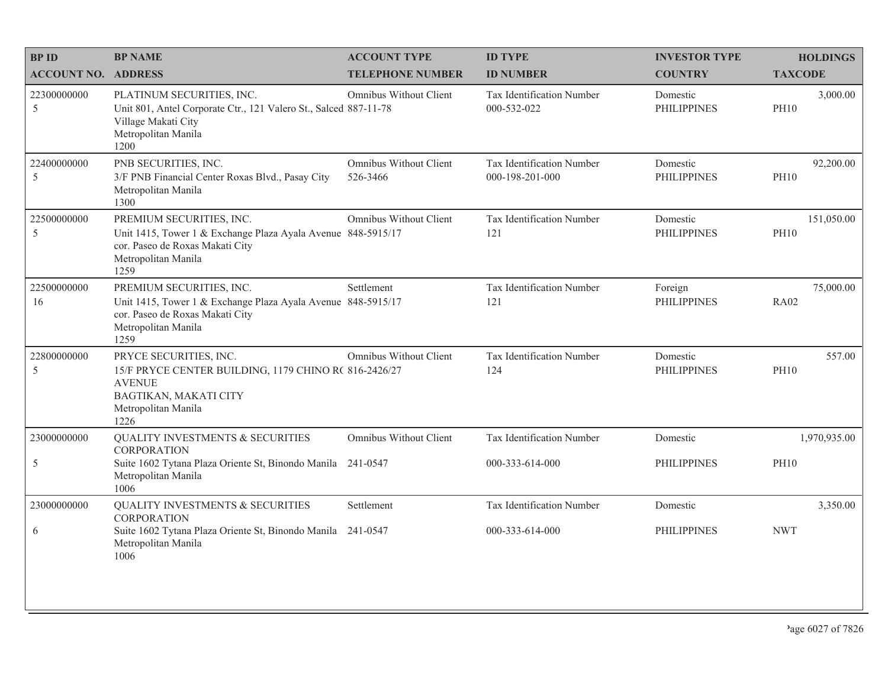| BP ID<br>ACCOUNT NO. | BP NAME<br>ADDRESS | ACCOUNT TYPE<br>TELEPHONE NUMBER | ID TYPE<br>ID NUMBER | INVESTOR TYPE<br>COUNTRY | HOLDINGS<br>TAXCODE |
|---|---|---|---|---|---|
| 22300000000<br>5 | PLATINUM SECURITIES, INC.<br>Unit 801, Antel Corporate Ctr., 121 Valero St., Salced<br>Village Makati City<br>Metropolitan Manila<br>1200 | Omnibus Without Client<br>887-11-78 | Tax Identification Number<br>000-532-022 | Domestic<br>PHILIPPINES | 3,000.00<br>PH10 |
| 22400000000<br>5 | PNB SECURITIES, INC.<br>3/F PNB Financial Center Roxas Blvd., Pasay City<br>Metropolitan Manila<br>1300 | Omnibus Without Client<br>526-3466 | Tax Identification Number<br>000-198-201-000 | Domestic<br>PHILIPPINES | 92,200.00<br>PH10 |
| 22500000000<br>5 | PREMIUM SECURITIES, INC.<br>Unit 1415, Tower 1 & Exchange Plaza Ayala Avenue<br>cor. Paseo de Roxas Makati City<br>Metropolitan Manila<br>1259 | Omnibus Without Client<br>848-5915/17 | Tax Identification Number<br>121 | Domestic<br>PHILIPPINES | 151,050.00<br>PH10 |
| 22500000000<br>16 | PREMIUM SECURITIES, INC.<br>Unit 1415, Tower 1 & Exchange Plaza Ayala Avenue<br>cor. Paseo de Roxas Makati City<br>Metropolitan Manila<br>1259 | Settlement<br>848-5915/17 | Tax Identification Number<br>121 | Foreign<br>PHILIPPINES | 75,000.00<br>RA02 |
| 22800000000<br>5 | PRYCE SECURITIES, INC.<br>15/F PRYCE CENTER BUILDING, 1179 CHINO R(<br>AVENUE<br>BAGTIKAN, MAKATI CITY<br>Metropolitan Manila<br>1226 | Omnibus Without Client<br>816-2426/27 | Tax Identification Number<br>124 | Domestic<br>PHILIPPINES | 557.00<br>PH10 |
| 23000000000<br>5 | QUALITY INVESTMENTS & SECURITIES<br>CORPORATION<br>Suite 1602 Tytana Plaza Oriente St, Binondo Manila<br>Metropolitan Manila<br>1006 | Omnibus Without Client<br>241-0547 | Tax Identification Number<br>000-333-614-000 | Domestic<br>PHILIPPINES | 1,970,935.00<br>PH10 |
| 23000000000<br>6 | QUALITY INVESTMENTS & SECURITIES<br>CORPORATION<br>Suite 1602 Tytana Plaza Oriente St, Binondo Manila<br>Metropolitan Manila<br>1006 | Settlement<br>241-0547 | Tax Identification Number<br>000-333-614-000 | Domestic<br>PHILIPPINES | 3,350.00<br>NWT |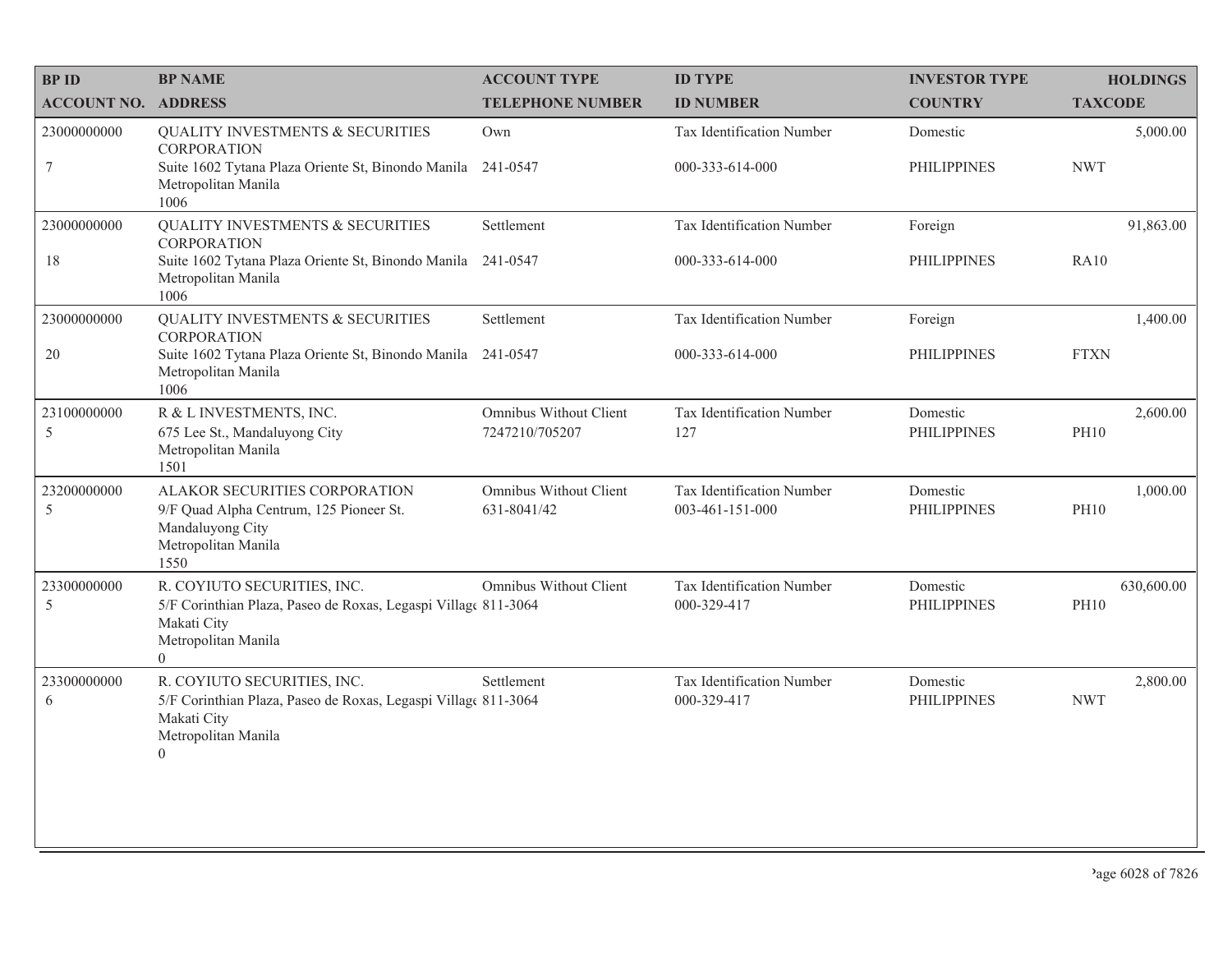| BP ID<br>ACCOUNT NO. | BP NAME<br>ADDRESS | ACCOUNT TYPE<br>TELEPHONE NUMBER | ID TYPE<br>ID NUMBER | INVESTOR TYPE<br>COUNTRY | HOLDINGS<br>TAXCODE |
|---|---|---|---|---|---|
| 23000000000<br>7 | QUALITY INVESTMENTS & SECURITIES CORPORATION<br>Suite 1602 Tytana Plaza Oriente St, Binondo Manila Metropolitan Manila 1006 | Own<br>241-0547 | Tax Identification Number<br>000-333-614-000 | Domestic<br>PHILIPPINES | 5,000.00<br>NWT |
| 23000000000<br>18 | QUALITY INVESTMENTS & SECURITIES CORPORATION<br>Suite 1602 Tytana Plaza Oriente St, Binondo Manila Metropolitan Manila 1006 | Settlement<br>241-0547 | Tax Identification Number<br>000-333-614-000 | Foreign<br>PHILIPPINES | 91,863.00<br>RA10 |
| 23000000000<br>20 | QUALITY INVESTMENTS & SECURITIES CORPORATION<br>Suite 1602 Tytana Plaza Oriente St, Binondo Manila Metropolitan Manila 1006 | Settlement<br>241-0547 | Tax Identification Number<br>000-333-614-000 | Foreign<br>PHILIPPINES | 1,400.00<br>FTXN |
| 23100000000<br>5 | R & L INVESTMENTS, INC.<br>675 Lee St., Mandaluyong City Metropolitan Manila 1501 | Omnibus Without Client<br>7247210/705207 | Tax Identification Number<br>127 | Domestic<br>PHILIPPINES | 2,600.00<br>PH10 |
| 23200000000<br>5 | ALAKOR SECURITIES CORPORATION<br>9/F Quad Alpha Centrum, 125 Pioneer St. Mandaluyong City Metropolitan Manila 1550 | Omnibus Without Client<br>631-8041/42 | Tax Identification Number<br>003-461-151-000 | Domestic<br>PHILIPPINES | 1,000.00<br>PH10 |
| 23300000000<br>5 | R. COYIUTO SECURITIES, INC.<br>5/F Corinthian Plaza, Paseo de Roxas, Legaspi Villag Makati City Metropolitan Manila 0 | Omnibus Without Client<br>811-3064 | Tax Identification Number<br>000-329-417 | Domestic<br>PHILIPPINES | 630,600.00<br>PH10 |
| 23300000000<br>6 | R. COYIUTO SECURITIES, INC.<br>5/F Corinthian Plaza, Paseo de Roxas, Legaspi Villag Makati City Metropolitan Manila 0 | Settlement<br>811-3064 | Tax Identification Number<br>000-329-417 | Domestic<br>PHILIPPINES | 2,800.00<br>NWT |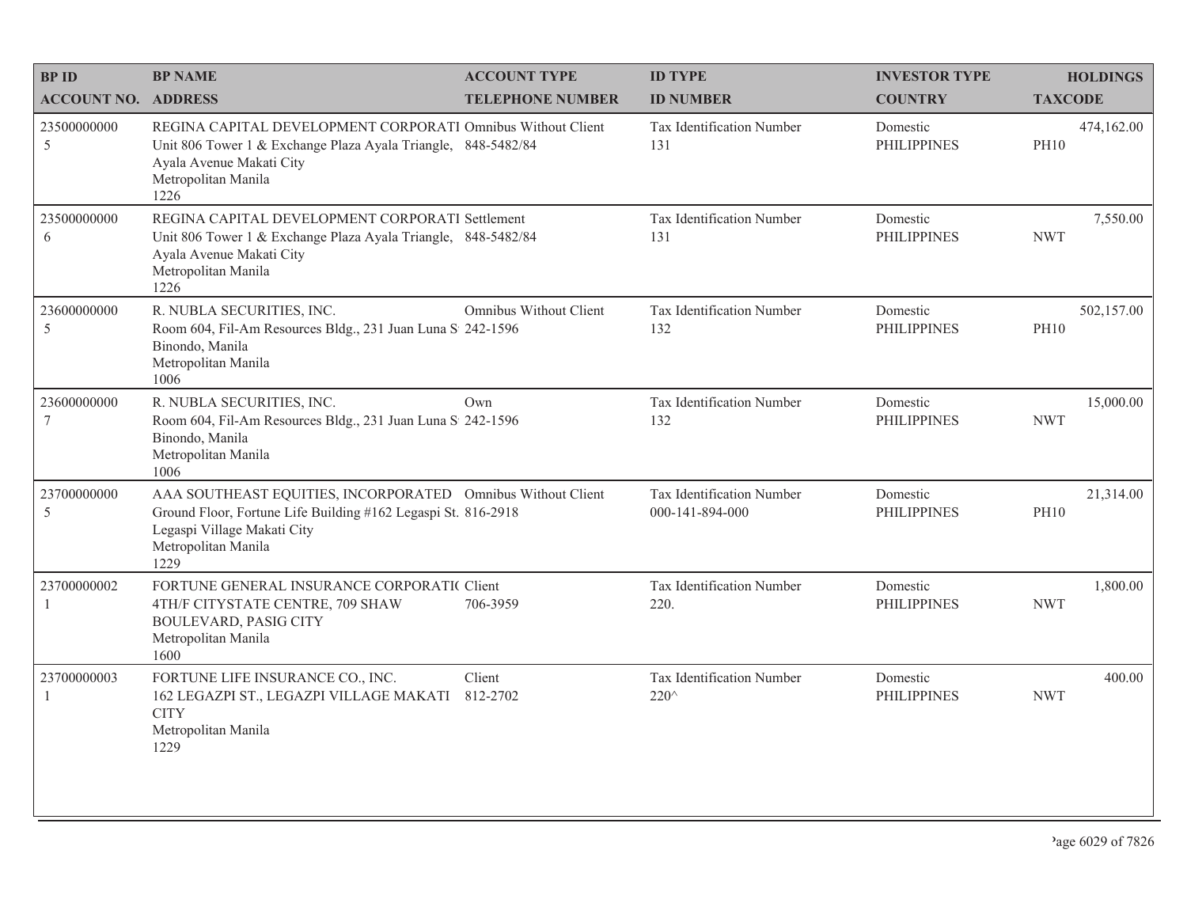| BP ID<br>ACCOUNT NO. | BP NAME<br>ADDRESS | ACCOUNT TYPE<br>TELEPHONE NUMBER | ID TYPE<br>ID NUMBER | INVESTOR TYPE<br>COUNTRY | HOLDINGS<br>TAXCODE |
|---|---|---|---|---|---|
| 23500000000<br>5 | REGINA CAPITAL DEVELOPMENT CORPORATI<br>Unit 806 Tower 1 & Exchange Plaza Ayala Triangle,<br>Ayala Avenue Makati City<br>Metropolitan Manila<br>1226 | Omnibus Without Client<br>848-5482/84 | Tax Identification Number<br>131 | Domestic<br>PHILIPPINES | 474,162.00<br>PH10 |
| 23500000000<br>6 | REGINA CAPITAL DEVELOPMENT CORPORATI<br>Unit 806 Tower 1 & Exchange Plaza Ayala Triangle,<br>Ayala Avenue Makati City<br>Metropolitan Manila<br>1226 | Settlement<br>848-5482/84 | Tax Identification Number<br>131 | Domestic<br>PHILIPPINES | 7,550.00<br>NWT |
| 23600000000<br>5 | R. NUBLA SECURITIES, INC.<br>Room 604, Fil-Am Resources Bldg., 231 Juan Luna S<br>Binondo, Manila<br>Metropolitan Manila<br>1006 | Omnibus Without Client<br>242-1596 | Tax Identification Number<br>132 | Domestic<br>PHILIPPINES | 502,157.00<br>PH10 |
| 23600000000<br>7 | R. NUBLA SECURITIES, INC.<br>Room 604, Fil-Am Resources Bldg., 231 Juan Luna S<br>Binondo, Manila<br>Metropolitan Manila<br>1006 | Own<br>242-1596 | Tax Identification Number<br>132 | Domestic<br>PHILIPPINES | 15,000.00<br>NWT |
| 23700000000<br>5 | AAA SOUTHEAST EQUITIES, INCORPORATED<br>Ground Floor, Fortune Life Building #162 Legaspi St.<br>Legaspi Village Makati City<br>Metropolitan Manila<br>1229 | Omnibus Without Client<br>816-2918 | Tax Identification Number<br>000-141-894-000 | Domestic<br>PHILIPPINES | 21,314.00<br>PH10 |
| 23700000002<br>1 | FORTUNE GENERAL INSURANCE CORPORATI(<br>4TH/F CITYSTATE CENTRE, 709 SHAW<br>BOULEVARD, PASIG CITY<br>Metropolitan Manila<br>1600 | Client<br>706-3959 | Tax Identification Number<br>220. | Domestic<br>PHILIPPINES | 1,800.00<br>NWT |
| 23700000003<br>1 | FORTUNE LIFE INSURANCE CO., INC.<br>162 LEGAZPI ST., LEGAZPI VILLAGE MAKATI<br>CITY<br>Metropolitan Manila<br>1229 | Client<br>812-2702 | Tax Identification Number<br>220^ | Domestic<br>PHILIPPINES | 400.00<br>NWT |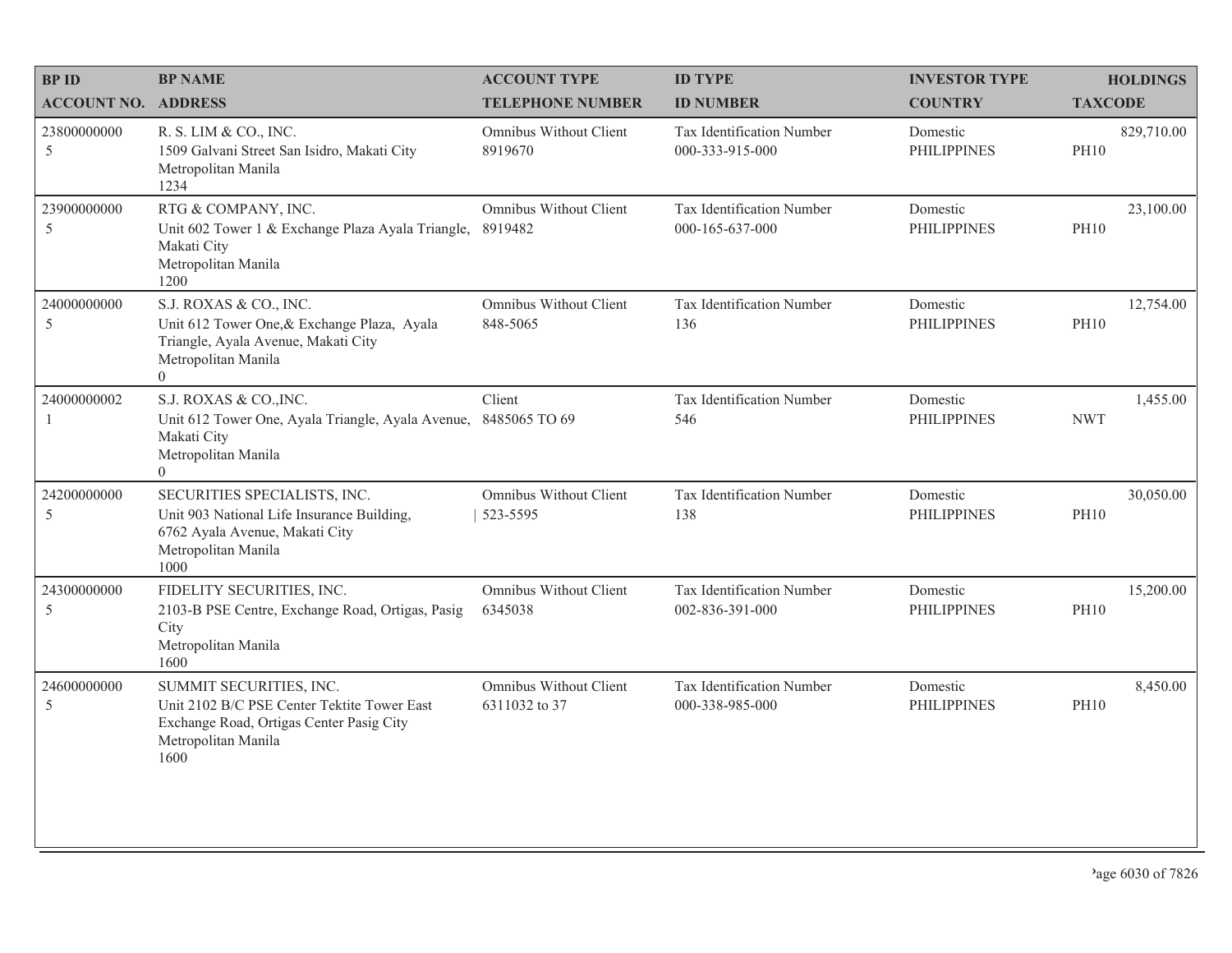| BP ID<br>ACCOUNT NO. | BP NAME<br>ADDRESS | ACCOUNT TYPE<br>TELEPHONE NUMBER | ID TYPE<br>ID NUMBER | INVESTOR TYPE<br>COUNTRY | HOLDINGS<br>TAXCODE |
|---|---|---|---|---|---|
| 23800000000<br>5 | R. S. LIM & CO., INC.<br>1509 Galvani Street San Isidro, Makati City<br>Metropolitan Manila<br>1234 | Omnibus Without Client<br>8919670 | Tax Identification Number<br>000-333-915-000 | Domestic<br>PHILIPPINES | 829,710.00<br>PH10 |
| 23900000000<br>5 | RTG & COMPANY, INC.<br>Unit 602 Tower 1 & Exchange Plaza Ayala Triangle, Makati City<br>Metropolitan Manila<br>1200 | Omnibus Without Client<br>8919482 | Tax Identification Number<br>000-165-637-000 | Domestic<br>PHILIPPINES | 23,100.00<br>PH10 |
| 24000000000<br>5 | S.J. ROXAS & CO., INC.<br>Unit 612 Tower One,& Exchange Plaza, Ayala Triangle, Ayala Avenue, Makati City<br>Metropolitan Manila<br>0 | Omnibus Without Client<br>848-5065 | Tax Identification Number<br>136 | Domestic<br>PHILIPPINES | 12,754.00<br>PH10 |
| 24000000002<br>1 | S.J. ROXAS & CO.,INC.<br>Unit 612 Tower One, Ayala Triangle, Ayala Avenue, Makati City<br>Metropolitan Manila<br>0 | Client<br>8485065 TO 69 | Tax Identification Number<br>546 | Domestic<br>PHILIPPINES | 1,455.00<br>NWT |
| 24200000000<br>5 | SECURITIES SPECIALISTS, INC.<br>Unit 903 National Life Insurance Building, 6762 Ayala Avenue, Makati City<br>Metropolitan Manila<br>1000 | Omnibus Without Client<br>523-5595 | Tax Identification Number<br>138 | Domestic<br>PHILIPPINES | 30,050.00<br>PH10 |
| 24300000000<br>5 | FIDELITY SECURITIES, INC.<br>2103-B PSE Centre, Exchange Road, Ortigas, Pasig City<br>Metropolitan Manila<br>1600 | Omnibus Without Client<br>6345038 | Tax Identification Number<br>002-836-391-000 | Domestic<br>PHILIPPINES | 15,200.00<br>PH10 |
| 24600000000<br>5 | SUMMIT SECURITIES, INC.<br>Unit 2102 B/C PSE Center Tektite Tower East Exchange Road, Ortigas Center Pasig City<br>Metropolitan Manila<br>1600 | Omnibus Without Client<br>6311032 to 37 | Tax Identification Number<br>000-338-985-000 | Domestic<br>PHILIPPINES | 8,450.00<br>PH10 |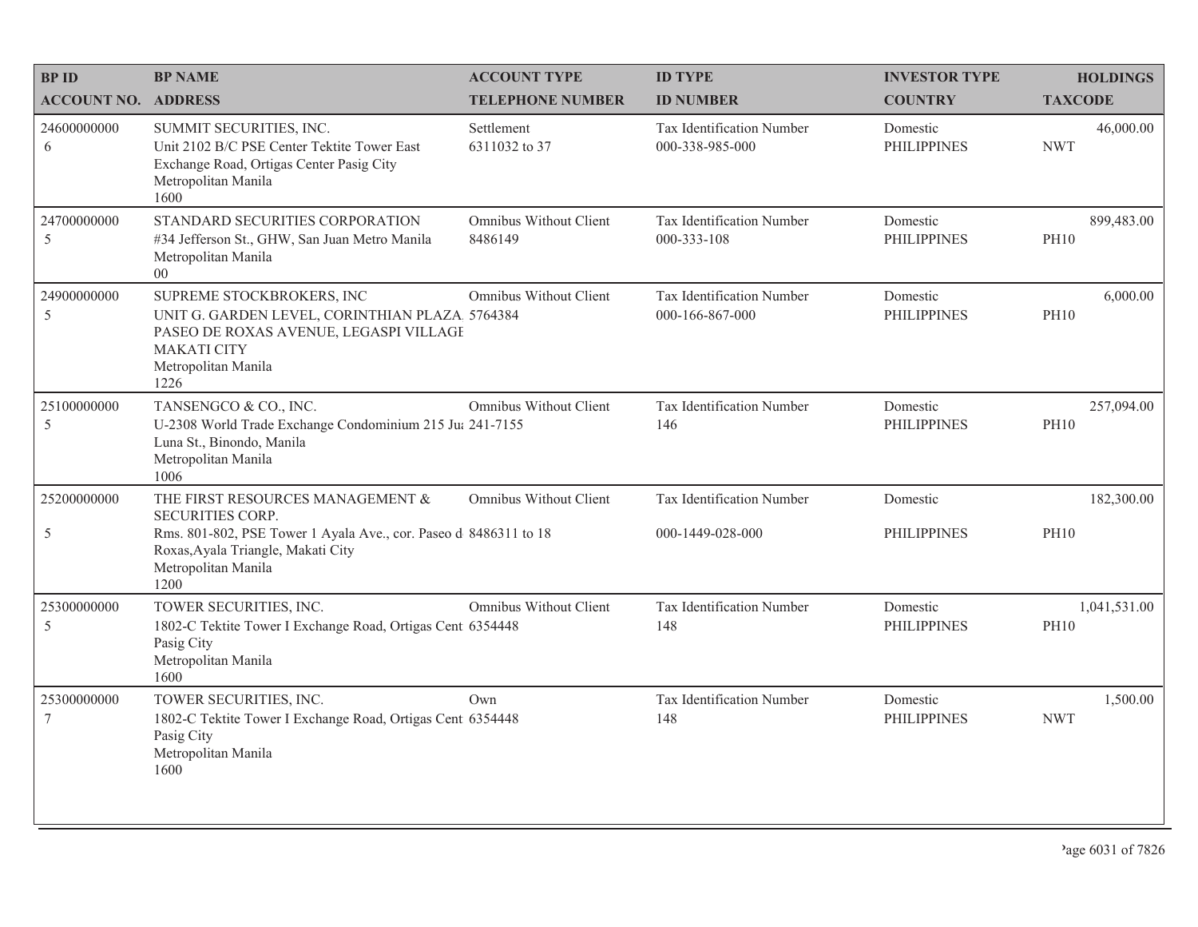| BP ID<br>ACCOUNT NO. | BP NAME<br>ADDRESS | ACCOUNT TYPE<br>TELEPHONE NUMBER | ID TYPE<br>ID NUMBER | INVESTOR TYPE<br>COUNTRY | HOLDINGS<br>TAXCODE |
|---|---|---|---|---|---|
| 24600000000<br>6 | SUMMIT SECURITIES, INC.<br>Unit 2102 B/C PSE Center Tektite Tower East Exchange Road, Ortigas Center Pasig City<br>Metropolitan Manila<br>1600 | Settlement<br>6311032 to 37 | Tax Identification Number<br>000-338-985-000 | Domestic<br>PHILIPPINES | 46,000.00<br>NWT |
| 24700000000<br>5 | STANDARD SECURITIES CORPORATION<br>#34 Jefferson St., GHW, San Juan Metro Manila<br>Metropolitan Manila<br>00 | Omnibus Without Client<br>8486149 | Tax Identification Number<br>000-333-108 | Domestic<br>PHILIPPINES | 899,483.00<br>PH10 |
| 24900000000<br>5 | SUPREME STOCKBROKERS, INC<br>UNIT G. GARDEN LEVEL, CORINTHIAN PLAZA PASEO DE ROXAS AVENUE, LEGASPI VILLAGE MAKATI CITY<br>Metropolitan Manila<br>1226 | Omnibus Without Client<br>5764384 | Tax Identification Number<br>000-166-867-000 | Domestic<br>PHILIPPINES | 6,000.00<br>PH10 |
| 25100000000<br>5 | TANSENGCO & CO., INC.<br>U-2308 World Trade Exchange Condominium 215 Ju Luna St., Binondo, Manila<br>Metropolitan Manila<br>1006 | Omnibus Without Client<br>241-7155 | Tax Identification Number<br>146 | Domestic<br>PHILIPPINES | 257,094.00<br>PH10 |
| 25200000000<br>5 | THE FIRST RESOURCES MANAGEMENT & SECURITIES CORP.<br>Rms. 801-802, PSE Tower 1 Ayala Ave., cor. Paseo d Roxas,Ayala Triangle, Makati City<br>Metropolitan Manila<br>1200 | Omnibus Without Client<br>8486311 to 18 | Tax Identification Number<br>000-1449-028-000 | Domestic<br>PHILIPPINES | 182,300.00<br>PH10 |
| 25300000000<br>5 | TOWER SECURITIES, INC.<br>1802-C Tektite Tower I Exchange Road, Ortigas Cent Pasig City<br>Metropolitan Manila<br>1600 | Omnibus Without Client<br>6354448 | Tax Identification Number<br>148 | Domestic<br>PHILIPPINES | 1,041,531.00<br>PH10 |
| 25300000000<br>7 | TOWER SECURITIES, INC.<br>1802-C Tektite Tower I Exchange Road, Ortigas Cent Pasig City<br>Metropolitan Manila<br>1600 | Own<br>6354448 | Tax Identification Number<br>148 | Domestic<br>PHILIPPINES | 1,500.00<br>NWT |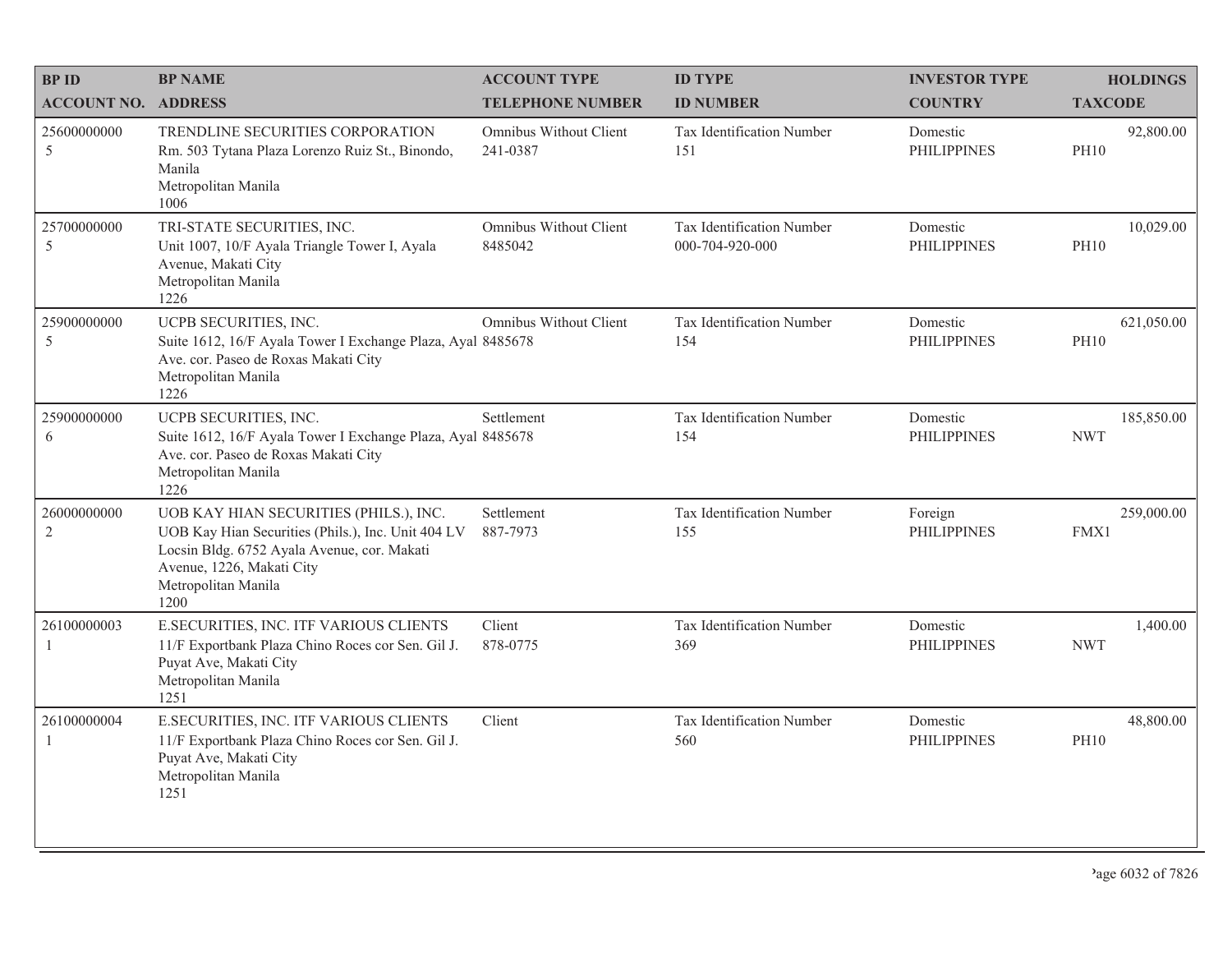| BP ID<br>ACCOUNT NO. | BP NAME<br>ADDRESS | ACCOUNT TYPE<br>TELEPHONE NUMBER | ID TYPE<br>ID NUMBER | INVESTOR TYPE<br>COUNTRY | HOLDINGS<br>TAXCODE |
|---|---|---|---|---|---|
| 25600000000<br>5 | TRENDLINE SECURITIES CORPORATION<br>Rm. 503 Tytana Plaza Lorenzo Ruiz St., Binondo, Manila<br>Metropolitan Manila<br>1006 | Omnibus Without Client<br>241-0387 | Tax Identification Number<br>151 | Domestic<br>PHILIPPINES | 92,800.00<br>PH10 |
| 25700000000<br>5 | TRI-STATE SECURITIES, INC.<br>Unit 1007, 10/F Ayala Triangle Tower I, Ayala Avenue, Makati City<br>Metropolitan Manila<br>1226 | Omnibus Without Client<br>8485042 | Tax Identification Number<br>000-704-920-000 | Domestic<br>PHILIPPINES | 10,029.00<br>PH10 |
| 25900000000<br>5 | UCPB SECURITIES, INC.<br>Suite 1612, 16/F Ayala Tower I Exchange Plaza, Ayal Ave. cor. Paseo de Roxas Makati City<br>Metropolitan Manila<br>1226 | Omnibus Without Client<br>8485678 | Tax Identification Number<br>154 | Domestic<br>PHILIPPINES | 621,050.00<br>PH10 |
| 25900000000<br>6 | UCPB SECURITIES, INC.<br>Suite 1612, 16/F Ayala Tower I Exchange Plaza, Ayal Ave. cor. Paseo de Roxas Makati City<br>Metropolitan Manila<br>1226 | Settlement<br>8485678 | Tax Identification Number<br>154 | Domestic<br>PHILIPPINES | 185,850.00<br>NWT |
| 26000000000<br>2 | UOB KAY HIAN SECURITIES (PHILS.), INC.<br>UOB Kay Hian Securities (Phils.), Inc. Unit 404 LV Locsin Bldg. 6752 Ayala Avenue, cor. Makati Avenue, 1226, Makati City<br>Metropolitan Manila<br>1200 | Settlement<br>887-7973 | Tax Identification Number<br>155 | Foreign<br>PHILIPPINES | 259,000.00<br>FMX1 |
| 26100000003<br>1 | E.SECURITIES, INC. ITF VARIOUS CLIENTS<br>11/F Exportbank Plaza Chino Roces cor Sen. Gil J. Puyat Ave, Makati City<br>Metropolitan Manila<br>1251 | Client<br>878-0775 | Tax Identification Number<br>369 | Domestic<br>PHILIPPINES | 1,400.00<br>NWT |
| 26100000004<br>1 | E.SECURITIES, INC. ITF VARIOUS CLIENTS<br>11/F Exportbank Plaza Chino Roces cor Sen. Gil J. Puyat Ave, Makati City<br>Metropolitan Manila<br>1251 | Client | Tax Identification Number<br>560 | Domestic<br>PHILIPPINES | 48,800.00<br>PH10 |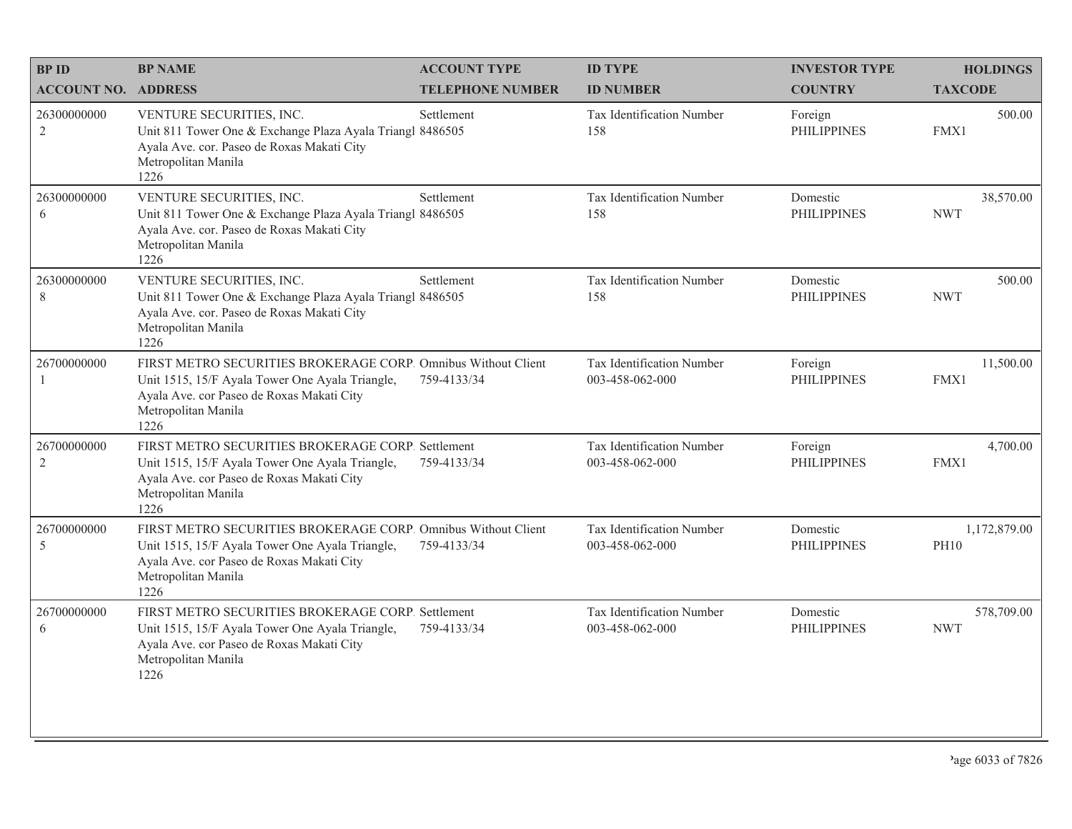| BP ID<br>ACCOUNT NO. | BP NAME<br>ADDRESS | ACCOUNT TYPE<br>TELEPHONE NUMBER | ID TYPE<br>ID NUMBER | INVESTOR TYPE<br>COUNTRY | HOLDINGS<br>TAXCODE |
|---|---|---|---|---|---|
| 26300000000<br>2 | VENTURE SECURITIES, INC.<br>Unit 811 Tower One & Exchange Plaza Ayala Triangl<br>Ayala Ave. cor. Paseo de Roxas Makati City<br>Metropolitan Manila<br>1226 | Settlement<br>8486505 | Tax Identification Number<br>158 | Foreign<br>PHILIPPINES | 500.00<br>FMX1 |
| 26300000000<br>6 | VENTURE SECURITIES, INC.<br>Unit 811 Tower One & Exchange Plaza Ayala Triangl<br>Ayala Ave. cor. Paseo de Roxas Makati City<br>Metropolitan Manila<br>1226 | Settlement<br>8486505 | Tax Identification Number<br>158 | Domestic<br>PHILIPPINES | 38,570.00<br>NWT |
| 26300000000<br>8 | VENTURE SECURITIES, INC.<br>Unit 811 Tower One & Exchange Plaza Ayala Triangl<br>Ayala Ave. cor. Paseo de Roxas Makati City<br>Metropolitan Manila<br>1226 | Settlement<br>8486505 | Tax Identification Number<br>158 | Domestic<br>PHILIPPINES | 500.00<br>NWT |
| 26700000000<br>1 | FIRST METRO SECURITIES BROKERAGE CORP.<br>Unit 1515, 15/F Ayala Tower One Ayala Triangle,<br>Ayala Ave. cor Paseo de Roxas Makati City<br>Metropolitan Manila<br>1226 | Omnibus Without Client<br>759-4133/34 | Tax Identification Number<br>003-458-062-000 | Foreign<br>PHILIPPINES | 11,500.00<br>FMX1 |
| 26700000000<br>2 | FIRST METRO SECURITIES BROKERAGE CORP.<br>Unit 1515, 15/F Ayala Tower One Ayala Triangle,<br>Ayala Ave. cor Paseo de Roxas Makati City<br>Metropolitan Manila<br>1226 | Settlement<br>759-4133/34 | Tax Identification Number<br>003-458-062-000 | Foreign<br>PHILIPPINES | 4,700.00<br>FMX1 |
| 26700000000<br>5 | FIRST METRO SECURITIES BROKERAGE CORP.<br>Unit 1515, 15/F Ayala Tower One Ayala Triangle,<br>Ayala Ave. cor Paseo de Roxas Makati City<br>Metropolitan Manila<br>1226 | Omnibus Without Client<br>759-4133/34 | Tax Identification Number<br>003-458-062-000 | Domestic<br>PHILIPPINES | 1,172,879.00<br>PH10 |
| 26700000000<br>6 | FIRST METRO SECURITIES BROKERAGE CORP.<br>Unit 1515, 15/F Ayala Tower One Ayala Triangle,<br>Ayala Ave. cor Paseo de Roxas Makati City<br>Metropolitan Manila<br>1226 | Settlement<br>759-4133/34 | Tax Identification Number<br>003-458-062-000 | Domestic<br>PHILIPPINES | 578,709.00<br>NWT |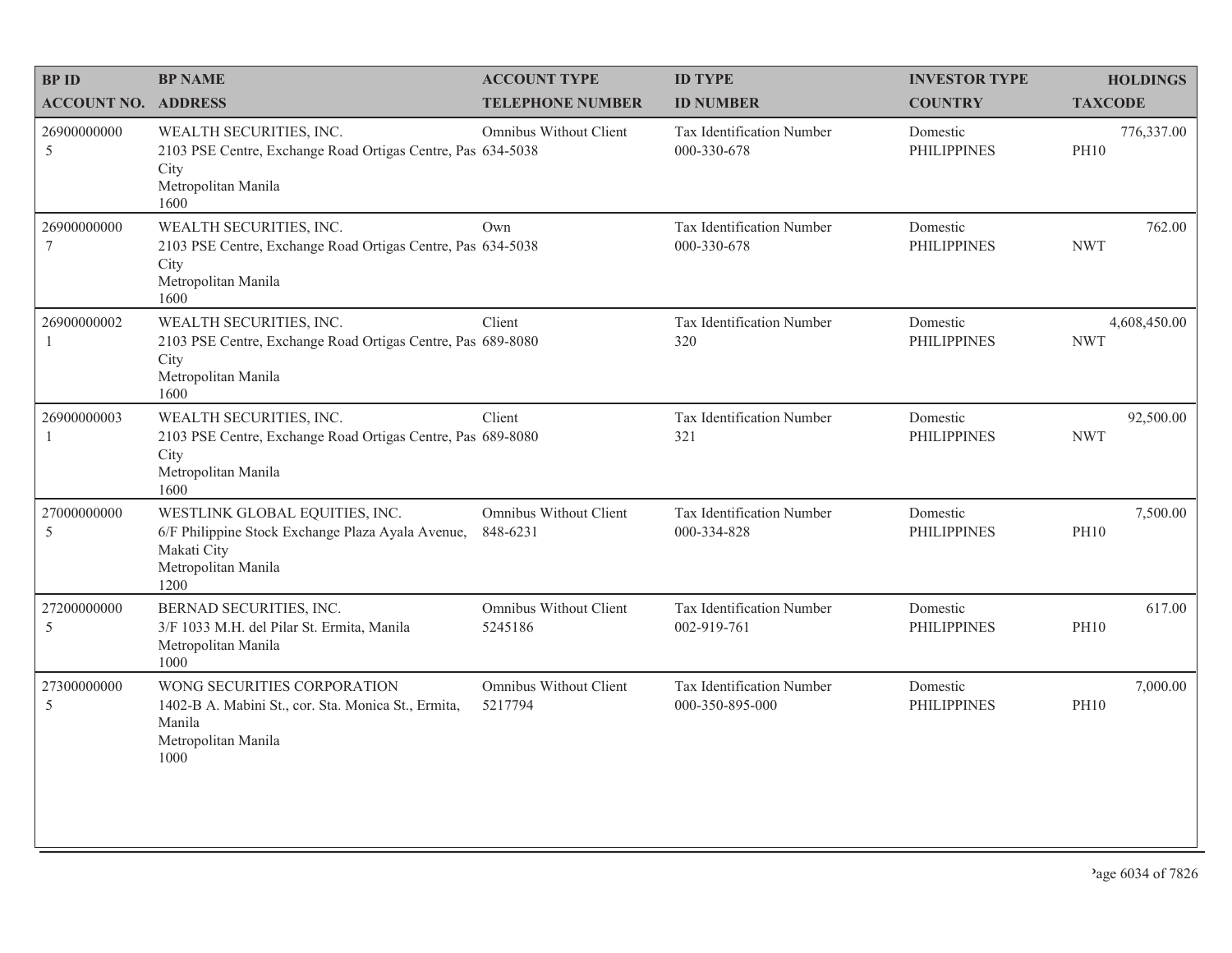| BP ID<br>ACCOUNT NO. | BP NAME<br>ADDRESS | ACCOUNT TYPE<br>TELEPHONE NUMBER | ID TYPE<br>ID NUMBER | INVESTOR TYPE<br>COUNTRY | HOLDINGS<br>TAXCODE |
|---|---|---|---|---|---|
| 26900000000<br>5 | WEALTH SECURITIES, INC.<br>2103 PSE Centre, Exchange Road Ortigas Centre, Pas City<br>Metropolitan Manila<br>1600 | Omnibus Without Client<br>634-5038 | Tax Identification Number<br>000-330-678 | Domestic<br>PHILIPPINES | 776,337.00<br>PH10 |
| 26900000000<br>7 | WEALTH SECURITIES, INC.<br>2103 PSE Centre, Exchange Road Ortigas Centre, Pas City<br>Metropolitan Manila<br>1600 | Own<br>634-5038 | Tax Identification Number<br>000-330-678 | Domestic<br>PHILIPPINES | 762.00<br>NWT |
| 26900000002<br>1 | WEALTH SECURITIES, INC.<br>2103 PSE Centre, Exchange Road Ortigas Centre, Pas City<br>Metropolitan Manila<br>1600 | Client<br>689-8080 | Tax Identification Number<br>320 | Domestic<br>PHILIPPINES | 4,608,450.00<br>NWT |
| 26900000003<br>1 | WEALTH SECURITIES, INC.<br>2103 PSE Centre, Exchange Road Ortigas Centre, Pas City<br>Metropolitan Manila<br>1600 | Client<br>689-8080 | Tax Identification Number<br>321 | Domestic<br>PHILIPPINES | 92,500.00<br>NWT |
| 27000000000<br>5 | WESTLINK GLOBAL EQUITIES, INC.<br>6/F Philippine Stock Exchange Plaza Ayala Avenue, Makati City<br>Metropolitan Manila<br>1200 | Omnibus Without Client<br>848-6231 | Tax Identification Number<br>000-334-828 | Domestic<br>PHILIPPINES | 7,500.00<br>PH10 |
| 27200000000<br>5 | BERNAD SECURITIES, INC.<br>3/F 1033 M.H. del Pilar St. Ermita, Manila<br>Metropolitan Manila<br>1000 | Omnibus Without Client<br>5245186 | Tax Identification Number<br>002-919-761 | Domestic<br>PHILIPPINES | 617.00<br>PH10 |
| 27300000000<br>5 | WONG SECURITIES CORPORATION<br>1402-B A. Mabini St., cor. Sta. Monica St., Ermita, Manila<br>Metropolitan Manila<br>1000 | Omnibus Without Client<br>5217794 | Tax Identification Number<br>000-350-895-000 | Domestic<br>PHILIPPINES | 7,000.00<br>PH10 |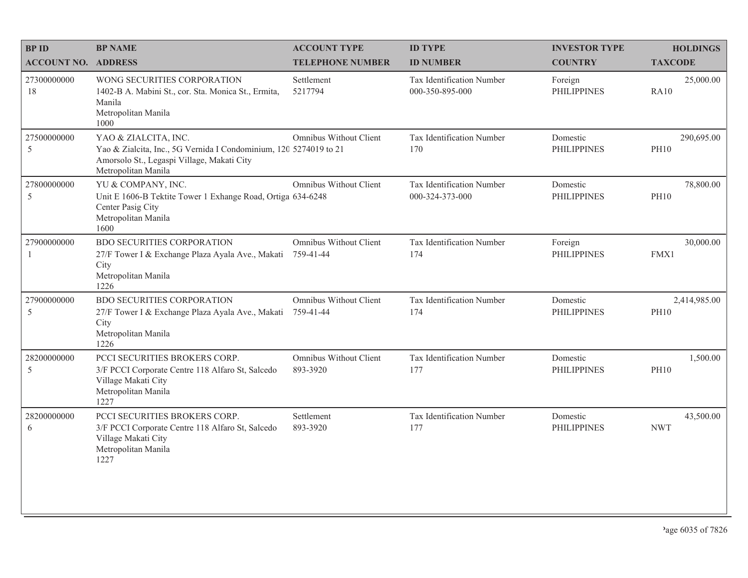| BP ID<br>ACCOUNT NO. | BP NAME<br>ADDRESS | ACCOUNT TYPE<br>TELEPHONE NUMBER | ID TYPE<br>ID NUMBER | INVESTOR TYPE<br>COUNTRY | HOLDINGS<br>TAXCODE |
|---|---|---|---|---|---|
| 27300000000<br>18 | WONG SECURITIES CORPORATION<br>1402-B A. Mabini St., cor. Sta. Monica St., Ermita, Manila<br>Metropolitan Manila<br>1000 | Settlement<br>5217794 | Tax Identification Number<br>000-350-895-000 | Foreign<br>PHILIPPINES | 25,000.00<br>RA10 |
| 27500000000<br>5 | YAO & ZIALCITA, INC.<br>Yao & Zialcita, Inc., 5G Vernida I Condominium, 120 Amorsolo St., Legaspi Village, Makati City<br>Metropolitan Manila | Omnibus Without Client<br>5274019 to 21 | Tax Identification Number<br>170 | Domestic<br>PHILIPPINES | 290,695.00<br>PH10 |
| 27800000000<br>5 | YU & COMPANY, INC.<br>Unit E 1606-B Tektite Tower 1 Exhange Road, Ortiga Center Pasig City<br>Metropolitan Manila<br>1600 | Omnibus Without Client<br>634-6248 | Tax Identification Number<br>000-324-373-000 | Domestic<br>PHILIPPINES | 78,800.00<br>PH10 |
| 27900000000<br>1 | BDO SECURITIES CORPORATION<br>27/F Tower I & Exchange Plaza Ayala Ave., Makati City<br>Metropolitan Manila<br>1226 | Omnibus Without Client<br>759-41-44 | Tax Identification Number<br>174 | Foreign<br>PHILIPPINES | 30,000.00<br>FMX1 |
| 27900000000<br>5 | BDO SECURITIES CORPORATION<br>27/F Tower I & Exchange Plaza Ayala Ave., Makati City<br>Metropolitan Manila<br>1226 | Omnibus Without Client<br>759-41-44 | Tax Identification Number<br>174 | Domestic<br>PHILIPPINES | 2,414,985.00<br>PH10 |
| 28200000000<br>5 | PCCI SECURITIES BROKERS CORP.<br>3/F PCCI Corporate Centre 118 Alfaro St, Salcedo Village Makati City<br>Metropolitan Manila<br>1227 | Omnibus Without Client<br>893-3920 | Tax Identification Number<br>177 | Domestic<br>PHILIPPINES | 1,500.00<br>PH10 |
| 28200000000<br>6 | PCCI SECURITIES BROKERS CORP.<br>3/F PCCI Corporate Centre 118 Alfaro St, Salcedo Village Makati City<br>Metropolitan Manila<br>1227 | Settlement<br>893-3920 | Tax Identification Number<br>177 | Domestic<br>PHILIPPINES | 43,500.00<br>NWT |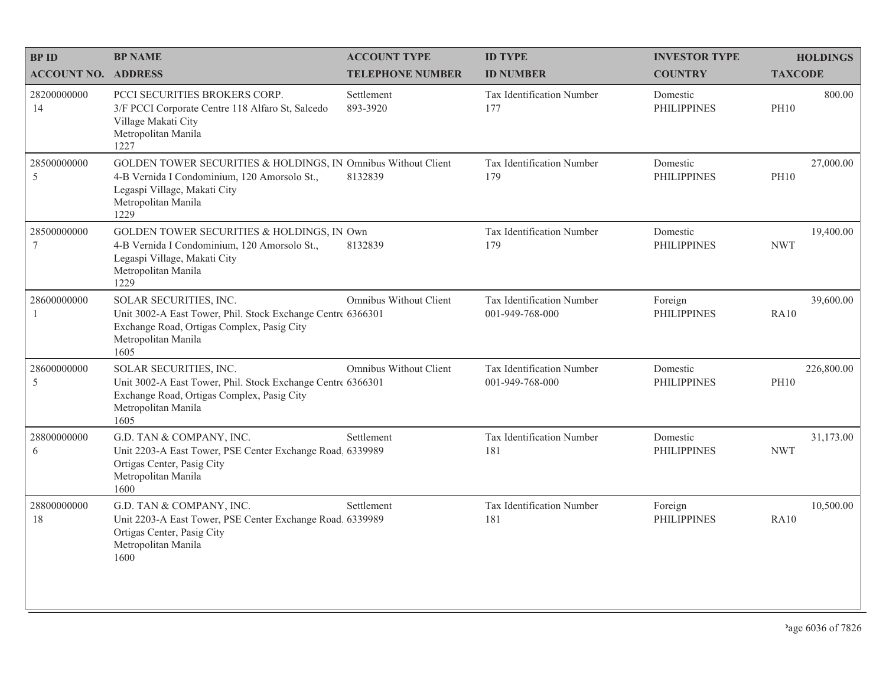| BP ID<br>ACCOUNT NO. | BP NAME<br>ADDRESS | ACCOUNT TYPE<br>TELEPHONE NUMBER | ID TYPE<br>ID NUMBER | INVESTOR TYPE<br>COUNTRY | HOLDINGS<br>TAXCODE |
|---|---|---|---|---|---|
| 28200000000<br>14 | PCCI SECURITIES BROKERS CORP.<br>3/F PCCI Corporate Centre 118 Alfaro St, Salcedo Village Makati City<br>Metropolitan Manila<br>1227 | Settlement<br>893-3920 | Tax Identification Number<br>177 | Domestic<br>PHILIPPINES | 800.00<br>PH10 |
| 28500000000<br>5 | GOLDEN TOWER SECURITIES & HOLDINGS, IN<br>4-B Vernida I Condominium, 120 Amorsolo St., Legaspi Village, Makati City<br>Metropolitan Manila<br>1229 | Omnibus Without Client<br>8132839 | Tax Identification Number<br>179 | Domestic<br>PHILIPPINES | 27,000.00<br>PH10 |
| 28500000000<br>7 | GOLDEN TOWER SECURITIES & HOLDINGS, IN<br>4-B Vernida I Condominium, 120 Amorsolo St., Legaspi Village, Makati City<br>Metropolitan Manila<br>1229 | Own<br>8132839 | Tax Identification Number<br>179 | Domestic<br>PHILIPPINES | 19,400.00<br>NWT |
| 28600000000<br>1 | SOLAR SECURITIES, INC.<br>Unit 3002-A East Tower, Phil. Stock Exchange Centre Exchange Road, Ortigas Complex, Pasig City<br>Metropolitan Manila<br>1605 | Omnibus Without Client<br>6366301 | Tax Identification Number<br>001-949-768-000 | Foreign<br>PHILIPPINES | 39,600.00<br>RA10 |
| 28600000000<br>5 | SOLAR SECURITIES, INC.<br>Unit 3002-A East Tower, Phil. Stock Exchange Centre Exchange Road, Ortigas Complex, Pasig City<br>Metropolitan Manila<br>1605 | Omnibus Without Client<br>6366301 | Tax Identification Number<br>001-949-768-000 | Domestic<br>PHILIPPINES | 226,800.00<br>PH10 |
| 28800000000<br>6 | G.D. TAN & COMPANY, INC.<br>Unit 2203-A East Tower, PSE Center Exchange Road, Ortigas Center, Pasig City<br>Metropolitan Manila<br>1600 | Settlement<br>6339989 | Tax Identification Number<br>181 | Domestic<br>PHILIPPINES | 31,173.00<br>NWT |
| 28800000000<br>18 | G.D. TAN & COMPANY, INC.<br>Unit 2203-A East Tower, PSE Center Exchange Road, Ortigas Center, Pasig City<br>Metropolitan Manila<br>1600 | Settlement<br>6339989 | Tax Identification Number<br>181 | Foreign<br>PHILIPPINES | 10,500.00<br>RA10 |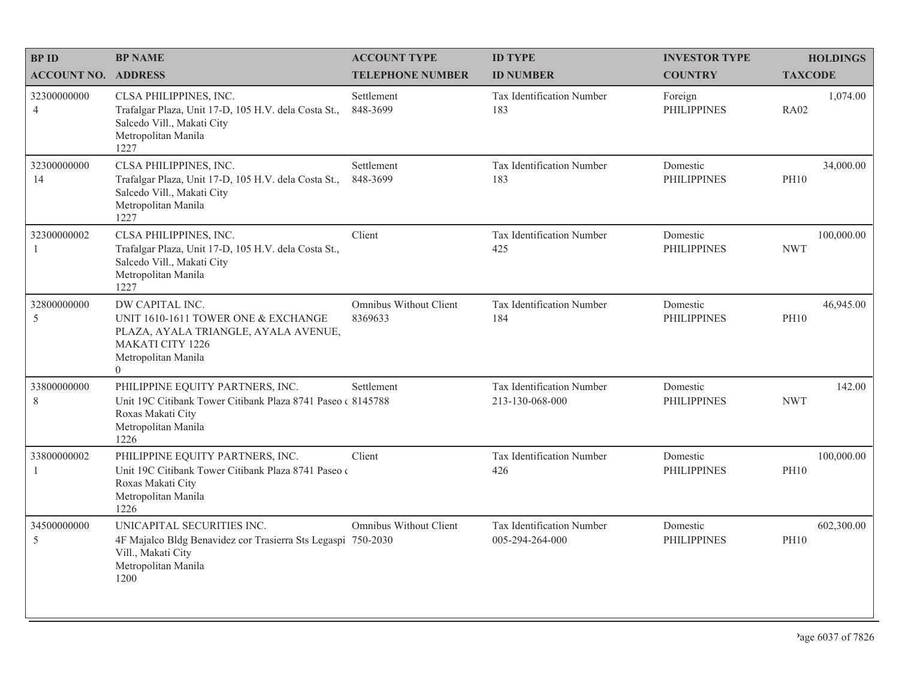| BP ID<br>ACCOUNT NO. | BP NAME<br>ADDRESS | ACCOUNT TYPE<br>TELEPHONE NUMBER | ID TYPE<br>ID NUMBER | INVESTOR TYPE<br>COUNTRY | HOLDINGS<br>TAXCODE |
|---|---|---|---|---|---|
| 32300000000<br>4 | CLSA PHILIPPINES, INC.<br>Trafalgar Plaza, Unit 17-D, 105 H.V. dela Costa St., Salcedo Vill., Makati City<br>Metropolitan Manila<br>1227 | Settlement<br>848-3699 | Tax Identification Number<br>183 | Foreign<br>PHILIPPINES | 1,074.00<br>RA02 |
| 32300000000<br>14 | CLSA PHILIPPINES, INC.<br>Trafalgar Plaza, Unit 17-D, 105 H.V. dela Costa St., Salcedo Vill., Makati City<br>Metropolitan Manila<br>1227 | Settlement<br>848-3699 | Tax Identification Number<br>183 | Domestic<br>PHILIPPINES | 34,000.00<br>PH10 |
| 32300000002<br>1 | CLSA PHILIPPINES, INC.<br>Trafalgar Plaza, Unit 17-D, 105 H.V. dela Costa St., Salcedo Vill., Makati City<br>Metropolitan Manila<br>1227 | Client | Tax Identification Number<br>425 | Domestic<br>PHILIPPINES | 100,000.00<br>NWT |
| 32800000000<br>5 | DW CAPITAL INC.<br>UNIT 1610-1611 TOWER ONE & EXCHANGE PLAZA, AYALA TRIANGLE, AYALA AVENUE, MAKATI CITY 1226<br>Metropolitan Manila<br>0 | Omnibus Without Client<br>8369633 | Tax Identification Number<br>184 | Domestic<br>PHILIPPINES | 46,945.00<br>PH10 |
| 33800000000<br>8 | PHILIPPINE EQUITY PARTNERS, INC.<br>Unit 19C Citibank Tower Citibank Plaza 8741 Paseo ( Roxas Makati City<br>Metropolitan Manila<br>1226 | Settlement<br>8145788 | Tax Identification Number<br>213-130-068-000 | Domestic<br>PHILIPPINES | 142.00<br>NWT |
| 33800000002<br>1 | PHILIPPINE EQUITY PARTNERS, INC.<br>Unit 19C Citibank Tower Citibank Plaza 8741 Paseo ( Roxas Makati City<br>Metropolitan Manila<br>1226 | Client | Tax Identification Number<br>426 | Domestic<br>PHILIPPINES | 100,000.00<br>PH10 |
| 34500000000<br>5 | UNICAPITAL SECURITIES INC.<br>4F Majalco Bldg Benavidez cor Trasierra Sts Legaspi Vill., Makati City<br>Metropolitan Manila<br>1200 | Omnibus Without Client<br>750-2030 | Tax Identification Number<br>005-294-264-000 | Domestic<br>PHILIPPINES | 602,300.00<br>PH10 |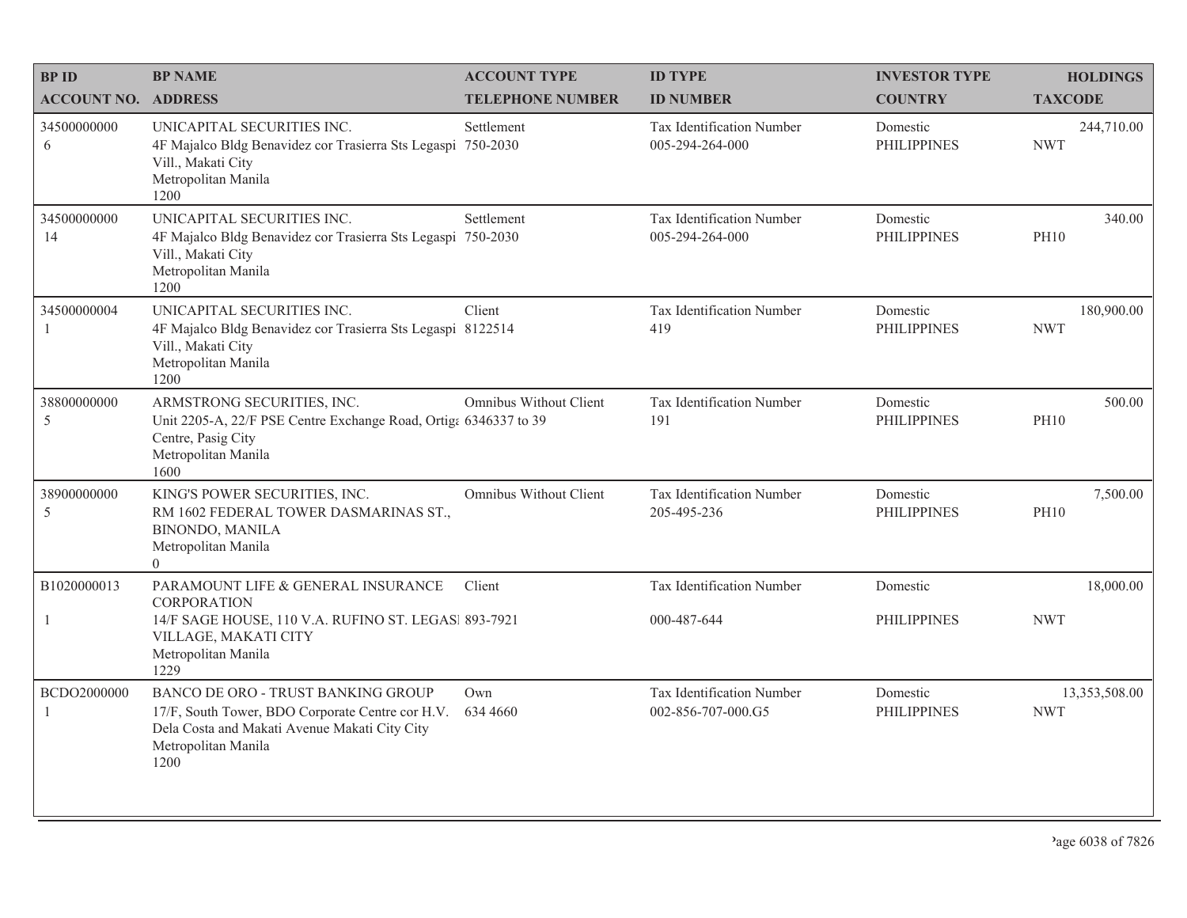| BP ID<br>ACCOUNT NO. | BP NAME<br>ADDRESS | ACCOUNT TYPE<br>TELEPHONE NUMBER | ID TYPE<br>ID NUMBER | INVESTOR TYPE<br>COUNTRY | HOLDINGS<br>TAXCODE |
|---|---|---|---|---|---|
| 34500000000<br>6 | UNICAPITAL SECURITIES INC.<br>4F Majalco Bldg Benavidez cor Trasierra Sts Legaspi Vill., Makati City<br>Metropolitan Manila<br>1200 | Settlement<br>750-2030 | Tax Identification Number<br>005-294-264-000 | Domestic<br>PHILIPPINES | 244,710.00<br>NWT |
| 34500000000<br>14 | UNICAPITAL SECURITIES INC.<br>4F Majalco Bldg Benavidez cor Trasierra Sts Legaspi Vill., Makati City<br>Metropolitan Manila<br>1200 | Settlement<br>750-2030 | Tax Identification Number<br>005-294-264-000 | Domestic<br>PHILIPPINES | 340.00<br>PH10 |
| 34500000004<br>1 | UNICAPITAL SECURITIES INC.<br>4F Majalco Bldg Benavidez cor Trasierra Sts Legaspi Vill., Makati City<br>Metropolitan Manila<br>1200 | Client<br>8122514 | Tax Identification Number<br>419 | Domestic<br>PHILIPPINES | 180,900.00<br>NWT |
| 38800000000<br>5 | ARMSTRONG SECURITIES, INC.<br>Unit 2205-A, 22/F PSE Centre Exchange Road, Ortiga Centre, Pasig City<br>Metropolitan Manila<br>1600 | Omnibus Without Client<br>6346337 to 39 | Tax Identification Number<br>191 | Domestic<br>PHILIPPINES | 500.00<br>PH10 |
| 38900000000<br>5 | KING'S POWER SECURITIES, INC.<br>RM 1602 FEDERAL TOWER DASMARINAS ST., BINONDO, MANILA<br>Metropolitan Manila<br>0 | Omnibus Without Client | Tax Identification Number<br>205-495-236 | Domestic<br>PHILIPPINES | 7,500.00<br>PH10 |
| B1020000013<br>1 | PARAMOUNT LIFE & GENERAL INSURANCE CORPORATION<br>14/F SAGE HOUSE, 110 V.A. RUFINO ST. LEGASPI VILLAGE, MAKATI CITY<br>Metropolitan Manila<br>1229 | Client<br>893-7921 | Tax Identification Number<br>000-487-644 | Domestic<br>PHILIPPINES | 18,000.00<br>NWT |
| BCDO2000000<br>1 | BANCO DE ORO - TRUST BANKING GROUP<br>17/F, South Tower, BDO Corporate Centre cor H.V. Dela Costa and Makati Avenue Makati City City<br>Metropolitan Manila<br>1200 | Own<br>634 4660 | Tax Identification Number<br>002-856-707-000.G5 | Domestic<br>PHILIPPINES | 13,353,508.00<br>NWT |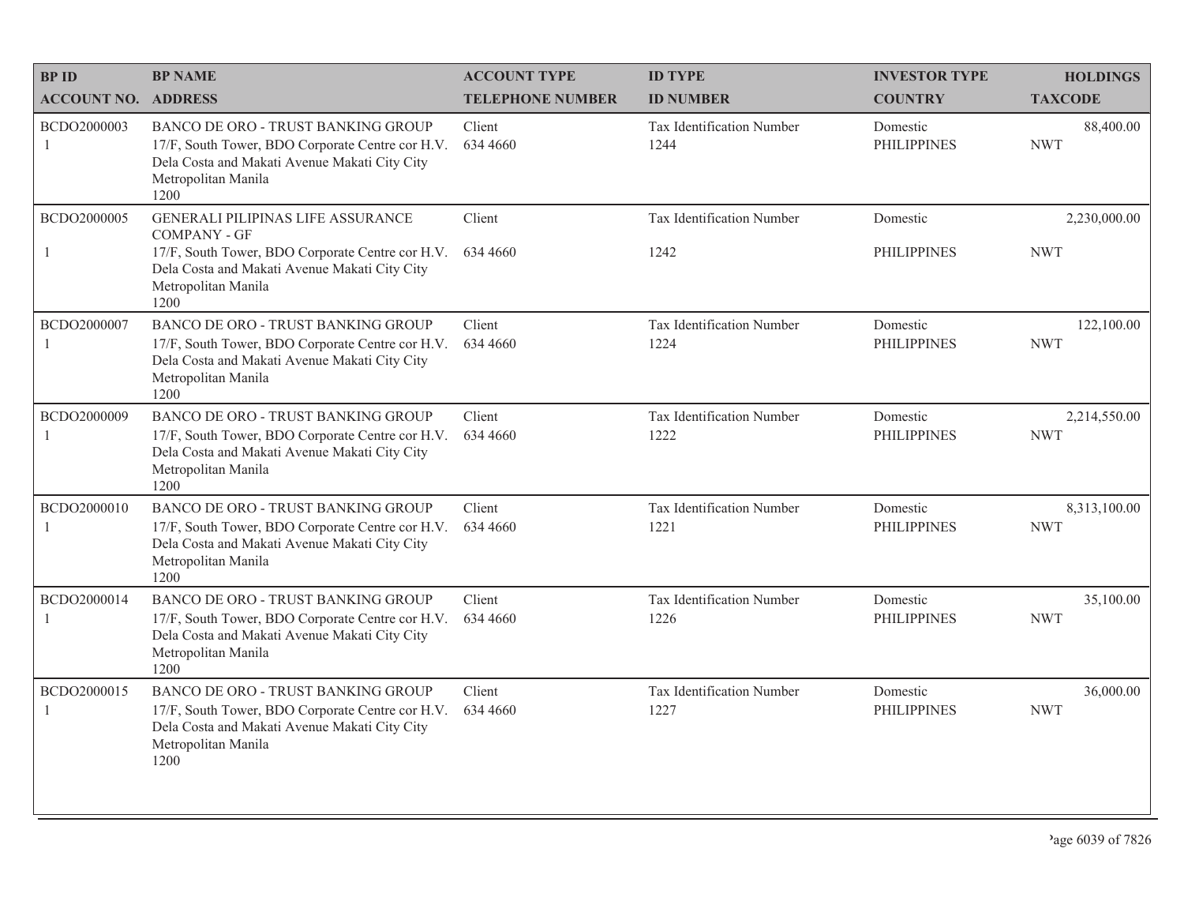| BP ID<br>ACCOUNT NO. | BP NAME<br>ADDRESS | ACCOUNT TYPE<br>TELEPHONE NUMBER | ID TYPE<br>ID NUMBER | INVESTOR TYPE<br>COUNTRY | HOLDINGS<br>TAXCODE |
|---|---|---|---|---|---|
| BCDO2000003<br>1 | BANCO DE ORO - TRUST BANKING GROUP<br>17/F, South Tower, BDO Corporate Centre cor H.V. Dela Costa and Makati Avenue Makati City City Metropolitan Manila<br>1200 | Client<br>634 4660 | Tax Identification Number<br>1244 | Domestic<br>PHILIPPINES | 88,400.00<br>NWT |
| BCDO2000005<br>1 | GENERALI PILIPINAS LIFE ASSURANCE COMPANY - GF<br>17/F, South Tower, BDO Corporate Centre cor H.V. Dela Costa and Makati Avenue Makati City City Metropolitan Manila<br>1200 | Client<br>634 4660 | Tax Identification Number<br>1242 | Domestic<br>PHILIPPINES | 2,230,000.00<br>NWT |
| BCDO2000007<br>1 | BANCO DE ORO - TRUST BANKING GROUP<br>17/F, South Tower, BDO Corporate Centre cor H.V. Dela Costa and Makati Avenue Makati City City Metropolitan Manila<br>1200 | Client<br>634 4660 | Tax Identification Number<br>1224 | Domestic<br>PHILIPPINES | 122,100.00<br>NWT |
| BCDO2000009<br>1 | BANCO DE ORO - TRUST BANKING GROUP<br>17/F, South Tower, BDO Corporate Centre cor H.V. Dela Costa and Makati Avenue Makati City City Metropolitan Manila<br>1200 | Client<br>634 4660 | Tax Identification Number<br>1222 | Domestic<br>PHILIPPINES | 2,214,550.00<br>NWT |
| BCDO2000010<br>1 | BANCO DE ORO - TRUST BANKING GROUP<br>17/F, South Tower, BDO Corporate Centre cor H.V. Dela Costa and Makati Avenue Makati City City Metropolitan Manila<br>1200 | Client<br>634 4660 | Tax Identification Number<br>1221 | Domestic<br>PHILIPPINES | 8,313,100.00<br>NWT |
| BCDO2000014<br>1 | BANCO DE ORO - TRUST BANKING GROUP<br>17/F, South Tower, BDO Corporate Centre cor H.V. Dela Costa and Makati Avenue Makati City City Metropolitan Manila<br>1200 | Client<br>634 4660 | Tax Identification Number<br>1226 | Domestic<br>PHILIPPINES | 35,100.00<br>NWT |
| BCDO2000015<br>1 | BANCO DE ORO - TRUST BANKING GROUP<br>17/F, South Tower, BDO Corporate Centre cor H.V. Dela Costa and Makati Avenue Makati City City Metropolitan Manila<br>1200 | Client<br>634 4660 | Tax Identification Number<br>1227 | Domestic<br>PHILIPPINES | 36,000.00<br>NWT |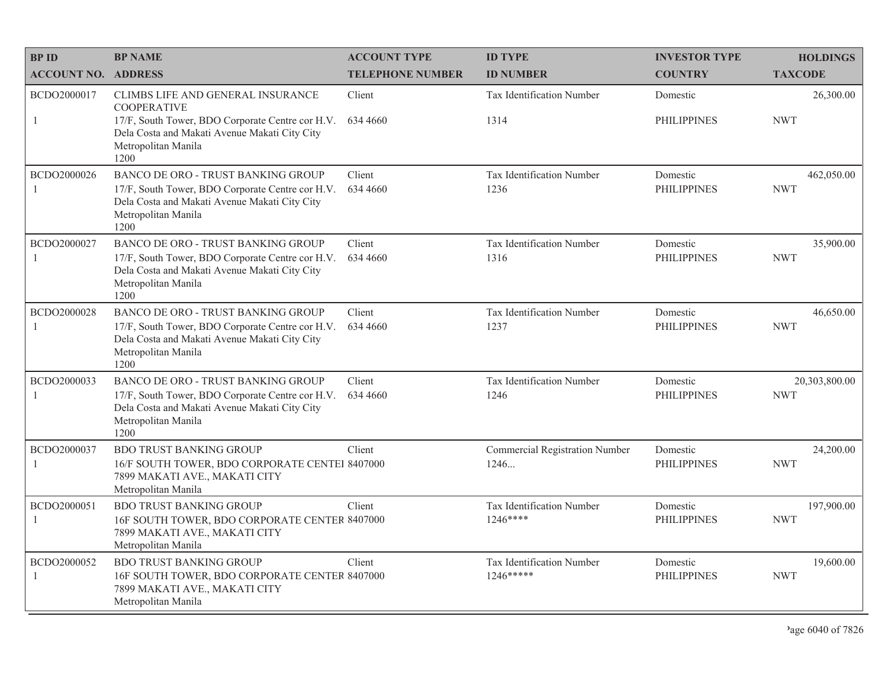| BP ID<br>ACCOUNT NO. | BP NAME<br>ADDRESS | ACCOUNT TYPE<br>TELEPHONE NUMBER | ID TYPE<br>ID NUMBER | INVESTOR TYPE<br>COUNTRY | HOLDINGS<br>TAXCODE |
|---|---|---|---|---|---|
| BCDO2000017<br>1 | CLIMBS LIFE AND GENERAL INSURANCE COOPERATIVE<br>17/F, South Tower, BDO Corporate Centre cor H.V. Dela Costa and Makati Avenue Makati City City<br>Metropolitan Manila<br>1200 | Client<br>634 4660 | Tax Identification Number<br>1314 | Domestic<br>PHILIPPINES | 26,300.00<br>NWT |
| BCDO2000026<br>1 | BANCO DE ORO - TRUST BANKING GROUP<br>17/F, South Tower, BDO Corporate Centre cor H.V. Dela Costa and Makati Avenue Makati City City<br>Metropolitan Manila<br>1200 | Client<br>634 4660 | Tax Identification Number<br>1236 | Domestic<br>PHILIPPINES | 462,050.00<br>NWT |
| BCDO2000027<br>1 | BANCO DE ORO - TRUST BANKING GROUP<br>17/F, South Tower, BDO Corporate Centre cor H.V. Dela Costa and Makati Avenue Makati City City<br>Metropolitan Manila<br>1200 | Client<br>634 4660 | Tax Identification Number<br>1316 | Domestic<br>PHILIPPINES | 35,900.00<br>NWT |
| BCDO2000028<br>1 | BANCO DE ORO - TRUST BANKING GROUP<br>17/F, South Tower, BDO Corporate Centre cor H.V. Dela Costa and Makati Avenue Makati City City<br>Metropolitan Manila<br>1200 | Client<br>634 4660 | Tax Identification Number<br>1237 | Domestic<br>PHILIPPINES | 46,650.00<br>NWT |
| BCDO2000033<br>1 | BANCO DE ORO - TRUST BANKING GROUP<br>17/F, South Tower, BDO Corporate Centre cor H.V. Dela Costa and Makati Avenue Makati City City<br>Metropolitan Manila<br>1200 | Client<br>634 4660 | Tax Identification Number<br>1246 | Domestic<br>PHILIPPINES | 20,303,800.00<br>NWT |
| BCDO2000037<br>1 | BDO TRUST BANKING GROUP<br>16/F SOUTH TOWER, BDO CORPORATE CENTEI<br>7899 MAKATI AVE., MAKATI CITY<br>Metropolitan Manila | Client<br>8407000 | Commercial Registration Number<br>1246... | Domestic<br>PHILIPPINES | 24,200.00<br>NWT |
| BCDO2000051<br>1 | BDO TRUST BANKING GROUP<br>16F SOUTH TOWER, BDO CORPORATE CENTER<br>7899 MAKATI AVE., MAKATI CITY<br>Metropolitan Manila | Client<br>8407000 | Tax Identification Number<br>1246**** | Domestic<br>PHILIPPINES | 197,900.00<br>NWT |
| BCDO2000052<br>1 | BDO TRUST BANKING GROUP<br>16F SOUTH TOWER, BDO CORPORATE CENTER<br>7899 MAKATI AVE., MAKATI CITY<br>Metropolitan Manila | Client<br>8407000 | Tax Identification Number<br>1246***** | Domestic<br>PHILIPPINES | 19,600.00<br>NWT |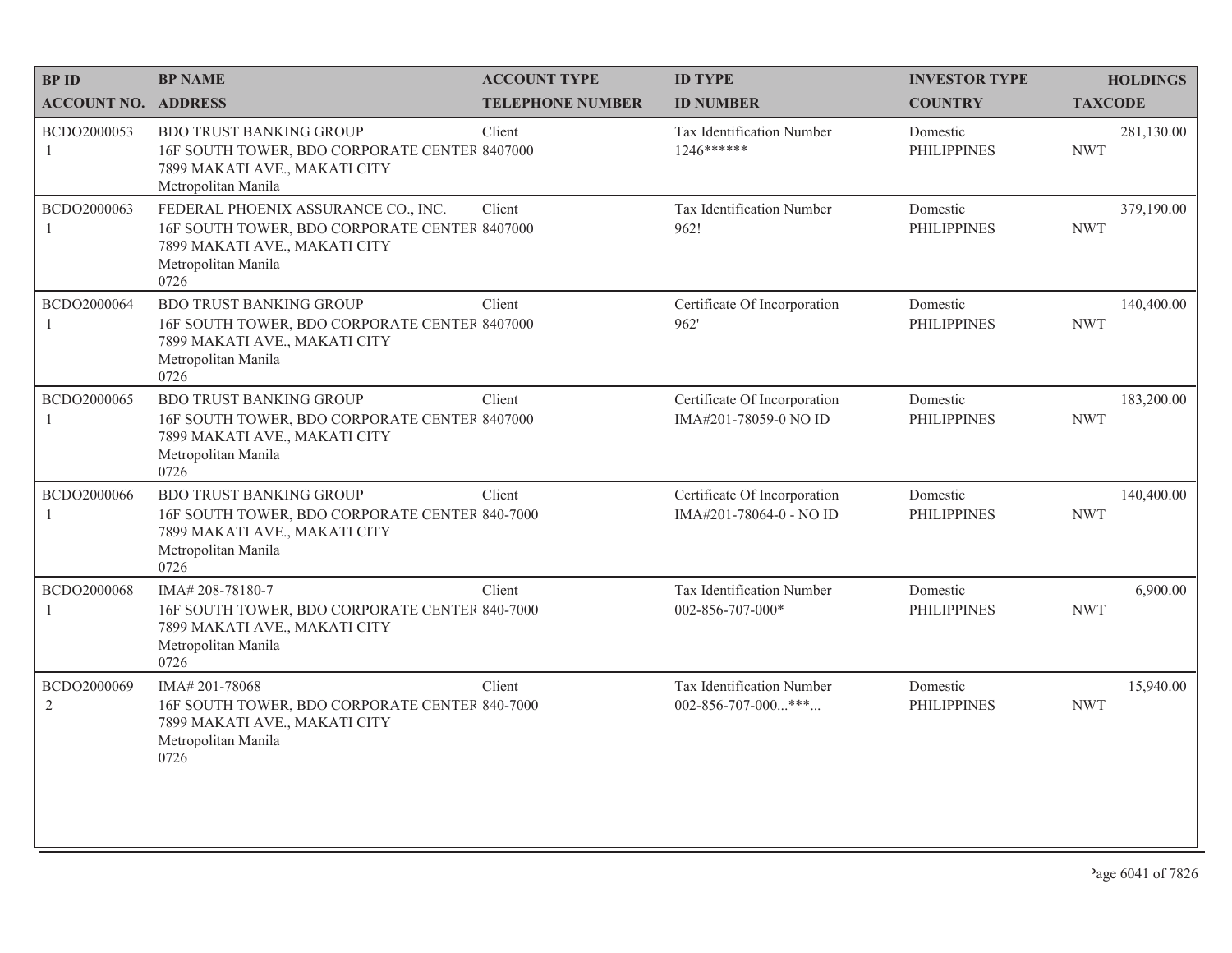| BP ID<br>ACCOUNT NO. | BP NAME<br>ADDRESS | ACCOUNT TYPE<br>TELEPHONE NUMBER | ID TYPE<br>ID NUMBER | INVESTOR TYPE<br>COUNTRY | HOLDINGS<br>TAXCODE |
|---|---|---|---|---|---|
| BCDO2000053<br>1 | BDO TRUST BANKING GROUP<br>16F SOUTH TOWER, BDO CORPORATE CENTER<br>7899 MAKATI AVE., MAKATI CITY<br>Metropolitan Manila | Client<br>8407000 | Tax Identification Number<br>1246****** | Domestic<br>PHILIPPINES | 281,130.00<br>NWT |
| BCDO2000063<br>1 | FEDERAL PHOENIX ASSURANCE CO., INC.<br>16F SOUTH TOWER, BDO CORPORATE CENTER<br>7899 MAKATI AVE., MAKATI CITY<br>Metropolitan Manila<br>0726 | Client<br>8407000 | Tax Identification Number<br>962! | Domestic<br>PHILIPPINES | 379,190.00<br>NWT |
| BCDO2000064<br>1 | BDO TRUST BANKING GROUP<br>16F SOUTH TOWER, BDO CORPORATE CENTER<br>7899 MAKATI AVE., MAKATI CITY<br>Metropolitan Manila<br>0726 | Client<br>8407000 | Certificate Of Incorporation<br>962' | Domestic<br>PHILIPPINES | 140,400.00<br>NWT |
| BCDO2000065<br>1 | BDO TRUST BANKING GROUP<br>16F SOUTH TOWER, BDO CORPORATE CENTER<br>7899 MAKATI AVE., MAKATI CITY<br>Metropolitan Manila<br>0726 | Client<br>8407000 | Certificate Of Incorporation<br>IMA#201-78059-0 NO ID | Domestic<br>PHILIPPINES | 183,200.00<br>NWT |
| BCDO2000066<br>1 | BDO TRUST BANKING GROUP<br>16F SOUTH TOWER, BDO CORPORATE CENTER<br>7899 MAKATI AVE., MAKATI CITY<br>Metropolitan Manila<br>0726 | Client<br>840-7000 | Certificate Of Incorporation<br>IMA#201-78064-0 - NO ID | Domestic<br>PHILIPPINES | 140,400.00<br>NWT |
| BCDO2000068<br>1 | IMA# 208-78180-7<br>16F SOUTH TOWER, BDO CORPORATE CENTER<br>7899 MAKATI AVE., MAKATI CITY<br>Metropolitan Manila<br>0726 | Client<br>840-7000 | Tax Identification Number<br>002-856-707-000* | Domestic<br>PHILIPPINES | 6,900.00<br>NWT |
| BCDO2000069<br>2 | IMA# 201-78068<br>16F SOUTH TOWER, BDO CORPORATE CENTER<br>7899 MAKATI AVE., MAKATI CITY<br>Metropolitan Manila<br>0726 | Client<br>840-7000 | Tax Identification Number<br>002-856-707-000...***... | Domestic<br>PHILIPPINES | 15,940.00<br>NWT |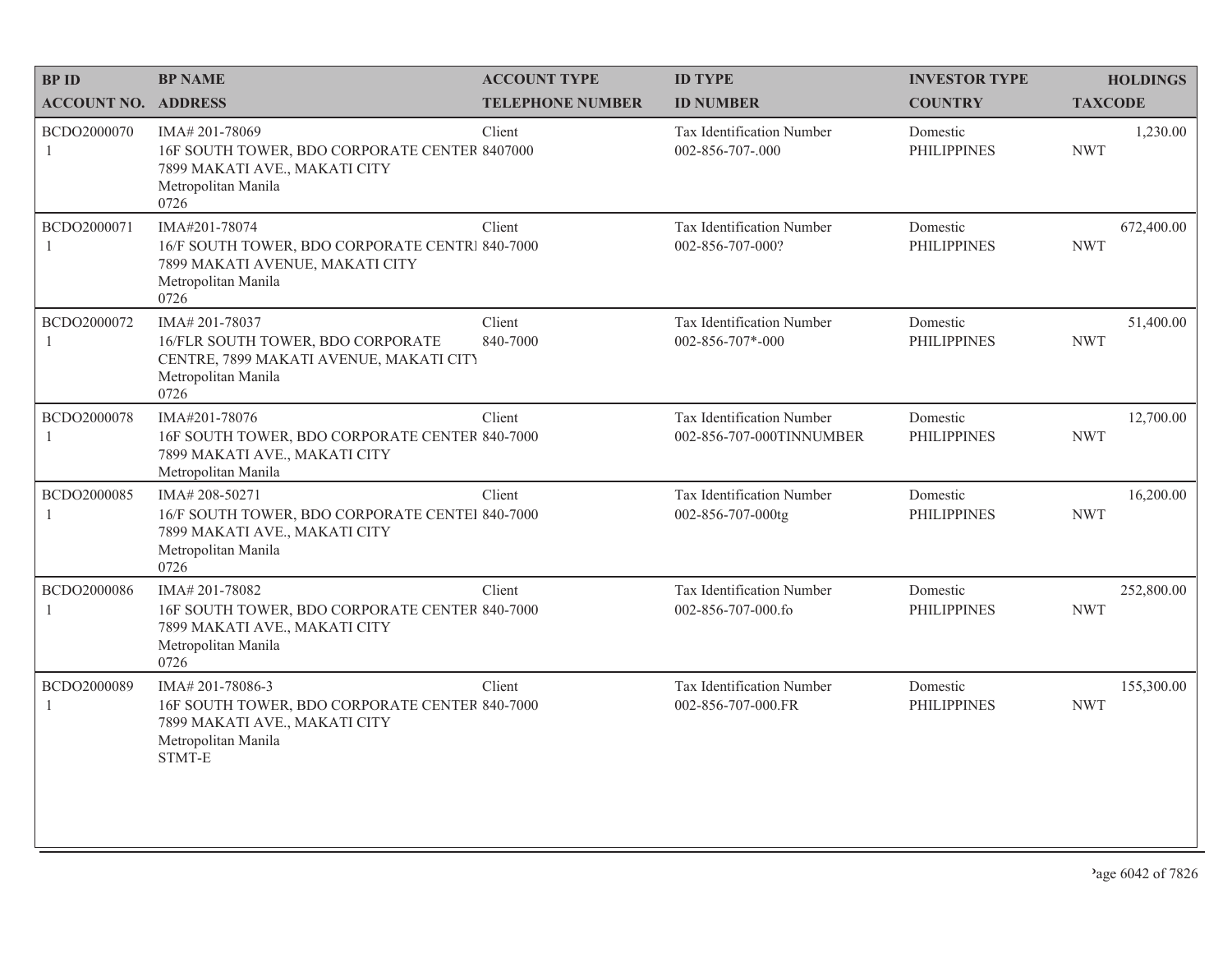| BP ID<br>ACCOUNT NO. | BP NAME<br>ADDRESS | ACCOUNT TYPE<br>TELEPHONE NUMBER | ID TYPE<br>ID NUMBER | INVESTOR TYPE<br>COUNTRY | HOLDINGS<br>TAXCODE |
|---|---|---|---|---|---|
| BCDO2000070<br>1 | IMA# 201-78069<br>16F SOUTH TOWER, BDO CORPORATE CENTER<br>7899 MAKATI AVE., MAKATI CITY<br>Metropolitan Manila<br>0726 | Client<br>8407000 | Tax Identification Number<br>002-856-707-.000 | Domestic<br>PHILIPPINES | 1,230.00<br>NWT |
| BCDO2000071<br>1 | IMA#201-78074<br>16/F SOUTH TOWER, BDO CORPORATE CENTRI<br>7899 MAKATI AVENUE, MAKATI CITY<br>Metropolitan Manila<br>0726 | Client<br>840-7000 | Tax Identification Number<br>002-856-707-000? | Domestic<br>PHILIPPINES | 672,400.00<br>NWT |
| BCDO2000072<br>1 | IMA# 201-78037<br>16/FLR SOUTH TOWER, BDO CORPORATE<br>CENTRE, 7899 MAKATI AVENUE, MAKATI CITY<br>Metropolitan Manila<br>0726 | Client<br>840-7000 | Tax Identification Number<br>002-856-707*-000 | Domestic<br>PHILIPPINES | 51,400.00<br>NWT |
| BCDO2000078<br>1 | IMA#201-78076<br>16F SOUTH TOWER, BDO CORPORATE CENTER<br>7899 MAKATI AVE., MAKATI CITY<br>Metropolitan Manila | Client<br>840-7000 | Tax Identification Number<br>002-856-707-000TINNUMBER | Domestic<br>PHILIPPINES | 12,700.00<br>NWT |
| BCDO2000085<br>1 | IMA# 208-50271<br>16/F SOUTH TOWER, BDO CORPORATE CENTEI<br>7899 MAKATI AVE., MAKATI CITY<br>Metropolitan Manila<br>0726 | Client<br>840-7000 | Tax Identification Number<br>002-856-707-000tg | Domestic<br>PHILIPPINES | 16,200.00<br>NWT |
| BCDO2000086<br>1 | IMA# 201-78082<br>16F SOUTH TOWER, BDO CORPORATE CENTER<br>7899 MAKATI AVE., MAKATI CITY<br>Metropolitan Manila<br>0726 | Client<br>840-7000 | Tax Identification Number<br>002-856-707-000.fo | Domestic<br>PHILIPPINES | 252,800.00<br>NWT |
| BCDO2000089<br>1 | IMA# 201-78086-3<br>16F SOUTH TOWER, BDO CORPORATE CENTER<br>7899 MAKATI AVE., MAKATI CITY<br>Metropolitan Manila<br>STMT-E | Client<br>840-7000 | Tax Identification Number<br>002-856-707-000.FR | Domestic<br>PHILIPPINES | 155,300.00<br>NWT |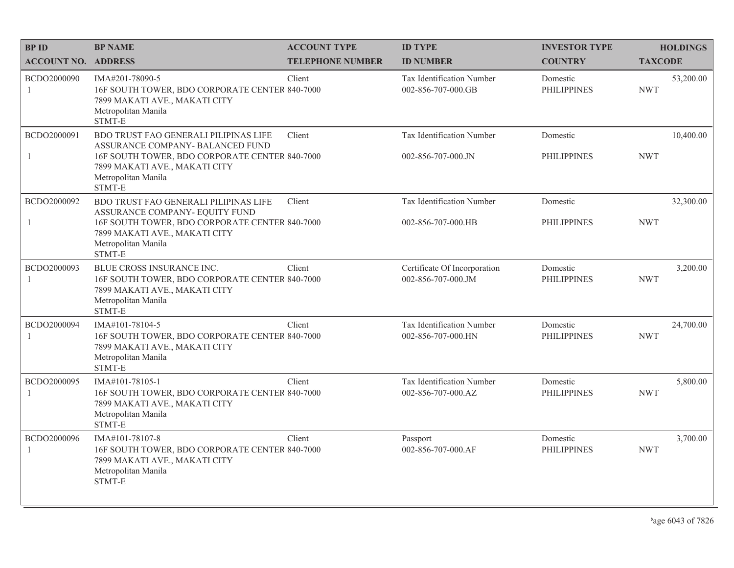| BP ID<br>ACCOUNT NO. | BP NAME<br>ADDRESS | ACCOUNT TYPE<br>TELEPHONE NUMBER | ID TYPE<br>ID NUMBER | INVESTOR TYPE<br>COUNTRY | HOLDINGS<br>TAXCODE |
|---|---|---|---|---|---|
| BCDO2000090<br>1 | IMA#201-78090-5<br>16F SOUTH TOWER, BDO CORPORATE CENTER<br>7899 MAKATI AVE., MAKATI CITY<br>Metropolitan Manila<br>STMT-E | Client<br>840-7000 | Tax Identification Number<br>002-856-707-000.GB | Domestic<br>PHILIPPINES | 53,200.00<br>NWT |
| BCDO2000091<br>1 | BDO TRUST FAO GENERALI PILIPINAS LIFE ASSURANCE COMPANY- BALANCED FUND<br>16F SOUTH TOWER, BDO CORPORATE CENTER<br>7899 MAKATI AVE., MAKATI CITY<br>Metropolitan Manila<br>STMT-E | Client<br>840-7000 | Tax Identification Number<br>002-856-707-000.JN | Domestic<br>PHILIPPINES | 10,400.00<br>NWT |
| BCDO2000092<br>1 | BDO TRUST FAO GENERALI PILIPINAS LIFE ASSURANCE COMPANY- EQUITY FUND<br>16F SOUTH TOWER, BDO CORPORATE CENTER<br>7899 MAKATI AVE., MAKATI CITY<br>Metropolitan Manila<br>STMT-E | Client<br>840-7000 | Tax Identification Number<br>002-856-707-000.HB | Domestic<br>PHILIPPINES | 32,300.00<br>NWT |
| BCDO2000093<br>1 | BLUE CROSS INSURANCE INC.<br>16F SOUTH TOWER, BDO CORPORATE CENTER<br>7899 MAKATI AVE., MAKATI CITY<br>Metropolitan Manila<br>STMT-E | Client<br>840-7000 | Certificate Of Incorporation<br>002-856-707-000.JM | Domestic<br>PHILIPPINES | 3,200.00<br>NWT |
| BCDO2000094<br>1 | IMA#101-78104-5<br>16F SOUTH TOWER, BDO CORPORATE CENTER<br>7899 MAKATI AVE., MAKATI CITY<br>Metropolitan Manila<br>STMT-E | Client<br>840-7000 | Tax Identification Number<br>002-856-707-000.HN | Domestic<br>PHILIPPINES | 24,700.00<br>NWT |
| BCDO2000095<br>1 | IMA#101-78105-1<br>16F SOUTH TOWER, BDO CORPORATE CENTER<br>7899 MAKATI AVE., MAKATI CITY<br>Metropolitan Manila<br>STMT-E | Client<br>840-7000 | Tax Identification Number<br>002-856-707-000.AZ | Domestic<br>PHILIPPINES | 5,800.00<br>NWT |
| BCDO2000096<br>1 | IMA#101-78107-8<br>16F SOUTH TOWER, BDO CORPORATE CENTER<br>7899 MAKATI AVE., MAKATI CITY<br>Metropolitan Manila<br>STMT-E | Client<br>840-7000 | Passport<br>002-856-707-000.AF | Domestic<br>PHILIPPINES | 3,700.00<br>NWT |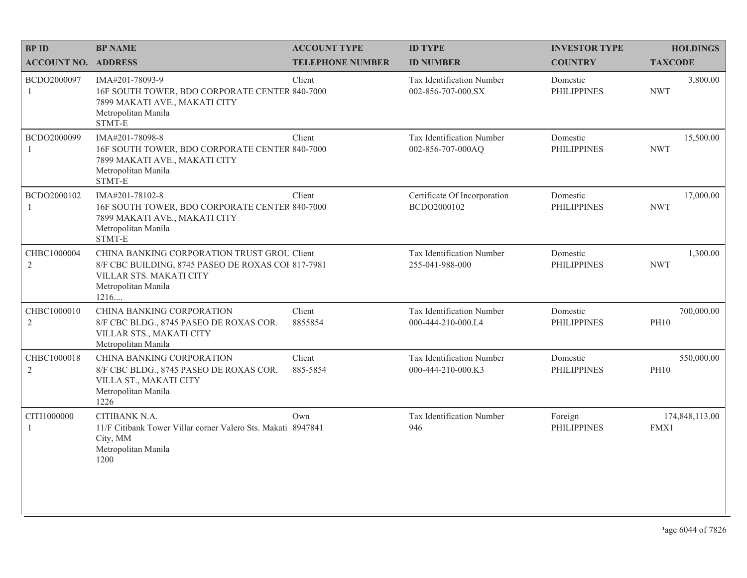| BP ID | BP NAME | ACCOUNT TYPE | ID TYPE | INVESTOR TYPE | HOLDINGS |
|---|---|---|---|---|---|
| ACCOUNT NO. | ADDRESS | TELEPHONE NUMBER | ID NUMBER | COUNTRY | TAXCODE |
| BCDO2000097<br>1 | IMA#201-78093-9<br>16F SOUTH TOWER, BDO CORPORATE CENTER<br>7899 MAKATI AVE., MAKATI CITY<br>Metropolitan Manila<br>STMT-E | Client<br>840-7000 | Tax Identification Number<br>002-856-707-000.SX | Domestic<br>PHILIPPINES | 3,800.00<br>NWT |
| BCDO2000099<br>1 | IMA#201-78098-8<br>16F SOUTH TOWER, BDO CORPORATE CENTER<br>7899 MAKATI AVE., MAKATI CITY<br>Metropolitan Manila<br>STMT-E | Client<br>840-7000 | Tax Identification Number<br>002-856-707-000AQ | Domestic<br>PHILIPPINES | 15,500.00<br>NWT |
| BCDO2000102<br>1 | IMA#201-78102-8<br>16F SOUTH TOWER, BDO CORPORATE CENTER<br>7899 MAKATI AVE., MAKATI CITY<br>Metropolitan Manila<br>STMT-E | Client<br>840-7000 | Certificate Of Incorporation<br>BCDO2000102 | Domestic<br>PHILIPPINES | 17,000.00<br>NWT |
| CHBC1000004<br>2 | CHINA BANKING CORPORATION TRUST GROU<br>8/F CBC BUILDING, 8745 PASEO DE ROXAS COI<br>VILLAR STS. MAKATI CITY<br>Metropolitan Manila<br>1216.... | Client<br>817-7981 | Tax Identification Number<br>255-041-988-000 | Domestic<br>PHILIPPINES | 1,300.00<br>NWT |
| CHBC1000010<br>2 | CHINA BANKING CORPORATION<br>8/F CBC BLDG., 8745 PASEO DE ROXAS COR.<br>VILLAR STS., MAKATI CITY<br>Metropolitan Manila | Client<br>8855854 | Tax Identification Number<br>000-444-210-000.L4 | Domestic<br>PHILIPPINES | 700,000.00<br>PH10 |
| CHBC1000018<br>2 | CHINA BANKING CORPORATION<br>8/F CBC BLDG., 8745 PASEO DE ROXAS COR.<br>VILLA ST., MAKATI CITY<br>Metropolitan Manila<br>1226 | Client<br>885-5854 | Tax Identification Number<br>000-444-210-000.K3 | Domestic<br>PHILIPPINES | 550,000.00<br>PH10 |
| CITI1000000<br>1 | CITIBANK N.A.<br>11/F Citibank Tower Villar corner Valero Sts. Makati<br>City, MM<br>Metropolitan Manila<br>1200 | Own<br>8947841 | Tax Identification Number<br>946 | Foreign<br>PHILIPPINES | 174,848,113.00<br>FMX1 |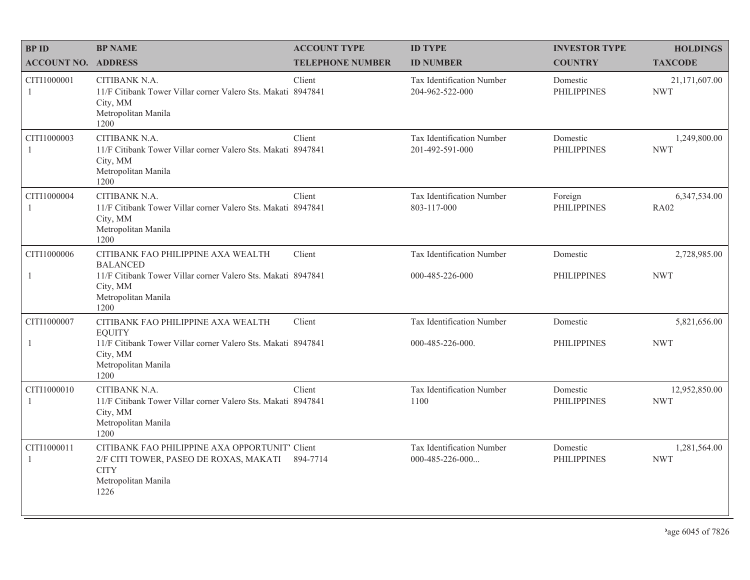| BP ID<br>ACCOUNT NO. | BP NAME<br>ADDRESS | ACCOUNT TYPE<br>TELEPHONE NUMBER | ID TYPE<br>ID NUMBER | INVESTOR TYPE<br>COUNTRY | HOLDINGS<br>TAXCODE |
|---|---|---|---|---|---|
| CITI1000001<br>1 | CITIBANK N.A.<br>11/F Citibank Tower Villar corner Valero Sts. Makati City, MM<br>Metropolitan Manila<br>1200 | Client<br>8947841 | Tax Identification Number<br>204-962-522-000 | Domestic<br>PHILIPPINES | 21,171,607.00<br>NWT |
| CITI1000003<br>1 | CITIBANK N.A.<br>11/F Citibank Tower Villar corner Valero Sts. Makati City, MM<br>Metropolitan Manila<br>1200 | Client<br>8947841 | Tax Identification Number<br>201-492-591-000 | Domestic<br>PHILIPPINES | 1,249,800.00<br>NWT |
| CITI1000004<br>1 | CITIBANK N.A.<br>11/F Citibank Tower Villar corner Valero Sts. Makati City, MM<br>Metropolitan Manila<br>1200 | Client<br>8947841 | Tax Identification Number<br>803-117-000 | Foreign<br>PHILIPPINES | 6,347,534.00<br>RA02 |
| CITI1000006<br>1 | CITIBANK FAO PHILIPPINE AXA WEALTH BALANCED<br>11/F Citibank Tower Villar corner Valero Sts. Makati City, MM<br>Metropolitan Manila<br>1200 | Client<br>8947841 | Tax Identification Number<br>000-485-226-000 | Domestic<br>PHILIPPINES | 2,728,985.00<br>NWT |
| CITI1000007<br>1 | CITIBANK FAO PHILIPPINE AXA WEALTH EQUITY<br>11/F Citibank Tower Villar corner Valero Sts. Makati City, MM<br>Metropolitan Manila<br>1200 | Client<br>8947841 | Tax Identification Number<br>000-485-226-000. | Domestic<br>PHILIPPINES | 5,821,656.00<br>NWT |
| CITI1000010<br>1 | CITIBANK N.A.<br>11/F Citibank Tower Villar corner Valero Sts. Makati City, MM<br>Metropolitan Manila<br>1200 | Client<br>8947841 | Tax Identification Number<br>1100 | Domestic<br>PHILIPPINES | 12,952,850.00<br>NWT |
| CITI1000011<br>1 | CITIBANK FAO PHILIPPINE AXA OPPORTUNIT'<br>2/F CITI TOWER, PASEO DE ROXAS, MAKATI CITY<br>Metropolitan Manila<br>1226 | Client<br>894-7714 | Tax Identification Number<br>000-485-226-000... | Domestic<br>PHILIPPINES | 1,281,564.00<br>NWT |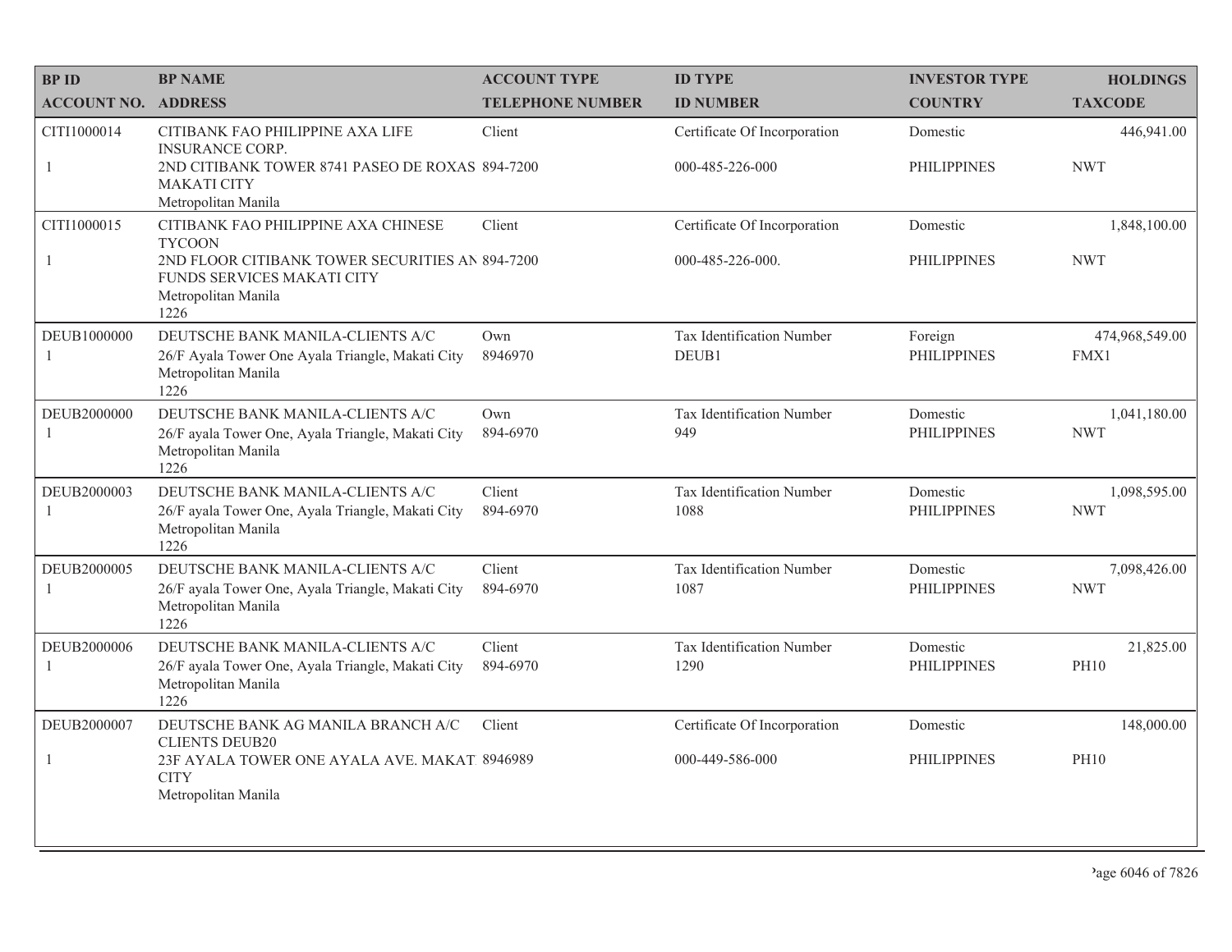| BP ID | BP NAME | ACCOUNT TYPE | ID TYPE | INVESTOR TYPE | HOLDINGS |
|---|---|---|---|---|---|
| ACCOUNT NO. | ADDRESS | TELEPHONE NUMBER | ID NUMBER | COUNTRY | TAXCODE |
| CITI1000014 | CITIBANK FAO PHILIPPINE AXA LIFE INSURANCE CORP. | Client | Certificate Of Incorporation | Domestic | 446,941.00 |
| 1 | 2ND CITIBANK TOWER 8741 PASEO DE ROXAS MAKATI CITY Metropolitan Manila | 894-7200 | 000-485-226-000 | PHILIPPINES | NWT |
| CITI1000015 | CITIBANK FAO PHILIPPINE AXA CHINESE TYCOON | Client | Certificate Of Incorporation | Domestic | 1,848,100.00 |
| 1 | 2ND FLOOR CITIBANK TOWER SECURITIES AN FUNDS SERVICES MAKATI CITY Metropolitan Manila 1226 | 894-7200 | 000-485-226-000. | PHILIPPINES | NWT |
| DEUB1000000 | DEUTSCHE BANK MANILA-CLIENTS A/C | Own | Tax Identification Number | Foreign | 474,968,549.00 |
| 1 | 26/F Ayala Tower One Ayala Triangle, Makati City Metropolitan Manila 1226 | 8946970 | DEUB1 | PHILIPPINES | FMX1 |
| DEUB2000000 | DEUTSCHE BANK MANILA-CLIENTS A/C | Own | Tax Identification Number | Domestic | 1,041,180.00 |
| 1 | 26/F ayala Tower One, Ayala Triangle, Makati City Metropolitan Manila 1226 | 894-6970 | 949 | PHILIPPINES | NWT |
| DEUB2000003 | DEUTSCHE BANK MANILA-CLIENTS A/C | Client | Tax Identification Number | Domestic | 1,098,595.00 |
| 1 | 26/F ayala Tower One, Ayala Triangle, Makati City Metropolitan Manila 1226 | 894-6970 | 1088 | PHILIPPINES | NWT |
| DEUB2000005 | DEUTSCHE BANK MANILA-CLIENTS A/C | Client | Tax Identification Number | Domestic | 7,098,426.00 |
| 1 | 26/F ayala Tower One, Ayala Triangle, Makati City Metropolitan Manila 1226 | 894-6970 | 1087 | PHILIPPINES | NWT |
| DEUB2000006 | DEUTSCHE BANK MANILA-CLIENTS A/C | Client | Tax Identification Number | Domestic | 21,825.00 |
| 1 | 26/F ayala Tower One, Ayala Triangle, Makati City Metropolitan Manila 1226 | 894-6970 | 1290 | PHILIPPINES | PH10 |
| DEUB2000007 | DEUTSCHE BANK AG MANILA BRANCH A/C CLIENTS DEUB20 | Client | Certificate Of Incorporation | Domestic | 148,000.00 |
| 1 | 23F AYALA TOWER ONE AYALA AVE. MAKAT CITY Metropolitan Manila | 8946989 | 000-449-586-000 | PHILIPPINES | PH10 |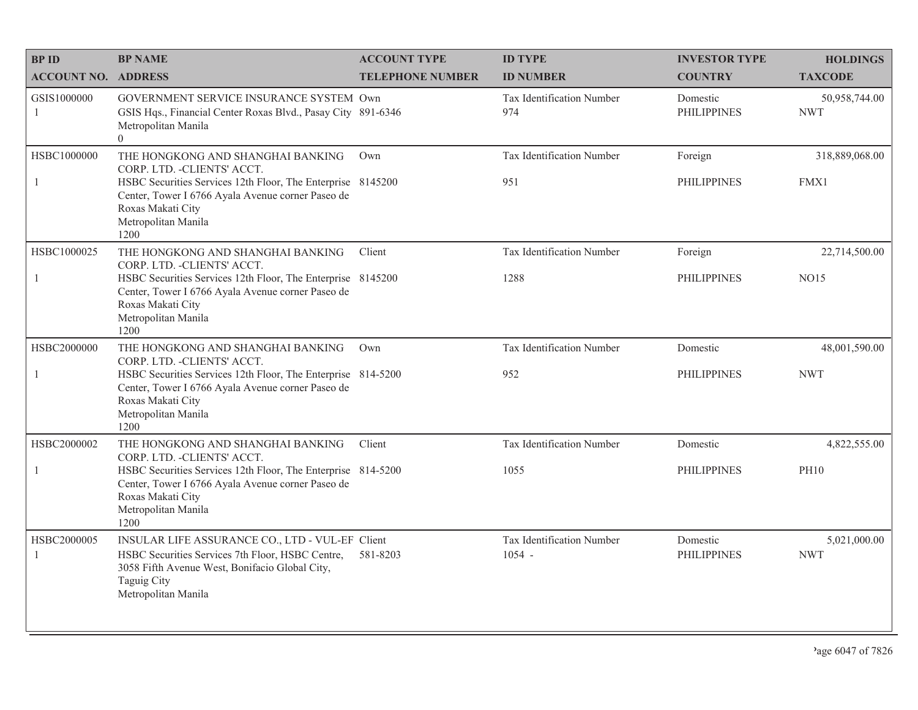| BP ID<br>ACCOUNT NO. | BP NAME<br>ADDRESS | ACCOUNT TYPE<br>TELEPHONE NUMBER | ID TYPE<br>ID NUMBER | INVESTOR TYPE<br>COUNTRY | HOLDINGS<br>TAXCODE |
|---|---|---|---|---|---|
| GSIS1000000<br>1 | GOVERNMENT SERVICE INSURANCE SYSTEM<br>GSIS Hqs., Financial Center Roxas Blvd., Pasay City Metropolitan Manila<br>0 | Own<br>891-6346 | Tax Identification Number<br>974 | Domestic<br>PHILIPPINES | 50,958,744.00<br>NWT |
| HSBC1000000<br>1 | THE HONGKONG AND SHANGHAI BANKING CORP. LTD. -CLIENTS' ACCT.<br>HSBC Securities Services 12th Floor, The Enterprise Center, Tower I 6766 Ayala Avenue corner Paseo de Roxas Makati City<br>Metropolitan Manila<br>1200 | Own<br>8145200 | Tax Identification Number<br>951 | Foreign<br>PHILIPPINES | 318,889,068.00<br>FMX1 |
| HSBC1000025<br>1 | THE HONGKONG AND SHANGHAI BANKING CORP. LTD. -CLIENTS' ACCT.<br>HSBC Securities Services 12th Floor, The Enterprise Center, Tower I 6766 Ayala Avenue corner Paseo de Roxas Makati City<br>Metropolitan Manila<br>1200 | Client<br>8145200 | Tax Identification Number<br>1288 | Foreign<br>PHILIPPINES | 22,714,500.00<br>NO15 |
| HSBC2000000<br>1 | THE HONGKONG AND SHANGHAI BANKING CORP. LTD. -CLIENTS' ACCT.<br>HSBC Securities Services 12th Floor, The Enterprise Center, Tower I 6766 Ayala Avenue corner Paseo de Roxas Makati City<br>Metropolitan Manila<br>1200 | Own<br>814-5200 | Tax Identification Number<br>952 | Domestic<br>PHILIPPINES | 48,001,590.00<br>NWT |
| HSBC2000002<br>1 | THE HONGKONG AND SHANGHAI BANKING CORP. LTD. -CLIENTS' ACCT.<br>HSBC Securities Services 12th Floor, The Enterprise Center, Tower I 6766 Ayala Avenue corner Paseo de Roxas Makati City<br>Metropolitan Manila<br>1200 | Client<br>814-5200 | Tax Identification Number<br>1055 | Domestic<br>PHILIPPINES | 4,822,555.00<br>PH10 |
| HSBC2000005<br>1 | INSULAR LIFE ASSURANCE CO., LTD - VUL-EF<br>HSBC Securities Services 7th Floor, HSBC Centre, 3058 Fifth Avenue West, Bonifacio Global City, Taguig City<br>Metropolitan Manila | Client<br>581-8203 | Tax Identification Number<br>1054 - | Domestic<br>PHILIPPINES | 5,021,000.00<br>NWT |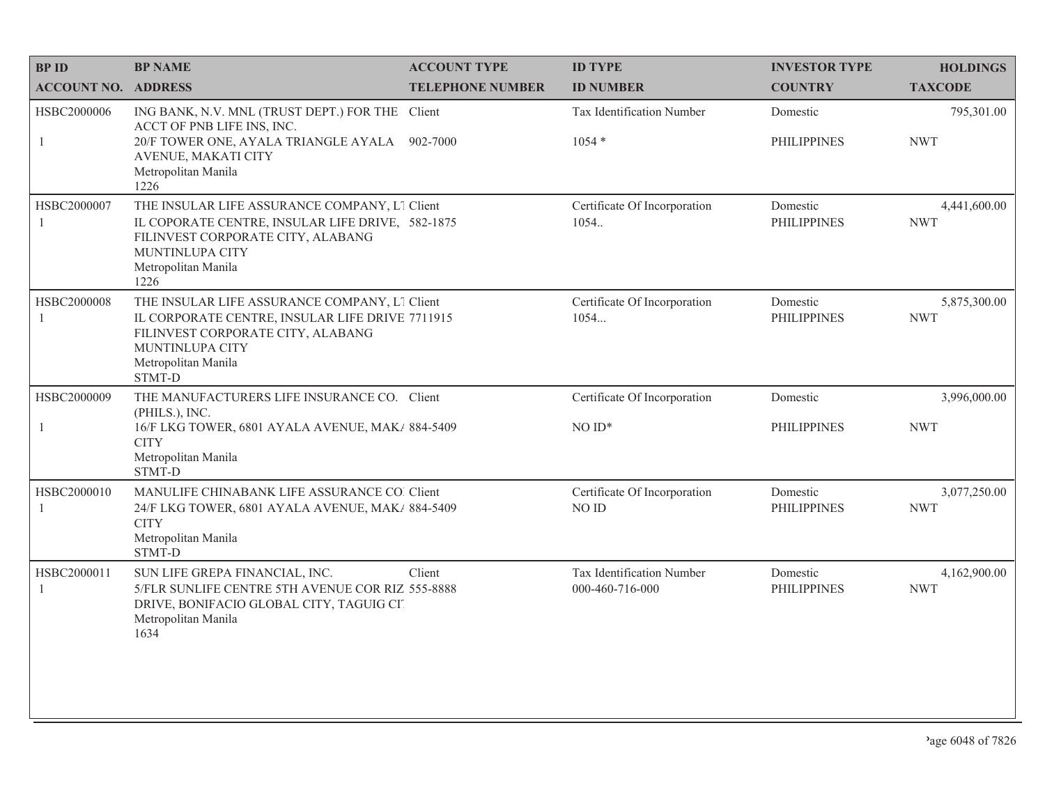| BP ID<br>ACCOUNT NO. | BP NAME<br>ADDRESS | ACCOUNT TYPE<br>TELEPHONE NUMBER | ID TYPE<br>ID NUMBER | INVESTOR TYPE<br>COUNTRY | HOLDINGS<br>TAXCODE |
|---|---|---|---|---|---|
| HSBC2000006<br>1 | ING BANK, N.V. MNL (TRUST DEPT.) FOR THE ACCT OF PNB LIFE INS, INC.<br>20/F TOWER ONE, AYALA TRIANGLE AYALA AVENUE, MAKATI CITY<br>Metropolitan Manila<br>1226 | Client<br>902-7000 | Tax Identification Number<br>1054 * | Domestic<br>PHILIPPINES | 795,301.00<br>NWT |
| HSBC2000007<br>1 | THE INSULAR LIFE ASSURANCE COMPANY, LT<br>IL COPORATE CENTRE, INSULAR LIFE DRIVE, FILINVEST CORPORATE CITY, ALABANG MUNTINLUPA CITY<br>Metropolitan Manila<br>1226 | Client<br>582-1875 | Certificate Of Incorporation<br>1054.. | Domestic<br>PHILIPPINES | 4,441,600.00<br>NWT |
| HSBC2000008<br>1 | THE INSULAR LIFE ASSURANCE COMPANY, LT<br>IL CORPORATE CENTRE, INSULAR LIFE DRIVE FILINVEST CORPORATE CITY, ALABANG MUNTINLUPA CITY<br>Metropolitan Manila<br>STMT-D | Client<br>7711915 | Certificate Of Incorporation<br>1054... | Domestic<br>PHILIPPINES | 5,875,300.00<br>NWT |
| HSBC2000009<br>1 | THE MANUFACTURERS LIFE INSURANCE CO. (PHILS.), INC.<br>16/F LKG TOWER, 6801 AYALA AVENUE, MAKA CITY<br>Metropolitan Manila<br>STMT-D | Client<br>884-5409 | Certificate Of Incorporation<br>NO ID* | Domestic<br>PHILIPPINES | 3,996,000.00<br>NWT |
| HSBC2000010<br>1 | MANULIFE CHINABANK LIFE ASSURANCE CO<br>24/F LKG TOWER, 6801 AYALA AVENUE, MAKA CITY<br>Metropolitan Manila<br>STMT-D | Client<br>884-5409 | Certificate Of Incorporation<br>NO ID | Domestic<br>PHILIPPINES | 3,077,250.00<br>NWT |
| HSBC2000011<br>1 | SUN LIFE GREPA FINANCIAL, INC.<br>5/FLR SUNLIFE CENTRE 5TH AVENUE COR RIZ DRIVE, BONIFACIO GLOBAL CITY, TAGUIG CI<br>Metropolitan Manila<br>1634 | Client<br>555-8888 | Tax Identification Number<br>000-460-716-000 | Domestic<br>PHILIPPINES | 4,162,900.00<br>NWT |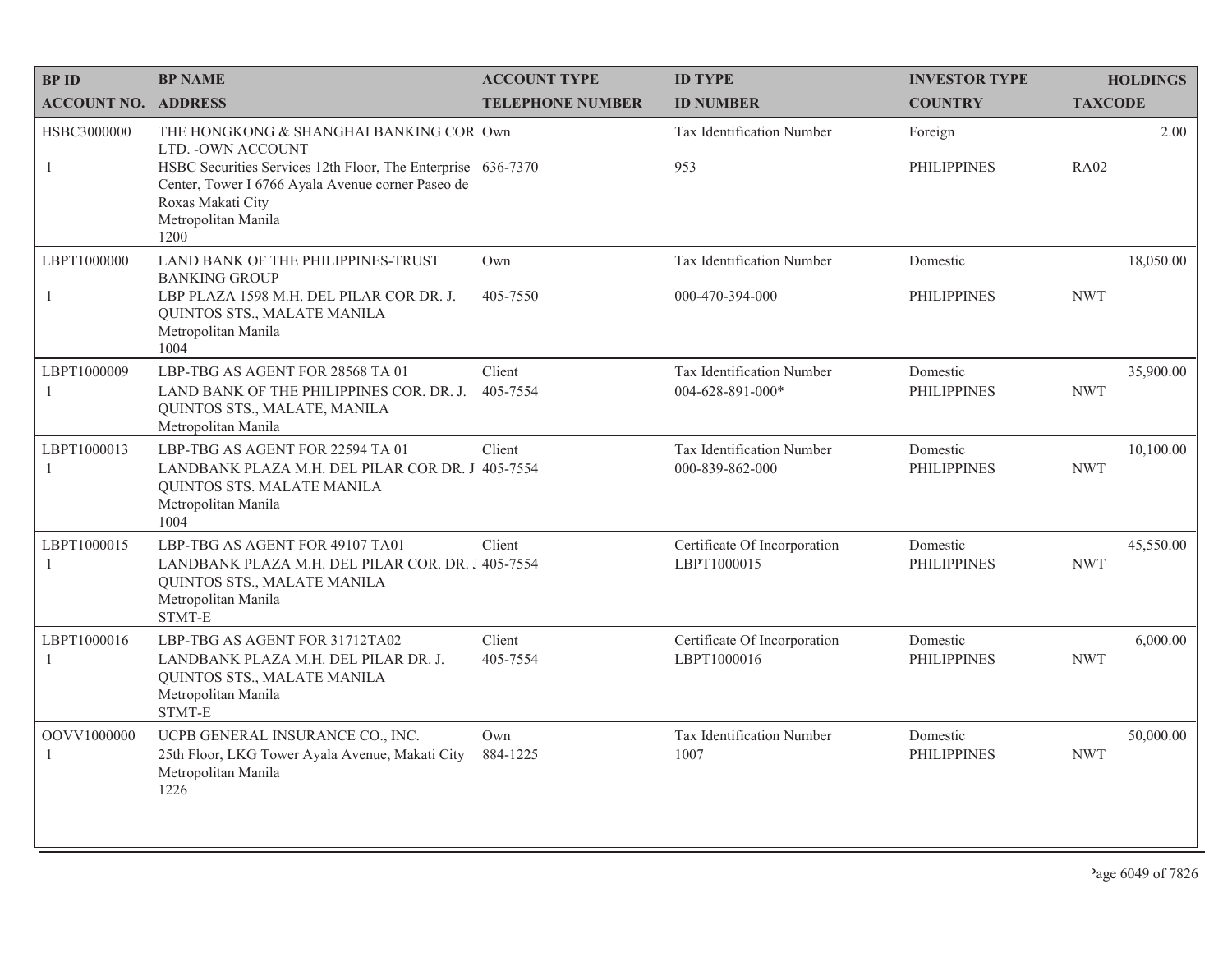| BP ID<br>ACCOUNT NO. | BP NAME<br>ADDRESS | ACCOUNT TYPE<br>TELEPHONE NUMBER | ID TYPE<br>ID NUMBER | INVESTOR TYPE<br>COUNTRY | HOLDINGS<br>TAXCODE |
|---|---|---|---|---|---|
| HSBC3000000<br>1 | THE HONGKONG & SHANGHAI BANKING COR LTD. -OWN ACCOUNT<br>HSBC Securities Services 12th Floor, The Enterprise Center, Tower I 6766 Ayala Avenue corner Paseo de Roxas Makati City<br>Metropolitan Manila<br>1200 | Own<br>636-7370 | Tax Identification Number<br>953 | Foreign<br>PHILIPPINES | 2.00<br>RA02 |
| LBPT1000000<br>1 | LAND BANK OF THE PHILIPPINES-TRUST BANKING GROUP<br>LBP PLAZA 1598 M.H. DEL PILAR COR DR. J. QUINTOS STS., MALATE MANILA<br>Metropolitan Manila<br>1004 | Own<br>405-7550 | Tax Identification Number<br>000-470-394-000 | Domestic<br>PHILIPPINES | 18,050.00<br>NWT |
| LBPT1000009<br>1 | LBP-TBG AS AGENT FOR 28568 TA 01<br>LAND BANK OF THE PHILIPPINES COR. DR. J. QUINTOS STS., MALATE, MANILA<br>Metropolitan Manila | Client<br>405-7554 | Tax Identification Number<br>004-628-891-000* | Domestic<br>PHILIPPINES | 35,900.00<br>NWT |
| LBPT1000013<br>1 | LBP-TBG AS AGENT FOR 22594 TA 01<br>LANDBANK PLAZA M.H. DEL PILAR COR DR. J. QUINTOS STS. MALATE MANILA<br>Metropolitan Manila<br>1004 | Client<br>405-7554 | Tax Identification Number<br>000-839-862-000 | Domestic<br>PHILIPPINES | 10,100.00<br>NWT |
| LBPT1000015<br>1 | LBP-TBG AS AGENT FOR 49107 TA01<br>LANDBANK PLAZA M.H. DEL PILAR COR. DR. J QUINTOS STS., MALATE MANILA<br>Metropolitan Manila<br>STMT-E | Client<br>405-7554 | Certificate Of Incorporation<br>LBPT1000015 | Domestic<br>PHILIPPINES | 45,550.00<br>NWT |
| LBPT1000016<br>1 | LBP-TBG AS AGENT FOR 31712TA02<br>LANDBANK PLAZA M.H. DEL PILAR DR. J. QUINTOS STS., MALATE MANILA<br>Metropolitan Manila<br>STMT-E | Client<br>405-7554 | Certificate Of Incorporation<br>LBPT1000016 | Domestic<br>PHILIPPINES | 6,000.00<br>NWT |
| OOVV1000000<br>1 | UCPB GENERAL INSURANCE CO., INC.<br>25th Floor, LKG Tower Ayala Avenue, Makati City<br>Metropolitan Manila<br>1226 | Own<br>884-1225 | Tax Identification Number<br>1007 | Domestic<br>PHILIPPINES | 50,000.00<br>NWT |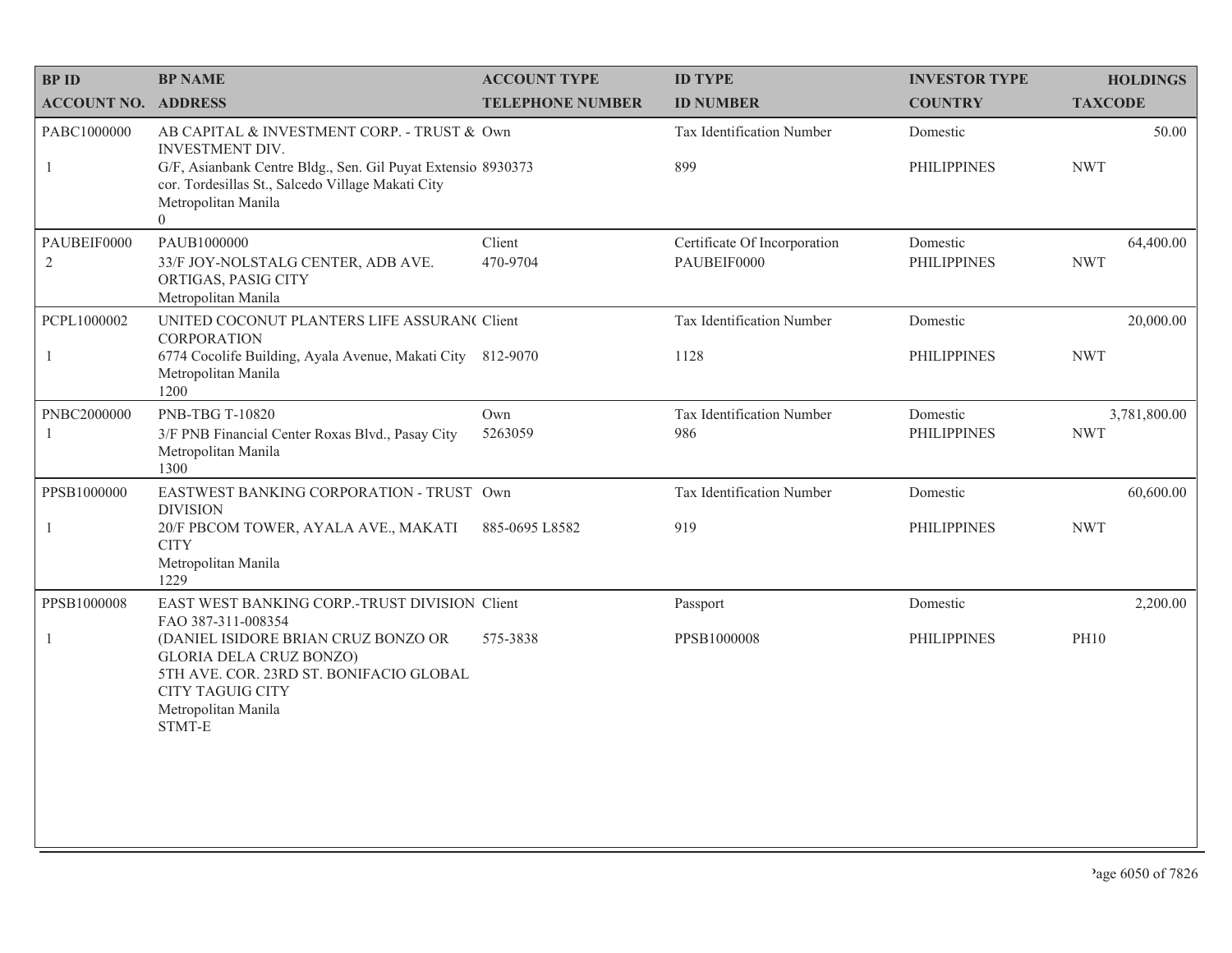| BP ID<br>ACCOUNT NO. | BP NAME<br>ADDRESS | ACCOUNT TYPE<br>TELEPHONE NUMBER | ID TYPE<br>ID NUMBER | INVESTOR TYPE<br>COUNTRY | HOLDINGS<br>TAXCODE |
|---|---|---|---|---|---|
| PABC1000000<br>1 | AB CAPITAL & INVESTMENT CORP. - TRUST & INVESTMENT DIV.<br>G/F, Asianbank Centre Bldg., Sen. Gil Puyat Extensio cor. Tordesillas St., Salcedo Village Makati City<br>Metropolitan Manila<br>0 | Own<br>8930373 | Tax Identification Number<br>899 | Domestic<br>PHILIPPINES | 50.00<br>NWT |
| PAUBEIF0000<br>2 | PAUB1000000<br>33/F JOY-NOLSTALG CENTER, ADB AVE. ORTIGAS, PASIG CITY<br>Metropolitan Manila | Client<br>470-9704 | Certificate Of Incorporation<br>PAUBEIF0000 | Domestic<br>PHILIPPINES | 64,400.00<br>NWT |
| PCPL1000002<br>1 | UNITED COCONUT PLANTERS LIFE ASSURAN( CORPORATION<br>6774 Cocolife Building, Ayala Avenue, Makati City<br>Metropolitan Manila<br>1200 | Client<br>812-9070 | Tax Identification Number<br>1128 | Domestic<br>PHILIPPINES | 20,000.00<br>NWT |
| PNBC2000000<br>1 | PNB-TBG T-10820<br>3/F PNB Financial Center Roxas Blvd., Pasay City<br>Metropolitan Manila<br>1300 | Own<br>5263059 | Tax Identification Number<br>986 | Domestic<br>PHILIPPINES | 3,781,800.00<br>NWT |
| PPSB1000000<br>1 | EASTWEST BANKING CORPORATION - TRUST DIVISION<br>20/F PBCOM TOWER, AYALA AVE., MAKATI CITY<br>Metropolitan Manila<br>1229 | Own<br>885-0695 L8582 | Tax Identification Number<br>919 | Domestic<br>PHILIPPINES | 60,600.00<br>NWT |
| PPSB1000008<br>1 | EAST WEST BANKING CORP.-TRUST DIVISION FAO 387-311-008354<br>(DANIEL ISIDORE BRIAN CRUZ BONZO OR GLORIA DELA CRUZ BONZO)<br>5TH AVE. COR. 23RD ST. BONIFACIO GLOBAL CITY TAGUIG CITY<br>Metropolitan Manila<br>STMT-E | Client<br>575-3838 | Passport<br>PPSB1000008 | Domestic<br>PHILIPPINES | 2,200.00<br>PH10 |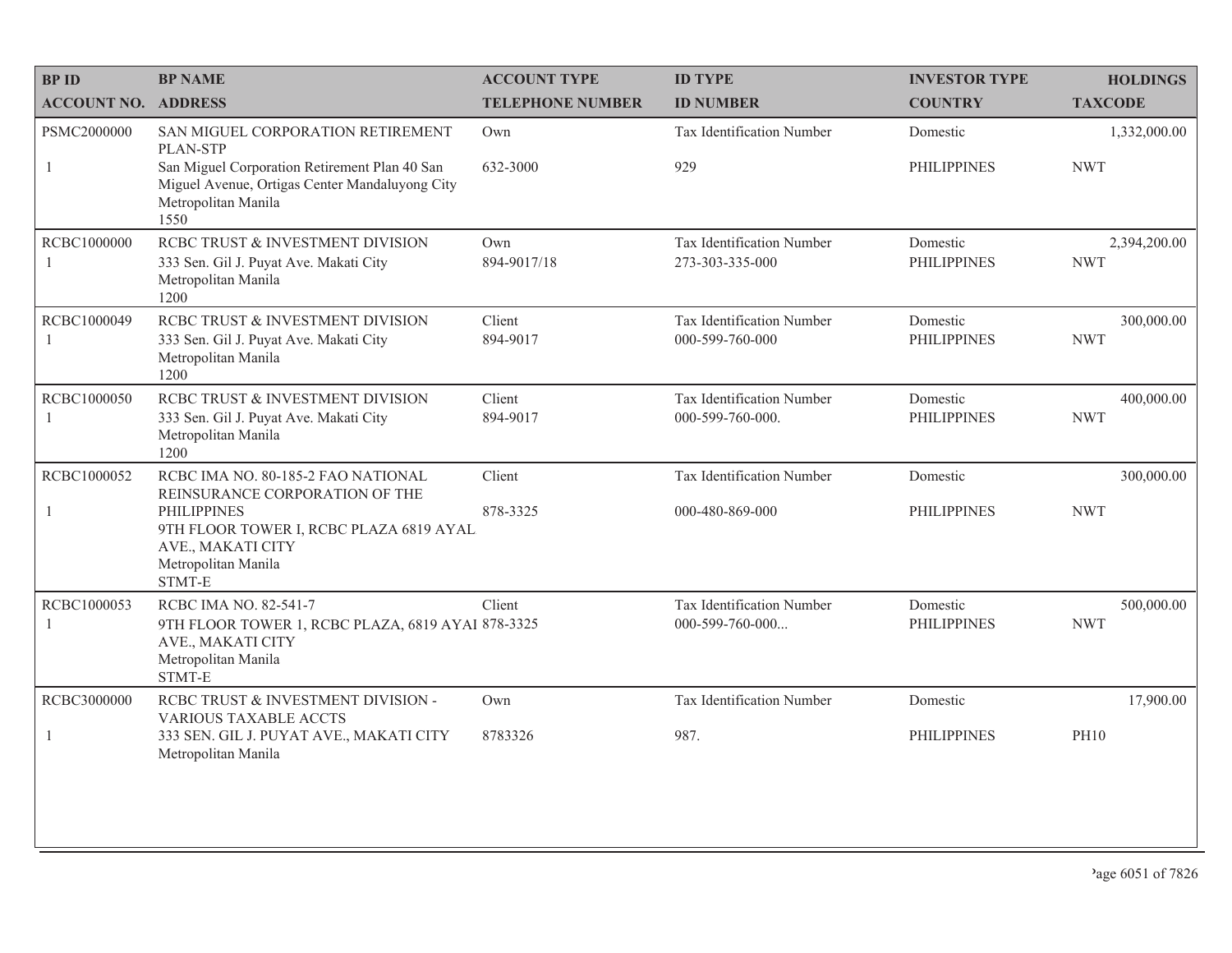| BP ID | BP NAME | ACCOUNT TYPE | ID TYPE | INVESTOR TYPE | HOLDINGS |
|---|---|---|---|---|---|
| ACCOUNT NO. | ADDRESS | TELEPHONE NUMBER | ID NUMBER | COUNTRY | TAXCODE |
| PSMC2000000 | SAN MIGUEL CORPORATION RETIREMENT PLAN-STP | Own | Tax Identification Number | Domestic | 1,332,000.00 |
| 1 | San Miguel Corporation Retirement Plan 40 San Miguel Avenue, Ortigas Center Mandaluyong City Metropolitan Manila 1550 | 632-3000 | 929 | PHILIPPINES | NWT |
| RCBC1000000 | RCBC TRUST & INVESTMENT DIVISION | Own | Tax Identification Number | Domestic | 2,394,200.00 |
| 1 | 333 Sen. Gil J. Puyat Ave. Makati City Metropolitan Manila 1200 | 894-9017/18 | 273-303-335-000 | PHILIPPINES | NWT |
| RCBC1000049 | RCBC TRUST & INVESTMENT DIVISION | Client | Tax Identification Number | Domestic | 300,000.00 |
| 1 | 333 Sen. Gil J. Puyat Ave. Makati City Metropolitan Manila 1200 | 894-9017 | 000-599-760-000 | PHILIPPINES | NWT |
| RCBC1000050 | RCBC TRUST & INVESTMENT DIVISION | Client | Tax Identification Number | Domestic | 400,000.00 |
| 1 | 333 Sen. Gil J. Puyat Ave. Makati City Metropolitan Manila 1200 | 894-9017 | 000-599-760-000. | PHILIPPINES | NWT |
| RCBC1000052 | RCBC IMA NO. 80-185-2 FAO NATIONAL REINSURANCE CORPORATION OF THE | Client | Tax Identification Number | Domestic | 300,000.00 |
| 1 | PHILIPPINES 9TH FLOOR TOWER I, RCBC PLAZA 6819 AYAL AVE., MAKATI CITY Metropolitan Manila STMT-E | 878-3325 | 000-480-869-000 | PHILIPPINES | NWT |
| RCBC1000053 | RCBC IMA NO. 82-541-7 | Client | Tax Identification Number | Domestic | 500,000.00 |
| 1 | 9TH FLOOR TOWER 1, RCBC PLAZA, 6819 AYAI AVE., MAKATI CITY Metropolitan Manila STMT-E | 878-3325 | 000-599-760-000... | PHILIPPINES | NWT |
| RCBC3000000 | RCBC TRUST & INVESTMENT DIVISION - VARIOUS TAXABLE ACCTS | Own | Tax Identification Number | Domestic | 17,900.00 |
| 1 | 333 SEN. GIL J. PUYAT AVE., MAKATI CITY Metropolitan Manila | 8783326 | 987. | PHILIPPINES | PH10 |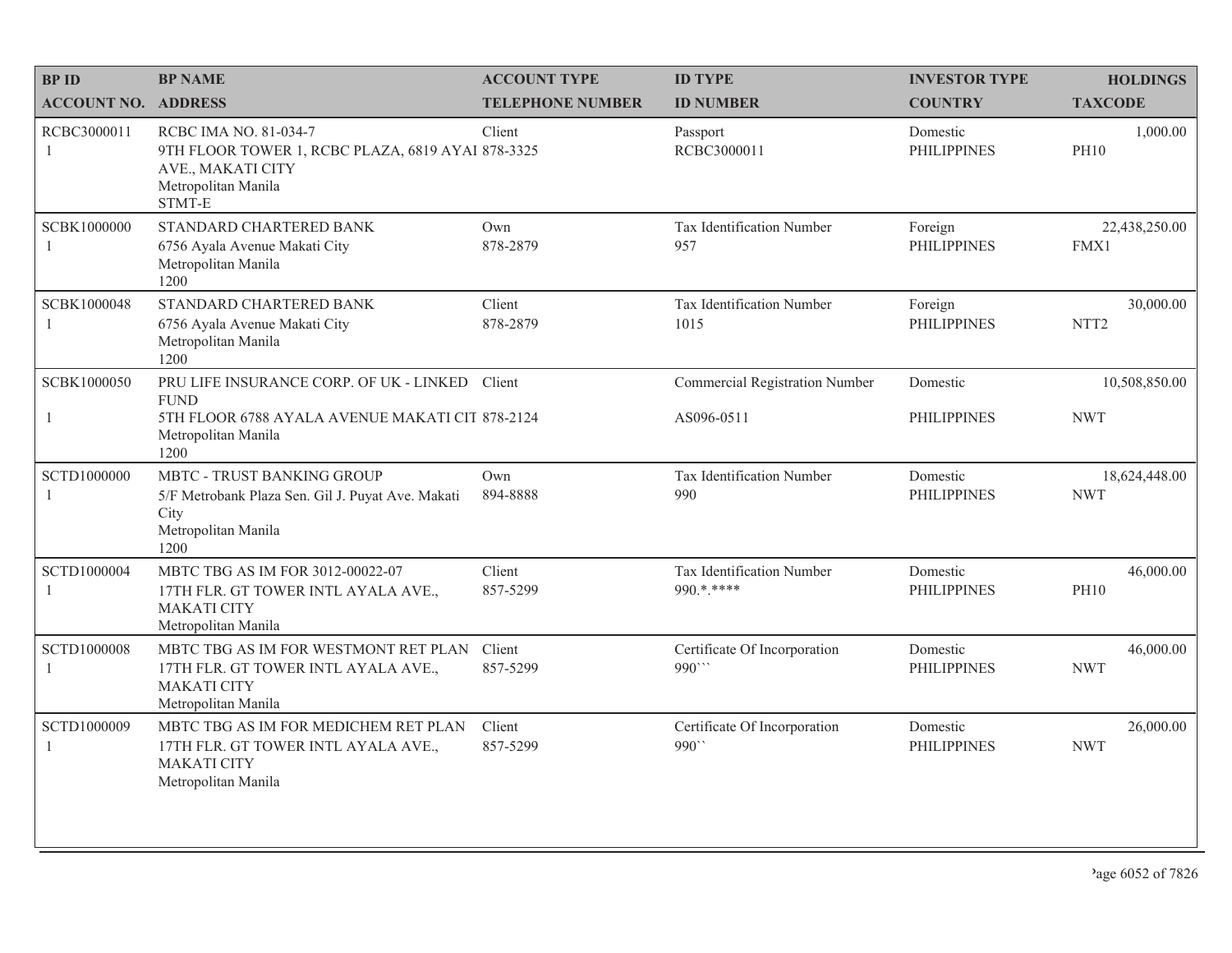| BP ID<br>ACCOUNT NO. | BP NAME<br>ADDRESS | ACCOUNT TYPE<br>TELEPHONE NUMBER | ID TYPE<br>ID NUMBER | INVESTOR TYPE<br>COUNTRY | HOLDINGS<br>TAXCODE |
|---|---|---|---|---|---|
| RCBC3000011<br>1 | RCBC IMA NO. 81-034-7<br>9TH FLOOR TOWER 1, RCBC PLAZA, 6819 AYAI AVE., MAKATI CITY<br>Metropolitan Manila<br>STMT-E | Client<br>878-3325 | Passport<br>RCBC3000011 | Domestic<br>PHILIPPINES | 1,000.00<br>PH10 |
| SCBK1000000<br>1 | STANDARD CHARTERED BANK<br>6756 Ayala Avenue Makati City<br>Metropolitan Manila<br>1200 | Own<br>878-2879 | Tax Identification Number<br>957 | Foreign<br>PHILIPPINES | 22,438,250.00<br>FMX1 |
| SCBK1000048<br>1 | STANDARD CHARTERED BANK<br>6756 Ayala Avenue Makati City<br>Metropolitan Manila<br>1200 | Client<br>878-2879 | Tax Identification Number<br>1015 | Foreign<br>PHILIPPINES | 30,000.00<br>NTT2 |
| SCBK1000050<br>1 | PRU LIFE INSURANCE CORP. OF UK - LINKED FUND<br>5TH FLOOR 6788 AYALA AVENUE MAKATI CIT<br>Metropolitan Manila<br>1200 | Client<br>878-2124 | Commercial Registration Number<br>AS096-0511 | Domestic<br>PHILIPPINES | 10,508,850.00<br>NWT |
| SCTD1000000<br>1 | MBTC - TRUST BANKING GROUP<br>5/F Metrobank Plaza Sen. Gil J. Puyat Ave. Makati City<br>Metropolitan Manila<br>1200 | Own<br>894-8888 | Tax Identification Number<br>990 | Domestic<br>PHILIPPINES | 18,624,448.00<br>NWT |
| SCTD1000004<br>1 | MBTC TBG AS IM FOR 3012-00022-07<br>17TH FLR. GT TOWER INTL AYALA AVE., MAKATI CITY<br>Metropolitan Manila | Client<br>857-5299 | Tax Identification Number<br>990.*.**** | Domestic<br>PHILIPPINES | 46,000.00<br>PH10 |
| SCTD1000008<br>1 | MBTC TBG AS IM FOR WESTMONT RET PLAN<br>17TH FLR. GT TOWER INTL AYALA AVE., MAKATI CITY<br>Metropolitan Manila | Client<br>857-5299 | Certificate Of Incorporation<br>990``` | Domestic<br>PHILIPPINES | 46,000.00<br>NWT |
| SCTD1000009<br>1 | MBTC TBG AS IM FOR MEDICHEM RET PLAN<br>17TH FLR. GT TOWER INTL AYALA AVE., MAKATI CITY<br>Metropolitan Manila | Client<br>857-5299 | Certificate Of Incorporation<br>990`` | Domestic<br>PHILIPPINES | 26,000.00<br>NWT |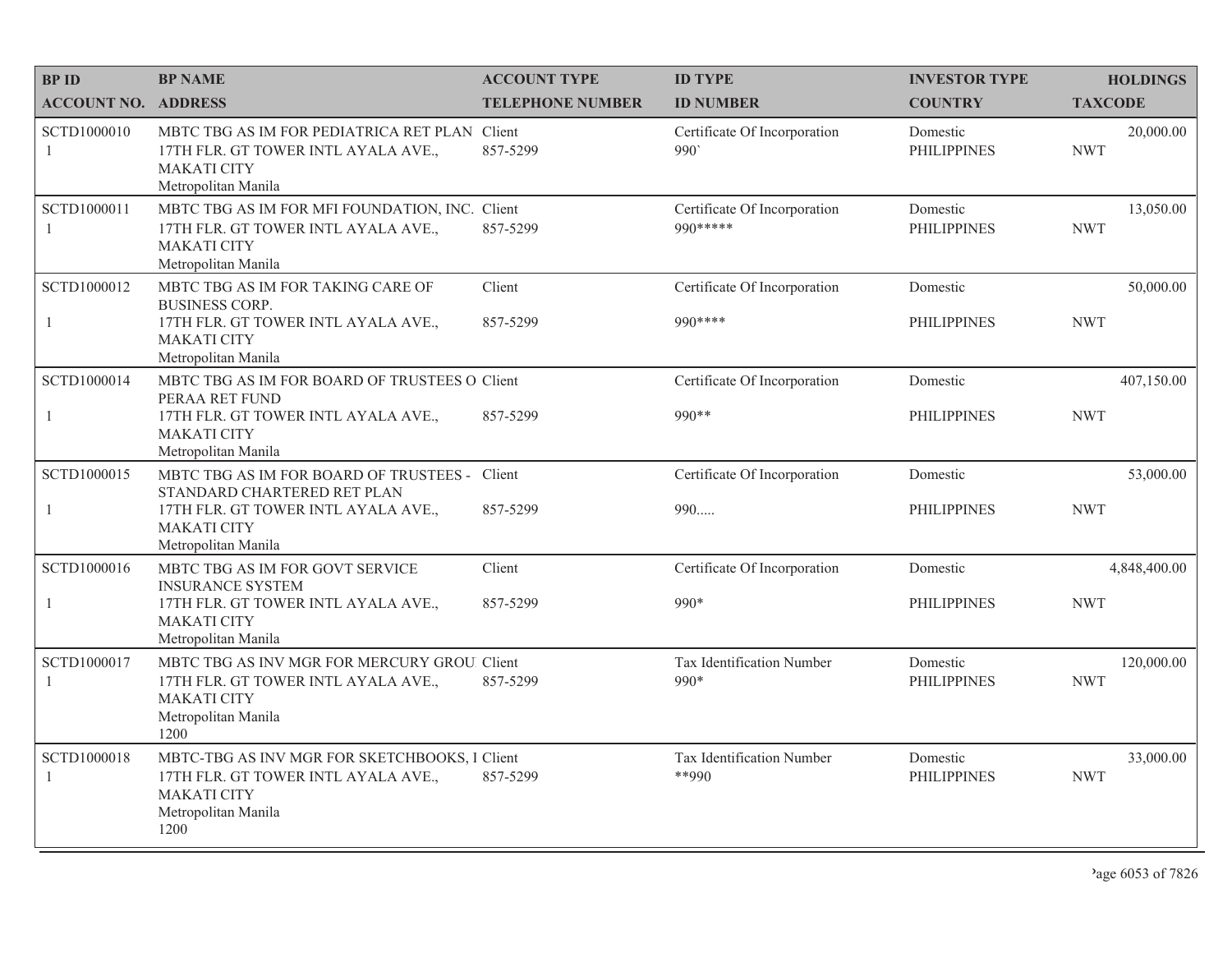| BP ID<br>ACCOUNT NO. | BP NAME<br>ADDRESS | ACCOUNT TYPE<br>TELEPHONE NUMBER | ID TYPE<br>ID NUMBER | INVESTOR TYPE<br>COUNTRY | HOLDINGS<br>TAXCODE |
|---|---|---|---|---|---|
| SCTD1000010<br>1 | MBTC TBG AS IM FOR PEDIATRICA RET PLAN<br>17TH FLR. GT TOWER INTL AYALA AVE.,<br>MAKATI CITY<br>Metropolitan Manila | Client<br>857-5299 | Certificate Of Incorporation<br>990` | Domestic<br>PHILIPPINES | 20,000.00<br>NWT |
| SCTD1000011<br>1 | MBTC TBG AS IM FOR MFI FOUNDATION, INC.<br>17TH FLR. GT TOWER INTL AYALA AVE.,<br>MAKATI CITY<br>Metropolitan Manila | Client<br>857-5299 | Certificate Of Incorporation<br>990***** | Domestic<br>PHILIPPINES | 13,050.00<br>NWT |
| SCTD1000012<br>1 | MBTC TBG AS IM FOR TAKING CARE OF BUSINESS CORP.<br>17TH FLR. GT TOWER INTL AYALA AVE.,<br>MAKATI CITY<br>Metropolitan Manila | Client<br>857-5299 | Certificate Of Incorporation<br>990**** | Domestic<br>PHILIPPINES | 50,000.00<br>NWT |
| SCTD1000014<br>1 | MBTC TBG AS IM FOR BOARD OF TRUSTEES O PERAA RET FUND<br>17TH FLR. GT TOWER INTL AYALA AVE.,<br>MAKATI CITY<br>Metropolitan Manila | Client<br>857-5299 | Certificate Of Incorporation<br>990** | Domestic<br>PHILIPPINES | 407,150.00<br>NWT |
| SCTD1000015<br>1 | MBTC TBG AS IM FOR BOARD OF TRUSTEES - STANDARD CHARTERED RET PLAN<br>17TH FLR. GT TOWER INTL AYALA AVE.,<br>MAKATI CITY<br>Metropolitan Manila | Client<br>857-5299 | Certificate Of Incorporation<br>990..... | Domestic<br>PHILIPPINES | 53,000.00<br>NWT |
| SCTD1000016<br>1 | MBTC TBG AS IM FOR GOVT SERVICE INSURANCE SYSTEM<br>17TH FLR. GT TOWER INTL AYALA AVE.,<br>MAKATI CITY<br>Metropolitan Manila | Client<br>857-5299 | Certificate Of Incorporation<br>990* | Domestic<br>PHILIPPINES | 4,848,400.00<br>NWT |
| SCTD1000017<br>1 | MBTC TBG AS INV MGR FOR MERCURY GROU<br>17TH FLR. GT TOWER INTL AYALA AVE.,<br>MAKATI CITY<br>Metropolitan Manila<br>1200 | Client<br>857-5299 | Tax Identification Number<br>990* | Domestic<br>PHILIPPINES | 120,000.00<br>NWT |
| SCTD1000018<br>1 | MBTC-TBG AS INV MGR FOR SKETCHBOOKS, I<br>17TH FLR. GT TOWER INTL AYALA AVE.,<br>MAKATI CITY<br>Metropolitan Manila<br>1200 | Client<br>857-5299 | Tax Identification Number<br>**990 | Domestic<br>PHILIPPINES | 33,000.00<br>NWT |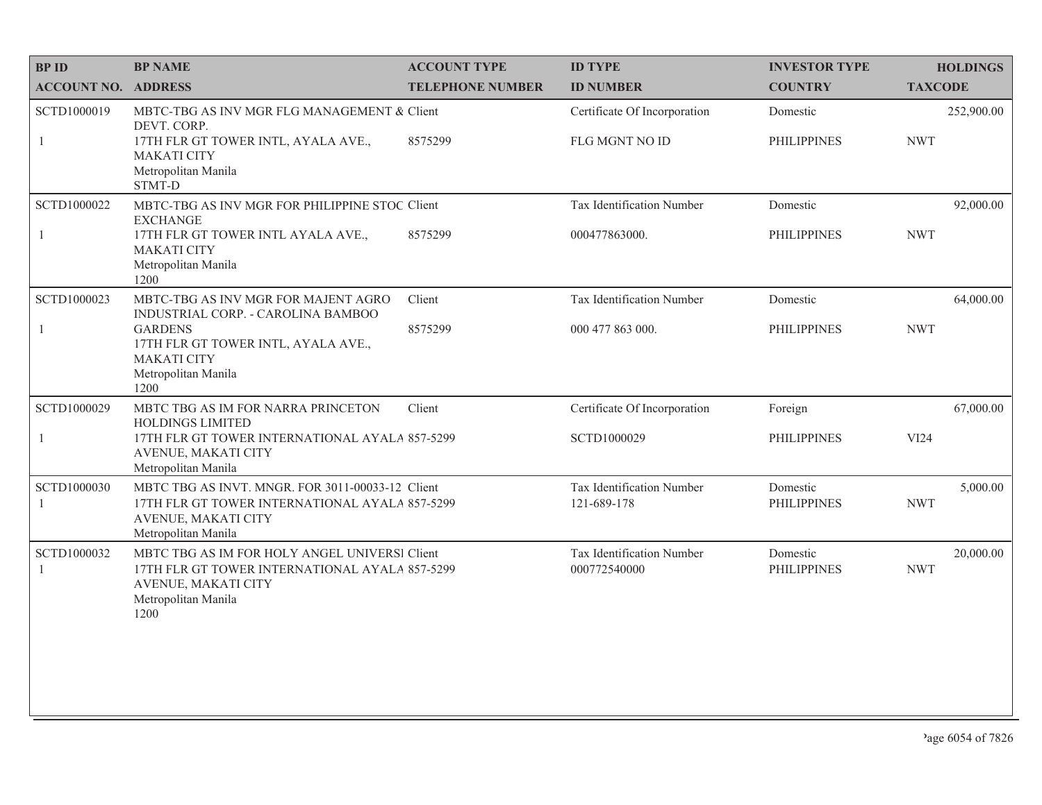| BP ID<br>ACCOUNT NO. | BP NAME<br>ADDRESS | ACCOUNT TYPE<br>TELEPHONE NUMBER | ID TYPE<br>ID NUMBER | INVESTOR TYPE<br>COUNTRY | HOLDINGS<br>TAXCODE |
|---|---|---|---|---|---|
| SCTD1000019<br>1 | MBTC-TBG AS INV MGR FLG MANAGEMENT & DEVT. CORP.<br>17TH FLR GT TOWER INTL, AYALA AVE., MAKATI CITY<br>Metropolitan Manila<br>STMT-D | Client<br>8575299 | Certificate Of Incorporation<br>FLG MGNT NO ID | Domestic<br>PHILIPPINES | 252,900.00<br>NWT |
| SCTD1000022<br>1 | MBTC-TBG AS INV MGR FOR PHILIPPINE STOC EXCHANGE<br>17TH FLR GT TOWER INTL AYALA AVE., MAKATI CITY<br>Metropolitan Manila<br>1200 | Client<br>8575299 | Tax Identification Number<br>000477863000. | Domestic<br>PHILIPPINES | 92,000.00<br>NWT |
| SCTD1000023<br>1 | MBTC-TBG AS INV MGR FOR MAJENT AGRO INDUSTRIAL CORP. - CAROLINA BAMBOO GARDENS<br>17TH FLR GT TOWER INTL, AYALA AVE., MAKATI CITY<br>Metropolitan Manila<br>1200 | Client<br>8575299 | Tax Identification Number<br>000 477 863 000. | Domestic<br>PHILIPPINES | 64,000.00<br>NWT |
| SCTD1000029<br>1 | MBTC TBG AS IM FOR NARRA PRINCETON HOLDINGS LIMITED<br>17TH FLR GT TOWER INTERNATIONAL AYALA AVENUE, MAKATI CITY<br>Metropolitan Manila | Client<br>857-5299 | Certificate Of Incorporation<br>SCTD1000029 | Foreign<br>PHILIPPINES | 67,000.00<br>VI24 |
| SCTD1000030<br>1 | MBTC TBG AS INVT. MNGR. FOR 3011-00033-12<br>17TH FLR GT TOWER INTERNATIONAL AYALA AVENUE, MAKATI CITY<br>Metropolitan Manila | Client<br>857-5299 | Tax Identification Number<br>121-689-178 | Domestic<br>PHILIPPINES | 5,000.00<br>NWT |
| SCTD1000032<br>1 | MBTC TBG AS IM FOR HOLY ANGEL UNIVERSI<br>17TH FLR GT TOWER INTERNATIONAL AYALA AVENUE, MAKATI CITY<br>Metropolitan Manila<br>1200 | Client<br>857-5299 | Tax Identification Number<br>000772540000 | Domestic<br>PHILIPPINES | 20,000.00<br>NWT |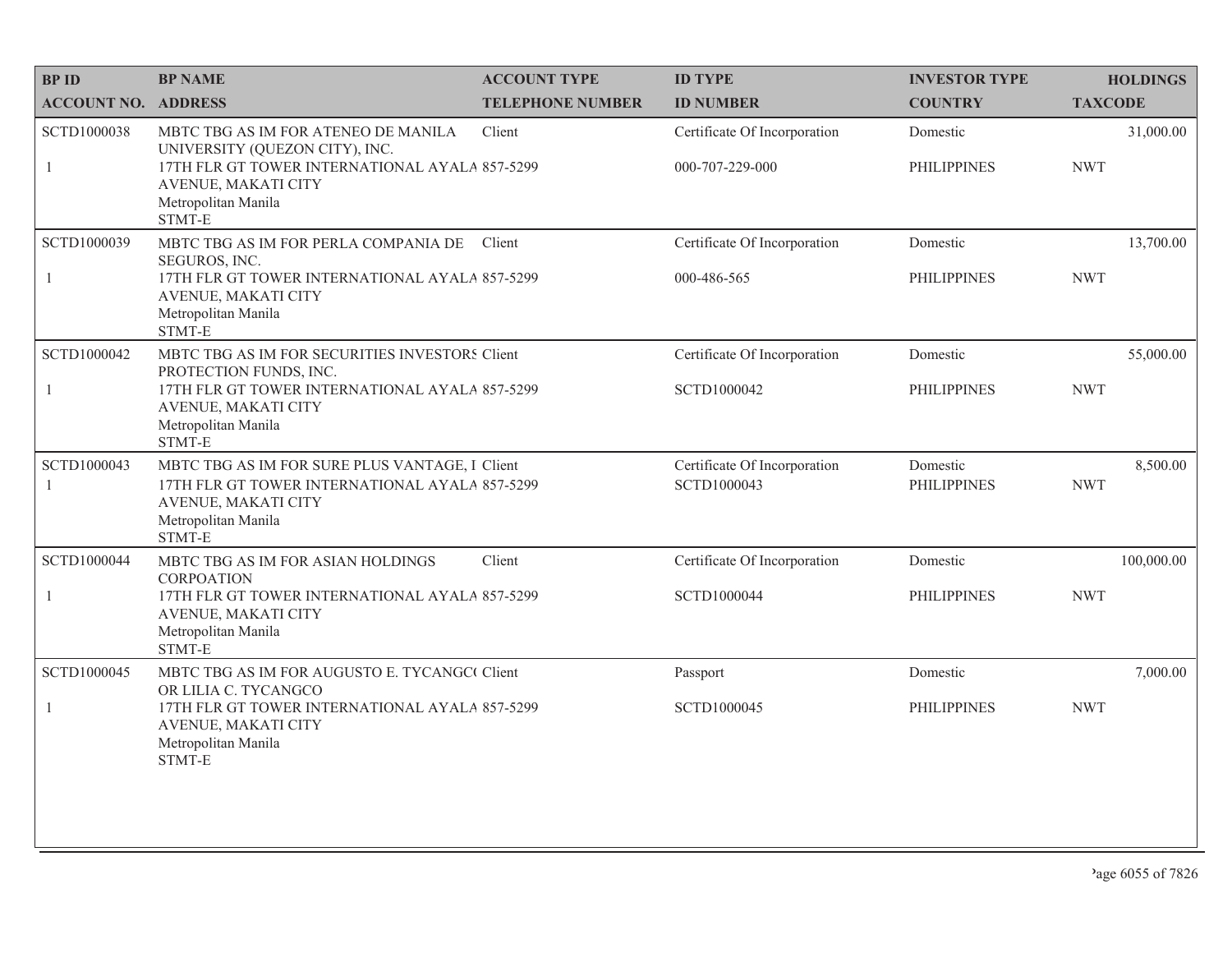| BP ID<br>ACCOUNT NO. | BP NAME<br>ADDRESS | ACCOUNT TYPE<br>TELEPHONE NUMBER | ID TYPE<br>ID NUMBER | INVESTOR TYPE<br>COUNTRY | HOLDINGS<br>TAXCODE |
|---|---|---|---|---|---|
| SCTD1000038<br>1 | MBTC TBG AS IM FOR ATENEO DE MANILA UNIVERSITY (QUEZON CITY), INC.<br>17TH FLR GT TOWER INTERNATIONAL AYALA AVENUE, MAKATI CITY<br>Metropolitan Manila<br>STMT-E | Client<br>857-5299 | Certificate Of Incorporation<br>000-707-229-000 | Domestic<br>PHILIPPINES | 31,000.00<br>NWT |
| SCTD1000039<br>1 | MBTC TBG AS IM FOR PERLA COMPANIA DE SEGUROS, INC.<br>17TH FLR GT TOWER INTERNATIONAL AYALA AVENUE, MAKATI CITY<br>Metropolitan Manila<br>STMT-E | Client<br>857-5299 | Certificate Of Incorporation<br>000-486-565 | Domestic<br>PHILIPPINES | 13,700.00<br>NWT |
| SCTD1000042<br>1 | MBTC TBG AS IM FOR SECURITIES INVESTORS PROTECTION FUNDS, INC.<br>17TH FLR GT TOWER INTERNATIONAL AYALA AVENUE, MAKATI CITY<br>Metropolitan Manila<br>STMT-E | Client<br>857-5299 | Certificate Of Incorporation<br>SCTD1000042 | Domestic<br>PHILIPPINES | 55,000.00<br>NWT |
| SCTD1000043<br>1 | MBTC TBG AS IM FOR SURE PLUS VANTAGE, I<br>17TH FLR GT TOWER INTERNATIONAL AYALA AVENUE, MAKATI CITY<br>Metropolitan Manila<br>STMT-E | Client<br>857-5299 | Certificate Of Incorporation<br>SCTD1000043 | Domestic<br>PHILIPPINES | 8,500.00<br>NWT |
| SCTD1000044<br>1 | MBTC TBG AS IM FOR ASIAN HOLDINGS CORPOATION<br>17TH FLR GT TOWER INTERNATIONAL AYALA AVENUE, MAKATI CITY<br>Metropolitan Manila<br>STMT-E | Client<br>857-5299 | Certificate Of Incorporation<br>SCTD1000044 | Domestic<br>PHILIPPINES | 100,000.00<br>NWT |
| SCTD1000045<br>1 | MBTC TBG AS IM FOR AUGUSTO E. TYCANGCO OR LILIA C. TYCANGCO<br>17TH FLR GT TOWER INTERNATIONAL AYALA AVENUE, MAKATI CITY<br>Metropolitan Manila<br>STMT-E | Client<br>857-5299 | Passport<br>SCTD1000045 | Domestic<br>PHILIPPINES | 7,000.00<br>NWT |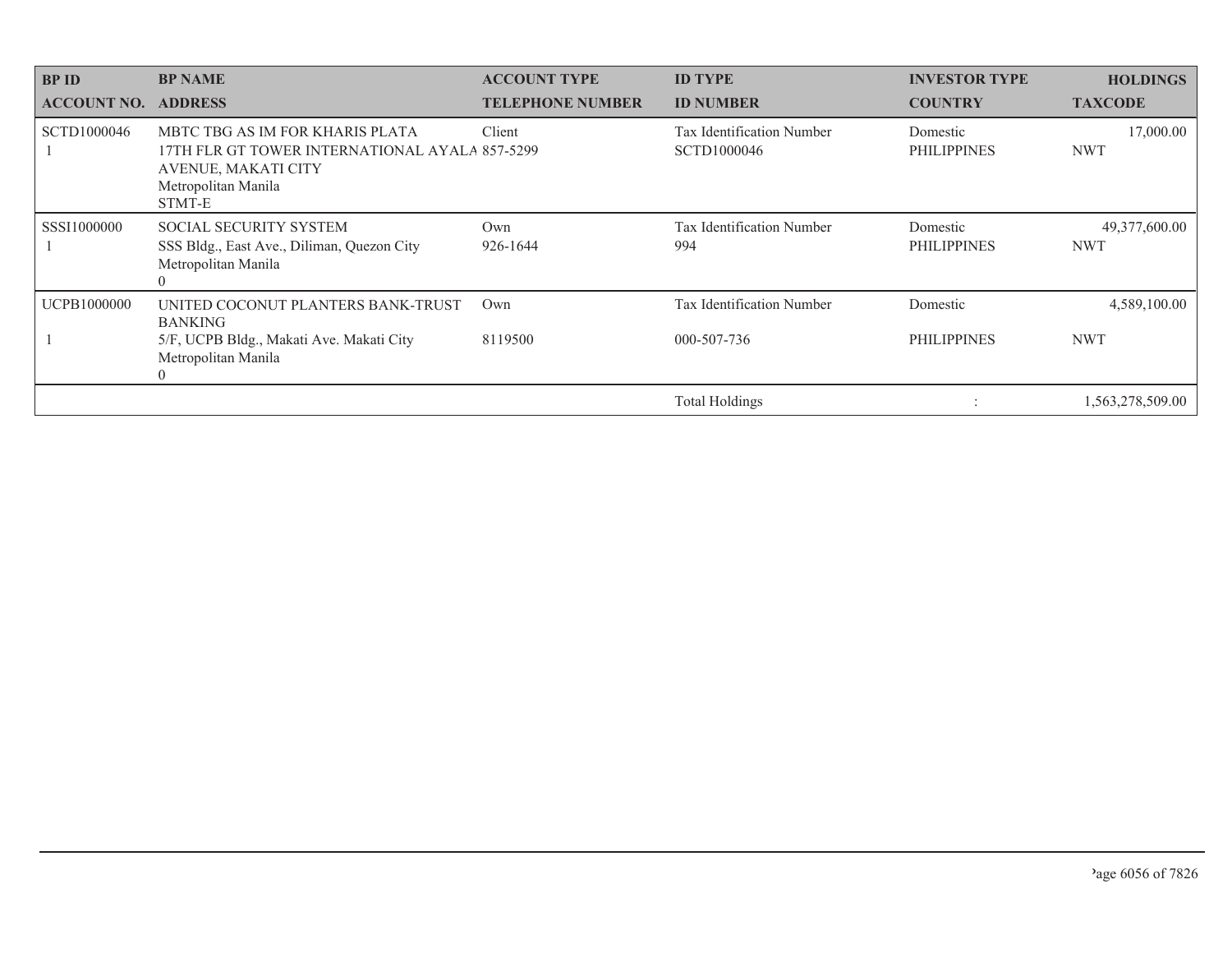| BP ID<br>ACCOUNT NO. | BP NAME<br>ADDRESS | ACCOUNT TYPE<br>TELEPHONE NUMBER | ID TYPE<br>ID NUMBER | INVESTOR TYPE<br>COUNTRY | HOLDINGS<br>TAXCODE |
|---|---|---|---|---|---|
| SCTD1000046<br>1 | MBTC TBG AS IM FOR KHARIS PLATA<br>17TH FLR GT TOWER INTERNATIONAL AYALA AVENUE, MAKATI CITY<br>Metropolitan Manila<br>STMT-E | Client<br>857-5299 | Tax Identification Number<br>SCTD1000046 | Domestic<br>PHILIPPINES | 17,000.00<br>NWT |
| SSSI1000000<br>1 | SOCIAL SECURITY SYSTEM<br>SSS Bldg., East Ave., Diliman, Quezon City<br>Metropolitan Manila<br>0 | Own<br>926-1644 | Tax Identification Number<br>994 | Domestic<br>PHILIPPINES | 49,377,600.00<br>NWT |
| UCPB1000000<br>1 | UNITED COCONUT PLANTERS BANK-TRUST BANKING<br>5/F, UCPB Bldg., Makati Ave. Makati City<br>Metropolitan Manila<br>0 | Own<br>8119500 | Tax Identification Number<br>000-507-736 | Domestic<br>PHILIPPINES | 4,589,100.00<br>NWT |
| | | | Total Holdings | : | 1,563,278,509.00 |